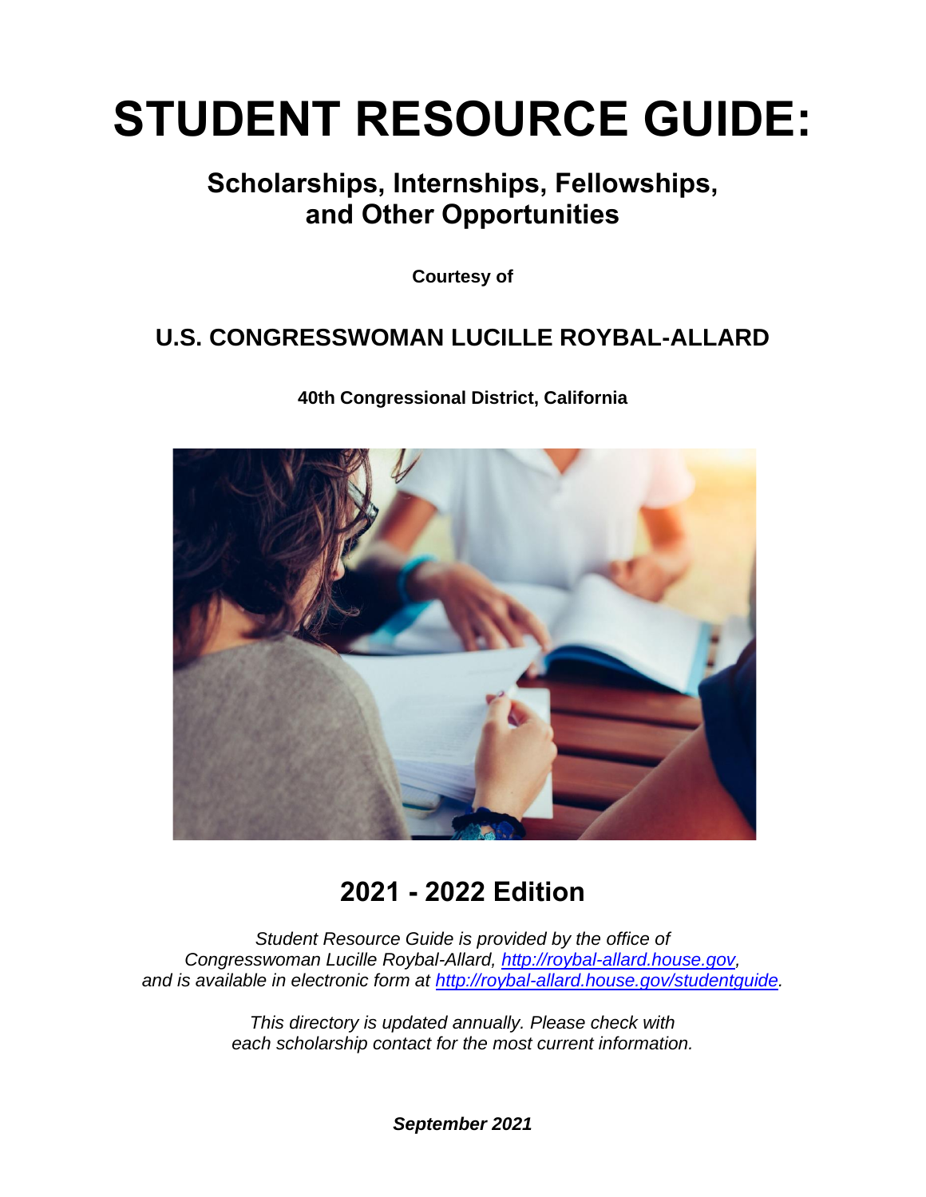# STUDENT RESOURCE GUIDE:

## Scholarships, Internships, Fellowships, and Other Opportunities

**Courtesy of**

## U.S. CONGRESSWOMAN LUCILLE ROYBAL-ALLARD

**40th Congressional District, California**

## 2021 - 2022 Edition

*Student Resource Guide is provided by the office of Congresswoman Lucille Roybal-Allard, http://roybal-allard.house.gov, and is available in electronic form at http://roybal-allard.house.gov/studentguide.*

*This directory is updated annually. Please check with each scholarship contact for the most current information.*

***September 2021***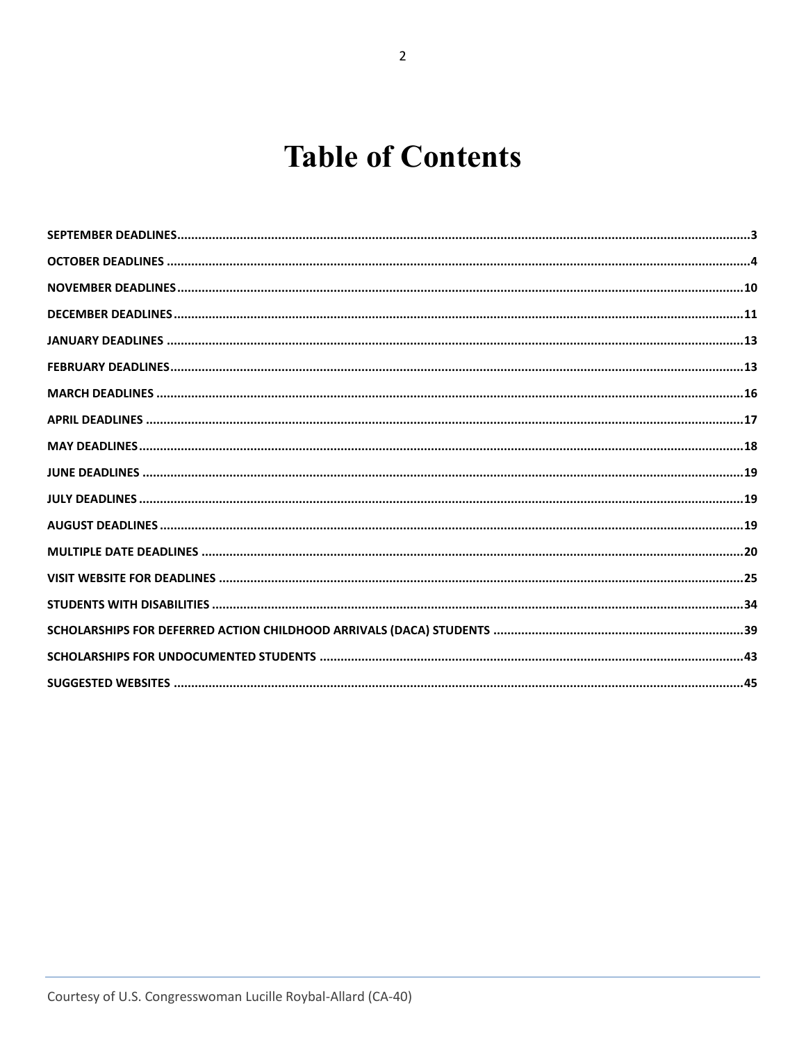# Table of Contents

| | |
|---|---|
| SEPTEMBER DEADLINES | 3 |
| OCTOBER DEADLINES | 4 |
| NOVEMBER DEADLINES | 10 |
| DECEMBER DEADLINES | 11 |
| JANUARY DEADLINES | 13 |
| FEBRUARY DEADLINES | 13 |
| MARCH DEADLINES | 16 |
| APRIL DEADLINES | 17 |
| MAY DEADLINES | 18 |
| JUNE DEADLINES | 19 |
| JULY DEADLINES | 19 |
| AUGUST DEADLINES | 19 |
| MULTIPLE DATE DEADLINES | 20 |
| VISIT WEBSITE FOR DEADLINES | 25 |
| STUDENTS WITH DISABILITIES | 34 |
| SCHOLARSHIPS FOR DEFERRED ACTION CHILDHOOD ARRIVALS (DACA) STUDENTS | 39 |
| SCHOLARSHIPS FOR UNDOCUMENTED STUDENTS | 43 |
| SUGGESTED WEBSITES | 45 |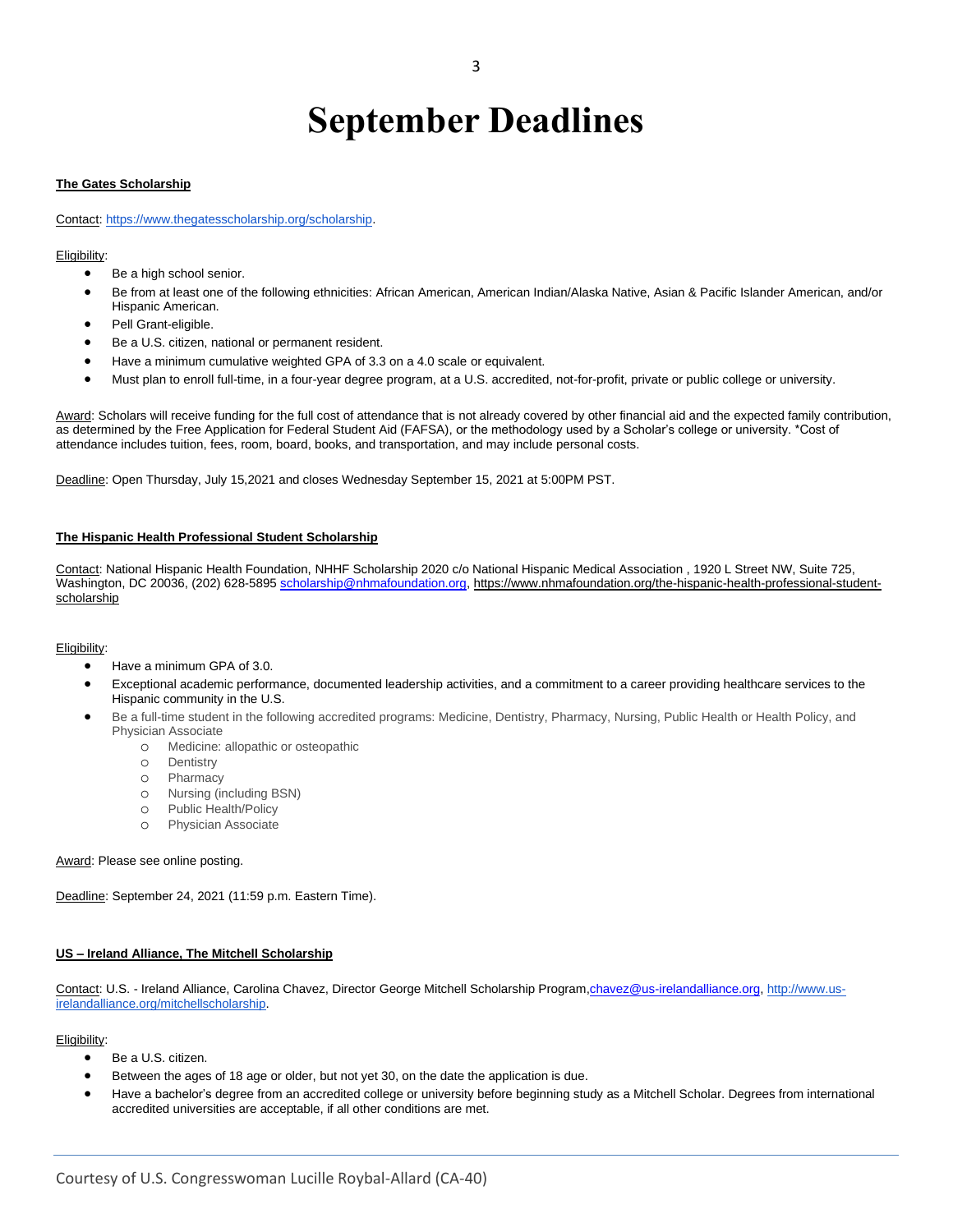# September Deadlines

**The Gates Scholarship**

Contact: https://www.thegatesscholarship.org/scholarship.

Eligibility:

- Be a high school senior.
- Be from at least one of the following ethnicities: African American, American Indian/Alaska Native, Asian & Pacific Islander American, and/or Hispanic American.
- Pell Grant-eligible.
- Be a U.S. citizen, national or permanent resident.
- Have a minimum cumulative weighted GPA of 3.3 on a 4.0 scale or equivalent.
- Must plan to enroll full-time, in a four-year degree program, at a U.S. accredited, not-for-profit, private or public college or university.

Award: Scholars will receive funding for the full cost of attendance that is not already covered by other financial aid and the expected family contribution, as determined by the Free Application for Federal Student Aid (FAFSA), or the methodology used by a Scholar's college or university. *Cost of attendance includes tuition, fees, room, board, books, and transportation, and may include personal costs.

Deadline: Open Thursday, July 15,2021 and closes Wednesday September 15, 2021 at 5:00PM PST.

**The Hispanic Health Professional Student Scholarship**

Contact: National Hispanic Health Foundation, NHHF Scholarship 2020 c/o National Hispanic Medical Association , 1920 L Street NW, Suite 725, Washington, DC 20036, (202) 628-5895 scholarship@nhmafoundation.org, https://www.nhmafoundation.org/the-hispanic-health-professional-student-scholarship

Eligibility:

- Have a minimum GPA of 3.0.
- Exceptional academic performance, documented leadership activities, and a commitment to a career providing healthcare services to the Hispanic community in the U.S.
- Be a full-time student in the following accredited programs: Medicine, Dentistry, Pharmacy, Nursing, Public Health or Health Policy, and Physician Associate
  - Medicine: allopathic or osteopathic
  - Dentistry
  - Pharmacy
  - Nursing (including BSN)
  - Public Health/Policy
  - Physician Associate

Award: Please see online posting.

Deadline: September 24, 2021 (11:59 p.m. Eastern Time).

**US – Ireland Alliance, The Mitchell Scholarship**

Contact: U.S. - Ireland Alliance, Carolina Chavez, Director George Mitchell Scholarship Program,chavez@us-irelandalliance.org, http://www.us-irelandalliance.org/mitchellscholarship.

Eligibility:

- Be a U.S. citizen.
- Between the ages of 18 age or older, but not yet 30, on the date the application is due.
- Have a bachelor's degree from an accredited college or university before beginning study as a Mitchell Scholar. Degrees from international accredited universities are acceptable, if all other conditions are met.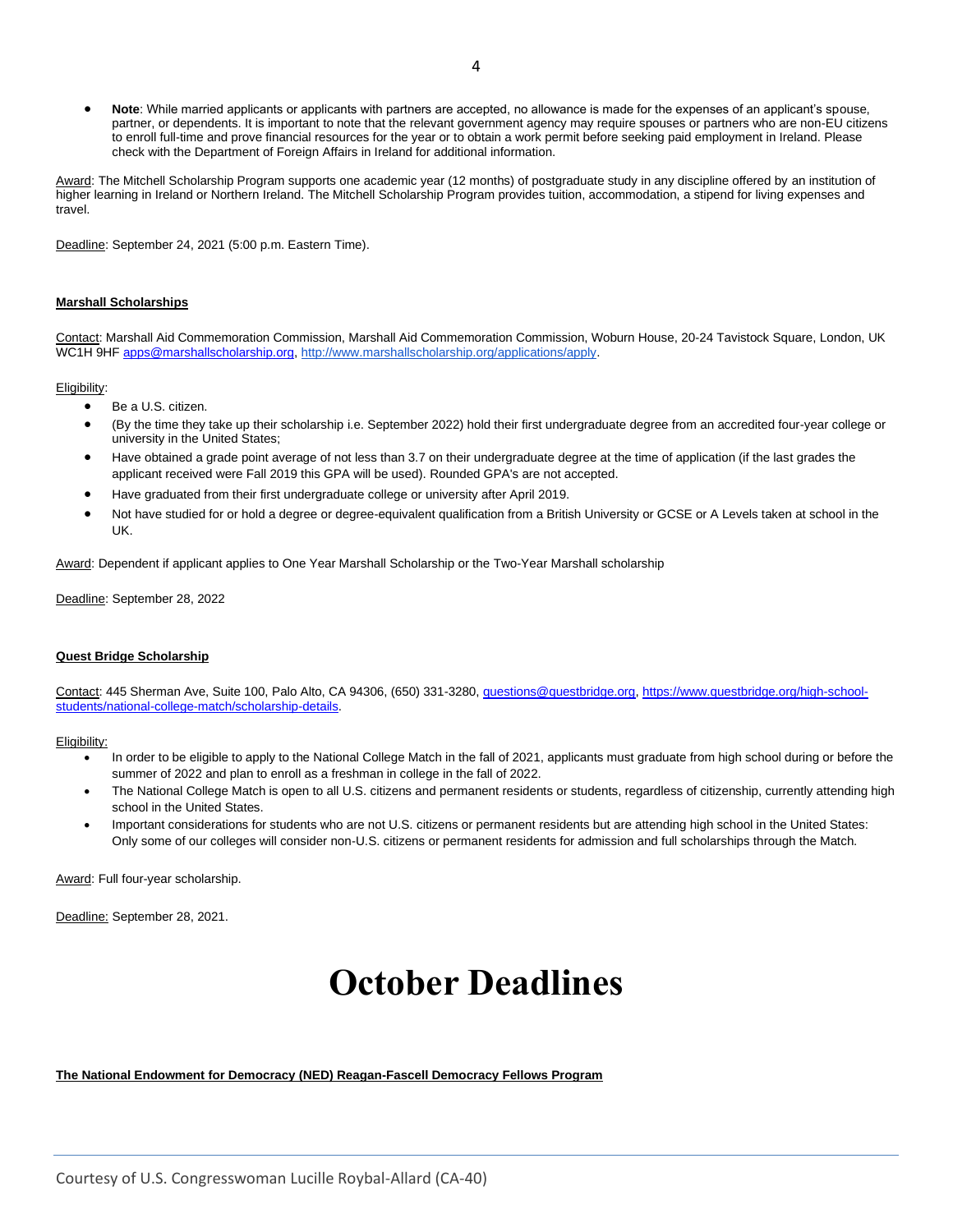- **Note**: While married applicants or applicants with partners are accepted, no allowance is made for the expenses of an applicant's spouse, partner, or dependents. It is important to note that the relevant government agency may require spouses or partners who are non-EU citizens to enroll full-time and prove financial resources for the year or to obtain a work permit before seeking paid employment in Ireland. Please check with the Department of Foreign Affairs in Ireland for additional information.

Award: The Mitchell Scholarship Program supports one academic year (12 months) of postgraduate study in any discipline offered by an institution of higher learning in Ireland or Northern Ireland. The Mitchell Scholarship Program provides tuition, accommodation, a stipend for living expenses and travel.

Deadline: September 24, 2021 (5:00 p.m. Eastern Time).

**Marshall Scholarships**

Contact: Marshall Aid Commemoration Commission, Marshall Aid Commemoration Commission, Woburn House, 20-24 Tavistock Square, London, UK WC1H 9HF apps@marshallscholarship.org, http://www.marshallscholarship.org/applications/apply.

Eligibility:

- Be a U.S. citizen.
- (By the time they take up their scholarship i.e. September 2022) hold their first undergraduate degree from an accredited four-year college or university in the United States;
- Have obtained a grade point average of not less than 3.7 on their undergraduate degree at the time of application (if the last grades the applicant received were Fall 2019 this GPA will be used). Rounded GPA's are not accepted.
- Have graduated from their first undergraduate college or university after April 2019.
- Not have studied for or hold a degree or degree-equivalent qualification from a British University or GCSE or A Levels taken at school in the UK.

Award: Dependent if applicant applies to One Year Marshall Scholarship or the Two-Year Marshall scholarship

Deadline: September 28, 2022

**Quest Bridge Scholarship**

Contact: 445 Sherman Ave, Suite 100, Palo Alto, CA 94306, (650) 331-3280, questions@questbridge.org, https://www.questbridge.org/high-school-students/national-college-match/scholarship-details.

Eligibility:

- In order to be eligible to apply to the National College Match in the fall of 2021, applicants must graduate from high school during or before the summer of 2022 and plan to enroll as a freshman in college in the fall of 2022.
- The National College Match is open to all U.S. citizens and permanent residents or students, regardless of citizenship, currently attending high school in the United States.
- Important considerations for students who are not U.S. citizens or permanent residents but are attending high school in the United States: Only some of our colleges will consider non-U.S. citizens or permanent residents for admission and full scholarships through the Match.

Award: Full four-year scholarship.

Deadline: September 28, 2021.

# October Deadlines

**The National Endowment for Democracy (NED) Reagan-Fascell Democracy Fellows Program**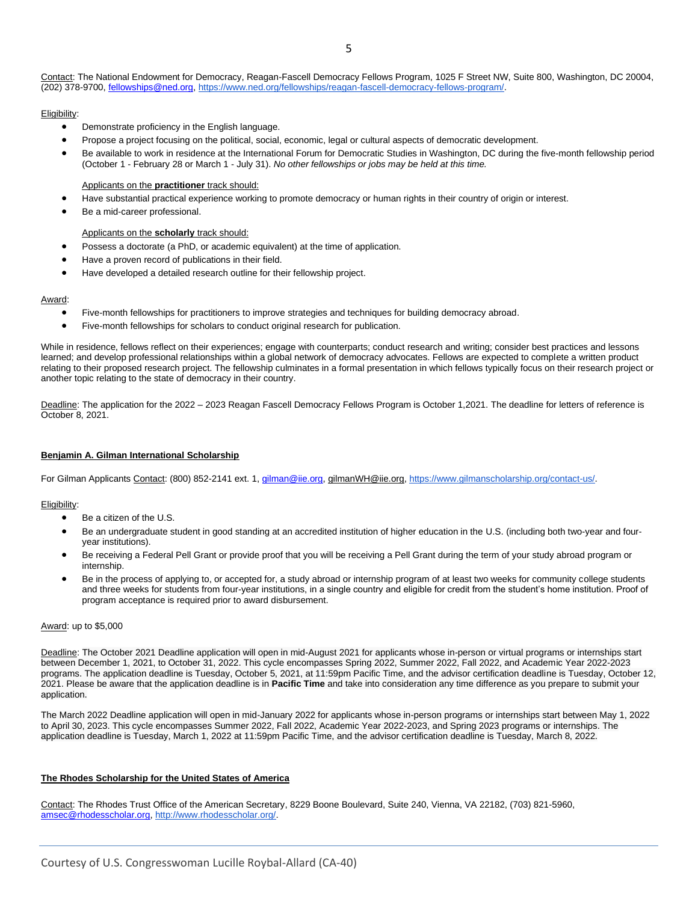Contact: The National Endowment for Democracy, Reagan-Fascell Democracy Fellows Program, 1025 F Street NW, Suite 800, Washington, DC 20004, (202) 378-9700, fellowships@ned.org, https://www.ned.org/fellowships/reagan-fascell-democracy-fellows-program/.

Eligibility:

- Demonstrate proficiency in the English language.
- Propose a project focusing on the political, social, economic, legal or cultural aspects of democratic development.
- Be available to work in residence at the International Forum for Democratic Studies in Washington, DC during the five-month fellowship period (October 1 - February 28 or March 1 - July 31). *No other fellowships or jobs may be held at this time.*

Applicants on the **practitioner** track should:

- Have substantial practical experience working to promote democracy or human rights in their country of origin or interest.
- Be a mid-career professional.

Applicants on the **scholarly** track should:

- Possess a doctorate (a PhD, or academic equivalent) at the time of application.
- Have a proven record of publications in their field.
- Have developed a detailed research outline for their fellowship project.

Award:

- Five-month fellowships for practitioners to improve strategies and techniques for building democracy abroad.
- Five-month fellowships for scholars to conduct original research for publication.

While in residence, fellows reflect on their experiences; engage with counterparts; conduct research and writing; consider best practices and lessons learned; and develop professional relationships within a global network of democracy advocates. Fellows are expected to complete a written product relating to their proposed research project. The fellowship culminates in a formal presentation in which fellows typically focus on their research project or another topic relating to the state of democracy in their country.

Deadline: The application for the 2022 – 2023 Reagan Fascell Democracy Fellows Program is October 1,2021. The deadline for letters of reference is October 8, 2021.

**Benjamin A. Gilman International Scholarship**

For Gilman Applicants Contact: (800) 852-2141 ext. 1, gilman@iie.org, gilmanWH@iie.org, https://www.gilmanscholarship.org/contact-us/.

Eligibility:

- Be a citizen of the U.S.
- Be an undergraduate student in good standing at an accredited institution of higher education in the U.S. (including both two-year and four-year institutions).
- Be receiving a Federal Pell Grant or provide proof that you will be receiving a Pell Grant during the term of your study abroad program or internship.
- Be in the process of applying to, or accepted for, a study abroad or internship program of at least two weeks for community college students and three weeks for students from four-year institutions, in a single country and eligible for credit from the student's home institution. Proof of program acceptance is required prior to award disbursement.

Award: up to $5,000

Deadline: The October 2021 Deadline application will open in mid-August 2021 for applicants whose in-person or virtual programs or internships start between December 1, 2021, to October 31, 2022. This cycle encompasses Spring 2022, Summer 2022, Fall 2022, and Academic Year 2022-2023 programs. The application deadline is Tuesday, October 5, 2021, at 11:59pm Pacific Time, and the advisor certification deadline is Tuesday, October 12, 2021. Please be aware that the application deadline is in **Pacific Time** and take into consideration any time difference as you prepare to submit your application.

The March 2022 Deadline application will open in mid-January 2022 for applicants whose in-person programs or internships start between May 1, 2022 to April 30, 2023. This cycle encompasses Summer 2022, Fall 2022, Academic Year 2022-2023, and Spring 2023 programs or internships. The application deadline is Tuesday, March 1, 2022 at 11:59pm Pacific Time, and the advisor certification deadline is Tuesday, March 8, 2022.

**The Rhodes Scholarship for the United States of America**

Contact: The Rhodes Trust Office of the American Secretary, 8229 Boone Boulevard, Suite 240, Vienna, VA 22182, (703) 821-5960, amsec@rhodesscholar.org, http://www.rhodesscholar.org/.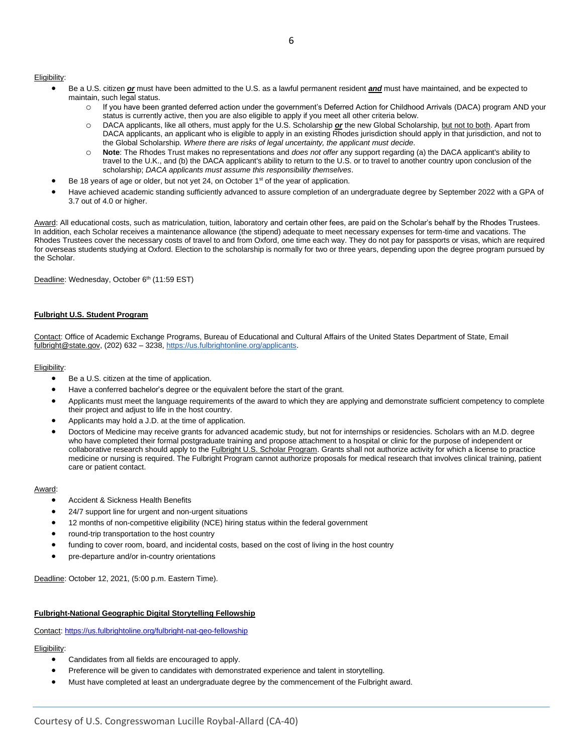Eligibility:

- Be a U.S. citizen ***or*** must have been admitted to the U.S. as a lawful permanent resident ***and*** must have maintained, and be expected to maintain, such legal status.
  - If you have been granted deferred action under the government's Deferred Action for Childhood Arrivals (DACA) program AND your status is currently active, then you are also eligible to apply if you meet all other criteria below.
  - DACA applicants, like all others, must apply for the U.S. Scholarship ***or*** the new Global Scholarship, but not to both. Apart from DACA applicants, an applicant who is eligible to apply in an existing Rhodes jurisdiction should apply in that jurisdiction, and not to the Global Scholarship. *Where there are risks of legal uncertainty, the applicant must decide*.
  - **Note**: The Rhodes Trust makes no representations and *does not offer* any support regarding (a) the DACA applicant's ability to travel to the U.K., and (b) the DACA applicant's ability to return to the U.S. or to travel to another country upon conclusion of the scholarship; *DACA applicants must assume this responsibility themselves*.
- Be 18 years of age or older, but not yet 24, on October 1st of the year of application.
- Have achieved academic standing sufficiently advanced to assure completion of an undergraduate degree by September 2022 with a GPA of 3.7 out of 4.0 or higher.

Award: All educational costs, such as matriculation, tuition, laboratory and certain other fees, are paid on the Scholar's behalf by the Rhodes Trustees. In addition, each Scholar receives a maintenance allowance (the stipend) adequate to meet necessary expenses for term-time and vacations. The Rhodes Trustees cover the necessary costs of travel to and from Oxford, one time each way. They do not pay for passports or visas, which are required for overseas students studying at Oxford. Election to the scholarship is normally for two or three years, depending upon the degree program pursued by the Scholar.

Deadline: Wednesday, October 6th (11:59 EST)

**Fulbright U.S. Student Program**

Contact: Office of Academic Exchange Programs, Bureau of Educational and Cultural Affairs of the United States Department of State, Email fulbright@state.gov, (202) 632 – 3238, https://us.fulbrightonline.org/applicants.

Eligibility:

- Be a U.S. citizen at the time of application.
- Have a conferred bachelor's degree or the equivalent before the start of the grant.
- Applicants must meet the language requirements of the award to which they are applying and demonstrate sufficient competency to complete their project and adjust to life in the host country.
- Applicants may hold a J.D. at the time of application.
- Doctors of Medicine may receive grants for advanced academic study, but not for internships or residencies. Scholars with an M.D. degree who have completed their formal postgraduate training and propose attachment to a hospital or clinic for the purpose of independent or collaborative research should apply to the Fulbright U.S. Scholar Program. Grants shall not authorize activity for which a license to practice medicine or nursing is required. The Fulbright Program cannot authorize proposals for medical research that involves clinical training, patient care or patient contact.

Award:

- Accident & Sickness Health Benefits
- 24/7 support line for urgent and non-urgent situations
- 12 months of non-competitive eligibility (NCE) hiring status within the federal government
- round-trip transportation to the host country
- funding to cover room, board, and incidental costs, based on the cost of living in the host country
- pre-departure and/or in-country orientations

Deadline: October 12, 2021, (5:00 p.m. Eastern Time).

**Fulbright-National Geographic Digital Storytelling Fellowship**

Contact: https://us.fulbrightoline.org/fulbright-nat-geo-fellowship

Eligibility:

- Candidates from all fields are encouraged to apply.
- Preference will be given to candidates with demonstrated experience and talent in storytelling.
- Must have completed at least an undergraduate degree by the commencement of the Fulbright award.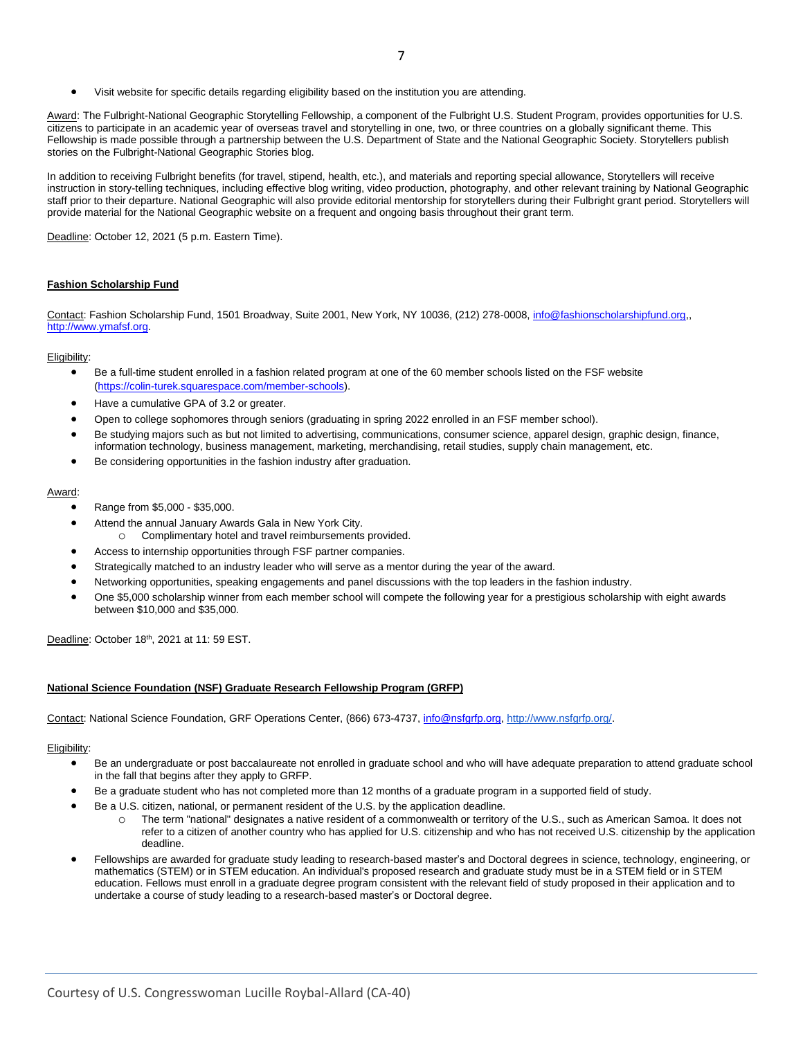- Visit website for specific details regarding eligibility based on the institution you are attending.

Award: The Fulbright-National Geographic Storytelling Fellowship, a component of the Fulbright U.S. Student Program, provides opportunities for U.S. citizens to participate in an academic year of overseas travel and storytelling in one, two, or three countries on a globally significant theme. This Fellowship is made possible through a partnership between the U.S. Department of State and the National Geographic Society. Storytellers publish stories on the Fulbright-National Geographic Stories blog.

In addition to receiving Fulbright benefits (for travel, stipend, health, etc.), and materials and reporting special allowance, Storytellers will receive instruction in story-telling techniques, including effective blog writing, video production, photography, and other relevant training by National Geographic staff prior to their departure. National Geographic will also provide editorial mentorship for storytellers during their Fulbright grant period. Storytellers will provide material for the National Geographic website on a frequent and ongoing basis throughout their grant term.

Deadline: October 12, 2021 (5 p.m. Eastern Time).

## Fashion Scholarship Fund

Contact: Fashion Scholarship Fund, 1501 Broadway, Suite 2001, New York, NY 10036, (212) 278-0008, info@fashionscholarshipfund.org,, http://www.ymafsf.org.

Eligibility:

- Be a full-time student enrolled in a fashion related program at one of the 60 member schools listed on the FSF website (https://colin-turek.squarespace.com/member-schools).
- Have a cumulative GPA of 3.2 or greater.
- Open to college sophomores through seniors (graduating in spring 2022 enrolled in an FSF member school).
- Be studying majors such as but not limited to advertising, communications, consumer science, apparel design, graphic design, finance, information technology, business management, marketing, merchandising, retail studies, supply chain management, etc.
- Be considering opportunities in the fashion industry after graduation.

Award:

- Range from $5,000 - $35,000.
- Attend the annual January Awards Gala in New York City.
  - Complimentary hotel and travel reimbursements provided.
- Access to internship opportunities through FSF partner companies.
- Strategically matched to an industry leader who will serve as a mentor during the year of the award.
- Networking opportunities, speaking engagements and panel discussions with the top leaders in the fashion industry.
- One $5,000 scholarship winner from each member school will compete the following year for a prestigious scholarship with eight awards between $10,000 and $35,000.

Deadline: October 18th, 2021 at 11: 59 EST.

## National Science Foundation (NSF) Graduate Research Fellowship Program (GRFP)

Contact: National Science Foundation, GRF Operations Center, (866) 673-4737, info@nsfgrfp.org, http://www.nsfgrfp.org/.

Eligibility:

- Be an undergraduate or post baccalaureate not enrolled in graduate school and who will have adequate preparation to attend graduate school in the fall that begins after they apply to GRFP.
- Be a graduate student who has not completed more than 12 months of a graduate program in a supported field of study.
- Be a U.S. citizen, national, or permanent resident of the U.S. by the application deadline.
  - The term "national" designates a native resident of a commonwealth or territory of the U.S., such as American Samoa. It does not refer to a citizen of another country who has applied for U.S. citizenship and who has not received U.S. citizenship by the application deadline.
- Fellowships are awarded for graduate study leading to research-based master's and Doctoral degrees in science, technology, engineering, or mathematics (STEM) or in STEM education. An individual's proposed research and graduate study must be in a STEM field or in STEM education. Fellows must enroll in a graduate degree program consistent with the relevant field of study proposed in their application and to undertake a course of study leading to a research-based master's or Doctoral degree.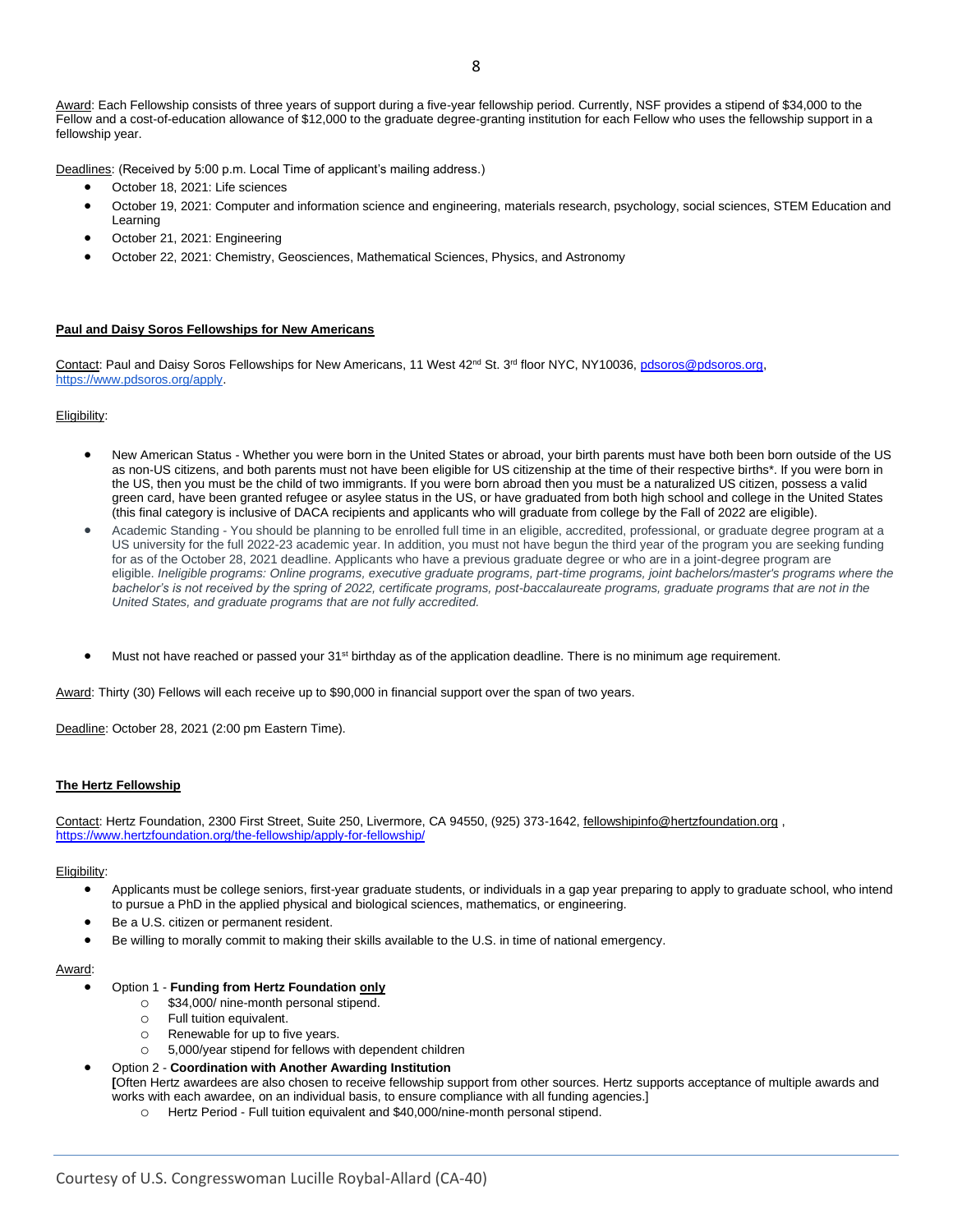Award: Each Fellowship consists of three years of support during a five-year fellowship period. Currently, NSF provides a stipend of $34,000 to the Fellow and a cost-of-education allowance of $12,000 to the graduate degree-granting institution for each Fellow who uses the fellowship support in a fellowship year.

Deadlines: (Received by 5:00 p.m. Local Time of applicant's mailing address.)

- October 18, 2021: Life sciences
- October 19, 2021: Computer and information science and engineering, materials research, psychology, social sciences, STEM Education and Learning
- October 21, 2021: Engineering
- October 22, 2021: Chemistry, Geosciences, Mathematical Sciences, Physics, and Astronomy

**Paul and Daisy Soros Fellowships for New Americans**

Contact: Paul and Daisy Soros Fellowships for New Americans, 11 West 42nd St. 3rd floor NYC, NY10036, pdsoros@pdsoros.org, https://www.pdsoros.org/apply.

Eligibility:

- New American Status - Whether you were born in the United States or abroad, your birth parents must have both been born outside of the US as non-US citizens, and both parents must not have been eligible for US citizenship at the time of their respective births*. If you were born in the US, then you must be the child of two immigrants. If you were born abroad then you must be a naturalized US citizen, possess a valid green card, have been granted refugee or asylee status in the US, or have graduated from both high school and college in the United States (this final category is inclusive of DACA recipients and applicants who will graduate from college by the Fall of 2022 are eligible).
- Academic Standing - You should be planning to be enrolled full time in an eligible, accredited, professional, or graduate degree program at a US university for the full 2022-23 academic year. In addition, you must not have begun the third year of the program you are seeking funding for as of the October 28, 2021 deadline. Applicants who have a previous graduate degree or who are in a joint-degree program are eligible. *Ineligible programs: Online programs, executive graduate programs, part-time programs, joint bachelors/master's programs where the bachelor's is not received by the spring of 2022, certificate programs, post-baccalaureate programs, graduate programs that are not in the United States, and graduate programs that are not fully accredited.*
- Must not have reached or passed your 31st birthday as of the application deadline. There is no minimum age requirement.

Award: Thirty (30) Fellows will each receive up to $90,000 in financial support over the span of two years.

Deadline: October 28, 2021 (2:00 pm Eastern Time).

**The Hertz Fellowship**

Contact: Hertz Foundation, 2300 First Street, Suite 250, Livermore, CA 94550, (925) 373-1642, fellowshipinfo@hertzfoundation.org , https://www.hertzfoundation.org/the-fellowship/apply-for-fellowship/

Eligibility:

- Applicants must be college seniors, first-year graduate students, or individuals in a gap year preparing to apply to graduate school, who intend to pursue a PhD in the applied physical and biological sciences, mathematics, or engineering.
- Be a U.S. citizen or permanent resident.
- Be willing to morally commit to making their skills available to the U.S. in time of national emergency.

Award:

- Option 1 - **Funding from Hertz Foundation only**
  - $34,000/ nine-month personal stipend.
  - Full tuition equivalent.
  - Renewable for up to five years.
  - 5,000/year stipend for fellows with dependent children
- Option 2 - **Coordination with Another Awarding Institution**
  **[**Often Hertz awardees are also chosen to receive fellowship support from other sources. Hertz supports acceptance of multiple awards and works with each awardee, on an individual basis, to ensure compliance with all funding agencies.]
  - Hertz Period - Full tuition equivalent and $40,000/nine-month personal stipend.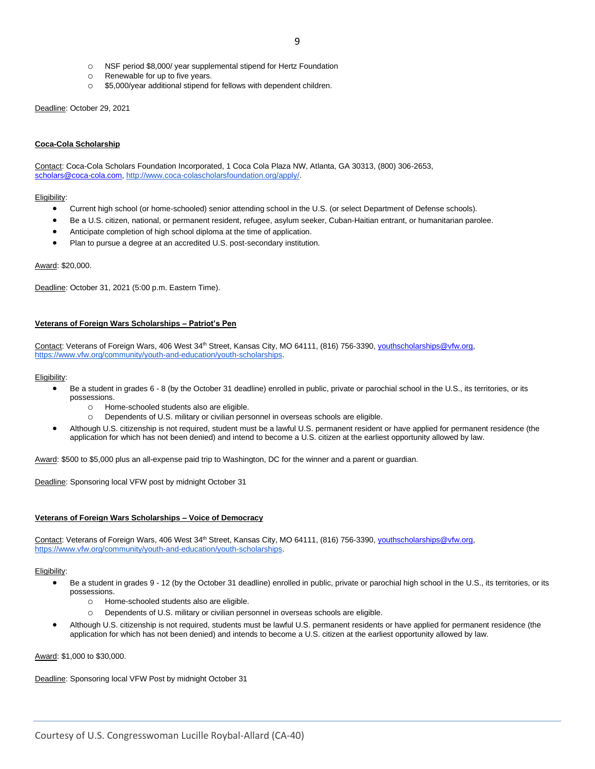- NSF period $8,000/ year supplemental stipend for Hertz Foundation
- Renewable for up to five years.
- $5,000/year additional stipend for fellows with dependent children.

Deadline: October 29, 2021

**Coca-Cola Scholarship**

Contact: Coca-Cola Scholars Foundation Incorporated, 1 Coca Cola Plaza NW, Atlanta, GA 30313, (800) 306-2653, scholars@coca-cola.com, http://www.coca-colascholarsfoundation.org/apply/.

Eligibility:

- Current high school (or home-schooled) senior attending school in the U.S. (or select Department of Defense schools).
- Be a U.S. citizen, national, or permanent resident, refugee, asylum seeker, Cuban-Haitian entrant, or humanitarian parolee.
- Anticipate completion of high school diploma at the time of application.
- Plan to pursue a degree at an accredited U.S. post-secondary institution.

Award: $20,000.

Deadline: October 31, 2021 (5:00 p.m. Eastern Time).

**Veterans of Foreign Wars Scholarships – Patriot's Pen**

Contact: Veterans of Foreign Wars, 406 West 34th Street, Kansas City, MO 64111, (816) 756-3390, youthscholarships@vfw.org, https://www.vfw.org/community/youth-and-education/youth-scholarships.

Eligibility:

- Be a student in grades 6 - 8 (by the October 31 deadline) enrolled in public, private or parochial school in the U.S., its territories, or its possessions.
  - Home-schooled students also are eligible.
  - Dependents of U.S. military or civilian personnel in overseas schools are eligible.
- Although U.S. citizenship is not required, student must be a lawful U.S. permanent resident or have applied for permanent residence (the application for which has not been denied) and intend to become a U.S. citizen at the earliest opportunity allowed by law.

Award: $500 to $5,000 plus an all-expense paid trip to Washington, DC for the winner and a parent or guardian.

Deadline: Sponsoring local VFW post by midnight October 31

**Veterans of Foreign Wars Scholarships – Voice of Democracy**

Contact: Veterans of Foreign Wars, 406 West 34th Street, Kansas City, MO 64111, (816) 756-3390, youthscholarships@vfw.org, https://www.vfw.org/community/youth-and-education/youth-scholarships.

Eligibility:

- Be a student in grades 9 - 12 (by the October 31 deadline) enrolled in public, private or parochial high school in the U.S., its territories, or its possessions.
  - Home-schooled students also are eligible.
  - Dependents of U.S. military or civilian personnel in overseas schools are eligible.
- Although U.S. citizenship is not required, students must be lawful U.S. permanent residents or have applied for permanent residence (the application for which has not been denied) and intends to become a U.S. citizen at the earliest opportunity allowed by law.

Award: $1,000 to $30,000.

Deadline: Sponsoring local VFW Post by midnight October 31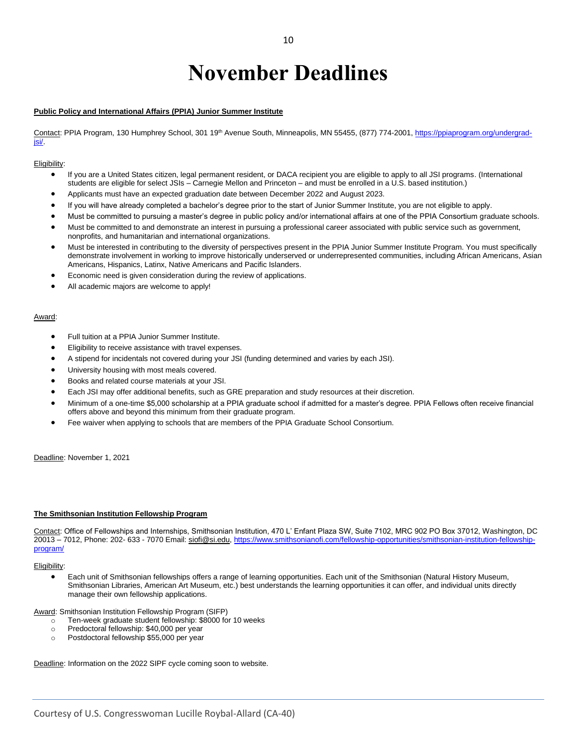# November Deadlines

**Public Policy and International Affairs (PPIA) Junior Summer Institute**

Contact: PPIA Program, 130 Humphrey School, 301 19th Avenue South, Minneapolis, MN 55455, (877) 774-2001, https://ppiaprogram.org/undergrad-jsi/.

Eligibility:

- If you are a United States citizen, legal permanent resident, or DACA recipient you are eligible to apply to all JSI programs. (International students are eligible for select JSIs – Carnegie Mellon and Princeton – and must be enrolled in a U.S. based institution.)
- Applicants must have an expected graduation date between December 2022 and August 2023.
- If you will have already completed a bachelor's degree prior to the start of Junior Summer Institute, you are not eligible to apply.
- Must be committed to pursuing a master's degree in public policy and/or international affairs at one of the PPIA Consortium graduate schools.
- Must be committed to and demonstrate an interest in pursuing a professional career associated with public service such as government, nonprofits, and humanitarian and international organizations.
- Must be interested in contributing to the diversity of perspectives present in the PPIA Junior Summer Institute Program. You must specifically demonstrate involvement in working to improve historically underserved or underrepresented communities, including African Americans, Asian Americans, Hispanics, Latinx, Native Americans and Pacific Islanders.
- Economic need is given consideration during the review of applications.
- All academic majors are welcome to apply!

Award:

- Full tuition at a PPIA Junior Summer Institute.
- Eligibility to receive assistance with travel expenses.
- A stipend for incidentals not covered during your JSI (funding determined and varies by each JSI).
- University housing with most meals covered.
- Books and related course materials at your JSI.
- Each JSI may offer additional benefits, such as GRE preparation and study resources at their discretion.
- Minimum of a one-time $5,000 scholarship at a PPIA graduate school if admitted for a master's degree. PPIA Fellows often receive financial offers above and beyond this minimum from their graduate program.
- Fee waiver when applying to schools that are members of the PPIA Graduate School Consortium.

Deadline: November 1, 2021

**The Smithsonian Institution Fellowship Program**

Contact: Office of Fellowships and Internships, Smithsonian Institution, 470 L' Enfant Plaza SW, Suite 7102, MRC 902 PO Box 37012, Washington, DC 20013 – 7012, Phone: 202- 633 - 7070 Email: siofi@si.edu, https://www.smithsonianofi.com/fellowship-opportunities/smithsonian-institution-fellowship-program/

Eligibility:

- Each unit of Smithsonian fellowships offers a range of learning opportunities. Each unit of the Smithsonian (Natural History Museum, Smithsonian Libraries, American Art Museum, etc.) best understands the learning opportunities it can offer, and individual units directly manage their own fellowship applications.

Award: Smithsonian Institution Fellowship Program (SIFP)

- Ten-week graduate student fellowship: $8000 for 10 weeks
- Predoctoral fellowship: $40,000 per year
- Postdoctoral fellowship $55,000 per year

Deadline: Information on the 2022 SIPF cycle coming soon to website.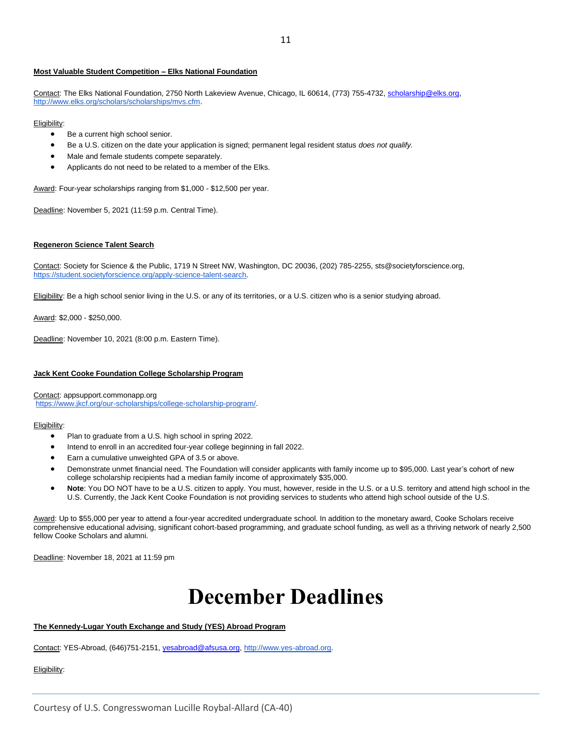**Most Valuable Student Competition – Elks National Foundation**

Contact: The Elks National Foundation, 2750 North Lakeview Avenue, Chicago, IL 60614, (773) 755-4732, scholarship@elks.org, http://www.elks.org/scholars/scholarships/mvs.cfm.

Eligibility:

- Be a current high school senior.
- Be a U.S. citizen on the date your application is signed; permanent legal resident status *does not qualify.*
- Male and female students compete separately.
- Applicants do not need to be related to a member of the Elks.

Award: Four-year scholarships ranging from $1,000 - $12,500 per year.

Deadline: November 5, 2021 (11:59 p.m. Central Time).

**Regeneron Science Talent Search**

Contact: Society for Science & the Public, 1719 N Street NW, Washington, DC 20036, (202) 785-2255, sts@societyforscience.org, https://student.societyforscience.org/apply-science-talent-search.

Eligibility: Be a high school senior living in the U.S. or any of its territories, or a U.S. citizen who is a senior studying abroad.

Award: $2,000 - $250,000.

Deadline: November 10, 2021 (8:00 p.m. Eastern Time).

**Jack Kent Cooke Foundation College Scholarship Program**

Contact: appsupport.commonapp.org
https://www.jkcf.org/our-scholarships/college-scholarship-program/.

Eligibility:

- Plan to graduate from a U.S. high school in spring 2022.
- Intend to enroll in an accredited four-year college beginning in fall 2022.
- Earn a cumulative unweighted GPA of 3.5 or above.
- Demonstrate unmet financial need. The Foundation will consider applicants with family income up to $95,000. Last year's cohort of new college scholarship recipients had a median family income of approximately $35,000.
- **Note**: You DO NOT have to be a U.S. citizen to apply. You must, however, reside in the U.S. or a U.S. territory and attend high school in the U.S. Currently, the Jack Kent Cooke Foundation is not providing services to students who attend high school outside of the U.S.

Award: Up to $55,000 per year to attend a four-year accredited undergraduate school. In addition to the monetary award, Cooke Scholars receive comprehensive educational advising, significant cohort-based programming, and graduate school funding, as well as a thriving network of nearly 2,500 fellow Cooke Scholars and alumni.

Deadline: November 18, 2021 at 11:59 pm

# December Deadlines

**The Kennedy-Lugar Youth Exchange and Study (YES) Abroad Program**

Contact: YES-Abroad, (646)751-2151, yesabroad@afsusa.org, http://www.yes-abroad.org.

Eligibility: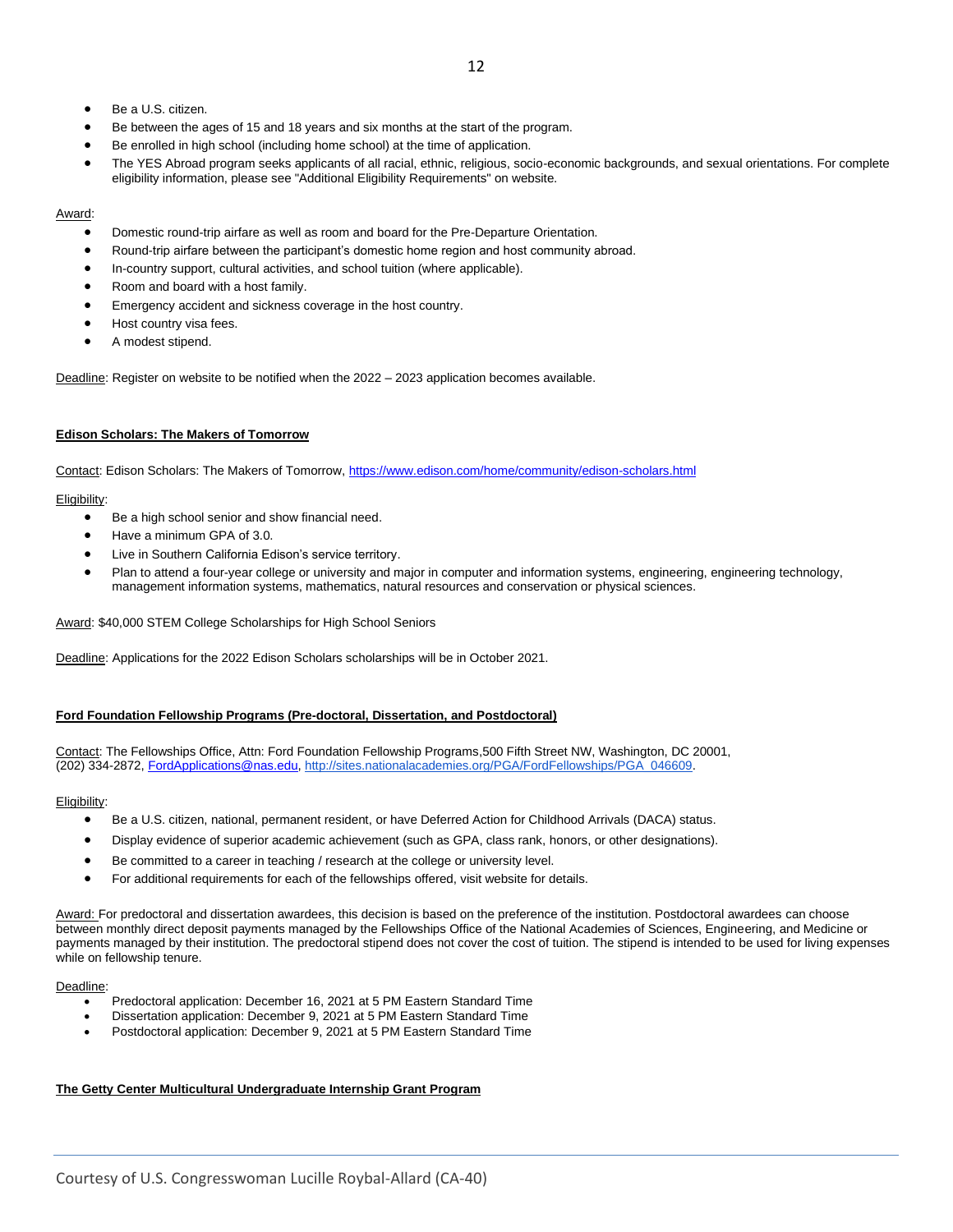- Be a U.S. citizen.
- Be between the ages of 15 and 18 years and six months at the start of the program.
- Be enrolled in high school (including home school) at the time of application.
- The YES Abroad program seeks applicants of all racial, ethnic, religious, socio-economic backgrounds, and sexual orientations. For complete eligibility information, please see "Additional Eligibility Requirements" on website.

Award:

- Domestic round-trip airfare as well as room and board for the Pre-Departure Orientation.
- Round-trip airfare between the participant's domestic home region and host community abroad.
- In-country support, cultural activities, and school tuition (where applicable).
- Room and board with a host family.
- Emergency accident and sickness coverage in the host country.
- Host country visa fees.
- A modest stipend.

Deadline: Register on website to be notified when the 2022 – 2023 application becomes available.

**Edison Scholars: The Makers of Tomorrow**

Contact: Edison Scholars: The Makers of Tomorrow, https://www.edison.com/home/community/edison-scholars.html

Eligibility:

- Be a high school senior and show financial need.
- Have a minimum GPA of 3.0.
- Live in Southern California Edison's service territory.
- Plan to attend a four-year college or university and major in computer and information systems, engineering, engineering technology, management information systems, mathematics, natural resources and conservation or physical sciences.

Award: $40,000 STEM College Scholarships for High School Seniors

Deadline: Applications for the 2022 Edison Scholars scholarships will be in October 2021.

**Ford Foundation Fellowship Programs (Pre-doctoral, Dissertation, and Postdoctoral)**

Contact: The Fellowships Office, Attn: Ford Foundation Fellowship Programs,500 Fifth Street NW, Washington, DC 20001, (202) 334-2872, FordApplications@nas.edu, http://sites.nationalacademies.org/PGA/FordFellowships/PGA_046609.

Eligibility:

- Be a U.S. citizen, national, permanent resident, or have Deferred Action for Childhood Arrivals (DACA) status.
- Display evidence of superior academic achievement (such as GPA, class rank, honors, or other designations).
- Be committed to a career in teaching / research at the college or university level.
- For additional requirements for each of the fellowships offered, visit website for details.

Award: For predoctoral and dissertation awardees, this decision is based on the preference of the institution. Postdoctoral awardees can choose between monthly direct deposit payments managed by the Fellowships Office of the National Academies of Sciences, Engineering, and Medicine or payments managed by their institution. The predoctoral stipend does not cover the cost of tuition. The stipend is intended to be used for living expenses while on fellowship tenure.

Deadline:

- Predoctoral application: December 16, 2021 at 5 PM Eastern Standard Time
- Dissertation application: December 9, 2021 at 5 PM Eastern Standard Time
- Postdoctoral application: December 9, 2021 at 5 PM Eastern Standard Time

**The Getty Center Multicultural Undergraduate Internship Grant Program**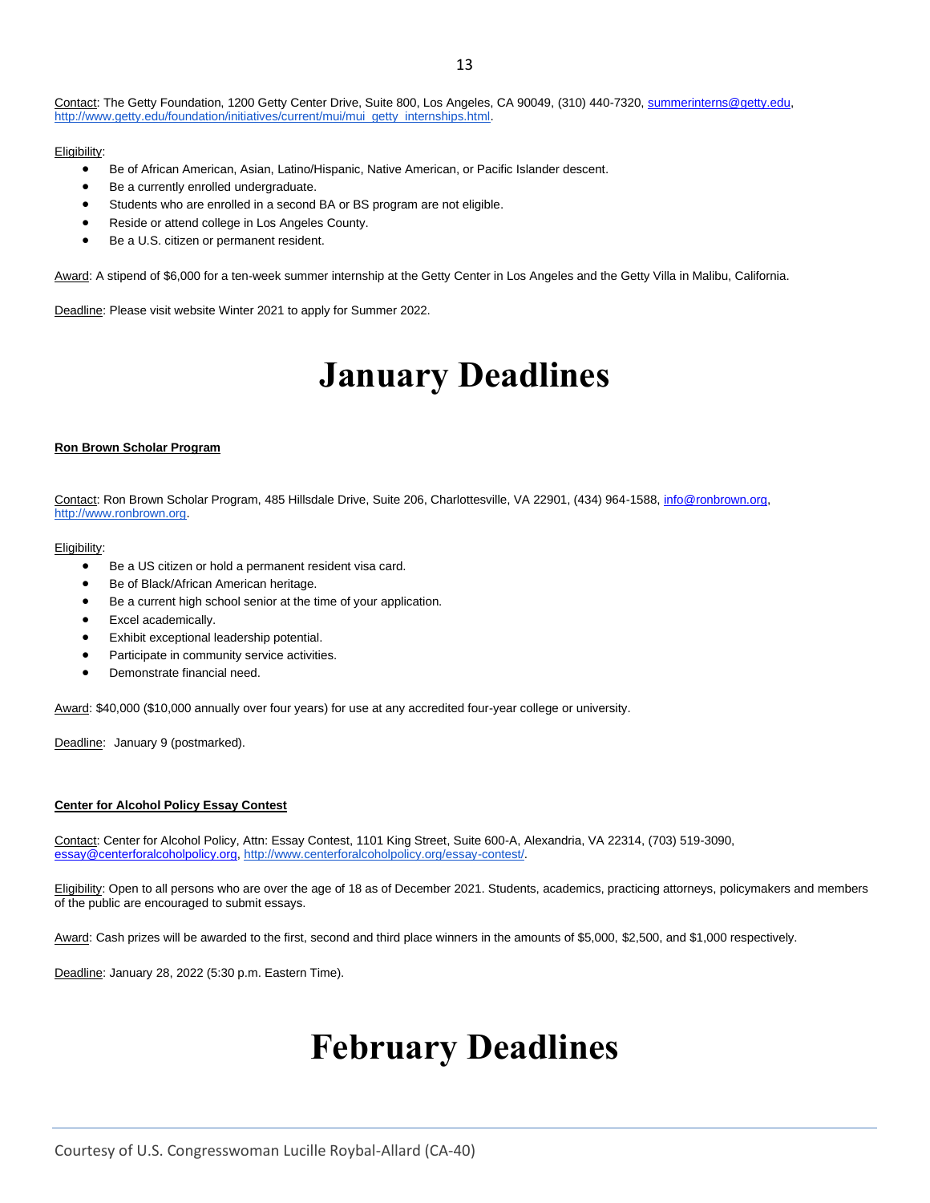Contact: The Getty Foundation, 1200 Getty Center Drive, Suite 800, Los Angeles, CA 90049, (310) 440-7320, summerinterns@getty.edu, http://www.getty.edu/foundation/initiatives/current/mui/mui_getty_internships.html.

Eligibility:

- Be of African American, Asian, Latino/Hispanic, Native American, or Pacific Islander descent.
- Be a currently enrolled undergraduate.
- Students who are enrolled in a second BA or BS program are not eligible.
- Reside or attend college in Los Angeles County.
- Be a U.S. citizen or permanent resident.

Award: A stipend of $6,000 for a ten-week summer internship at the Getty Center in Los Angeles and the Getty Villa in Malibu, California.

Deadline: Please visit website Winter 2021 to apply for Summer 2022.

# January Deadlines

**Ron Brown Scholar Program**

Contact: Ron Brown Scholar Program, 485 Hillsdale Drive, Suite 206, Charlottesville, VA 22901, (434) 964-1588, info@ronbrown.org, http://www.ronbrown.org.

Eligibility:

- Be a US citizen or hold a permanent resident visa card.
- Be of Black/African American heritage.
- Be a current high school senior at the time of your application.
- Excel academically.
- Exhibit exceptional leadership potential.
- Participate in community service activities.
- Demonstrate financial need.

Award: $40,000 ($10,000 annually over four years) for use at any accredited four-year college or university.

Deadline: January 9 (postmarked).

**Center for Alcohol Policy Essay Contest**

Contact: Center for Alcohol Policy, Attn: Essay Contest, 1101 King Street, Suite 600-A, Alexandria, VA 22314, (703) 519-3090, essay@centerforalcoholpolicy.org, http://www.centerforalcoholpolicy.org/essay-contest/.

Eligibility: Open to all persons who are over the age of 18 as of December 2021. Students, academics, practicing attorneys, policymakers and members of the public are encouraged to submit essays.

Award: Cash prizes will be awarded to the first, second and third place winners in the amounts of $5,000, $2,500, and $1,000 respectively.

Deadline: January 28, 2022 (5:30 p.m. Eastern Time).

# February Deadlines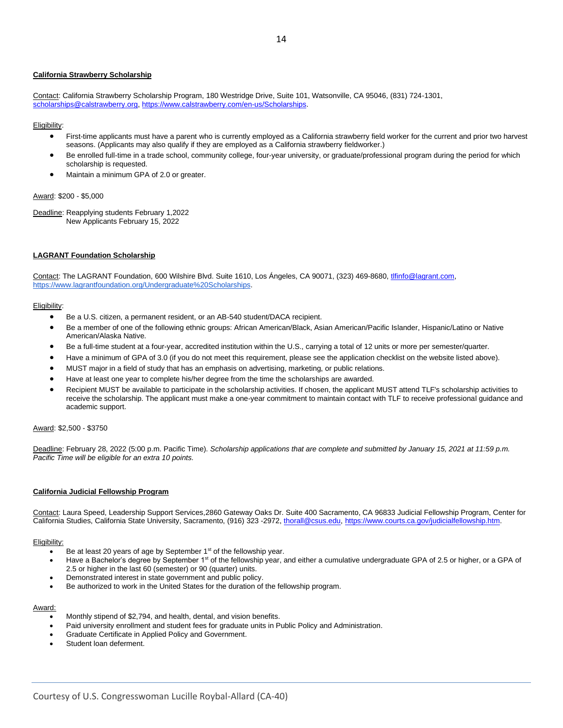**California Strawberry Scholarship**

Contact: California Strawberry Scholarship Program, 180 Westridge Drive, Suite 101, Watsonville, CA 95046, (831) 724-1301, scholarships@calstrawberry.org, https://www.calstrawberry.com/en-us/Scholarships.

Eligibility:

- First-time applicants must have a parent who is currently employed as a California strawberry field worker for the current and prior two harvest seasons. (Applicants may also qualify if they are employed as a California strawberry fieldworker.)
- Be enrolled full-time in a trade school, community college, four-year university, or graduate/professional program during the period for which scholarship is requested.
- Maintain a minimum GPA of 2.0 or greater.

Award: $200 - $5,000

Deadline: Reapplying students February 1,2022
New Applicants February 15, 2022

**LAGRANT Foundation Scholarship**

Contact: The LAGRANT Foundation, 600 Wilshire Blvd. Suite 1610, Los Ángeles, CA 90071, (323) 469-8680, tlfinfo@lagrant.com, https://www.lagrantfoundation.org/Undergraduate%20Scholarships.

Eligibility:

- Be a U.S. citizen, a permanent resident, or an AB-540 student/DACA recipient.
- Be a member of one of the following ethnic groups: African American/Black, Asian American/Pacific Islander, Hispanic/Latino or Native American/Alaska Native.
- Be a full-time student at a four-year, accredited institution within the U.S., carrying a total of 12 units or more per semester/quarter.
- Have a minimum of GPA of 3.0 (if you do not meet this requirement, please see the application checklist on the website listed above).
- MUST major in a field of study that has an emphasis on advertising, marketing, or public relations.
- Have at least one year to complete his/her degree from the time the scholarships are awarded.
- Recipient MUST be available to participate in the scholarship activities. If chosen, the applicant MUST attend TLF's scholarship activities to receive the scholarship. The applicant must make a one-year commitment to maintain contact with TLF to receive professional guidance and academic support.

Award: $2,500 - $3750

Deadline: February 28, 2022 (5:00 p.m. Pacific Time). *Scholarship applications that are complete and submitted by January 15, 2021 at 11:59 p.m. Pacific Time will be eligible for an extra 10 points.*

**California Judicial Fellowship Program**

Contact: Laura Speed, Leadership Support Services,2860 Gateway Oaks Dr. Suite 400 Sacramento, CA 96833 Judicial Fellowship Program, Center for California Studies, California State University, Sacramento, (916) 323 -2972, thorall@csus.edu, https://www.courts.ca.gov/judicialfellowship.htm.

Eligibility:

- Be at least 20 years of age by September 1st of the fellowship year.
- Have a Bachelor's degree by September 1st of the fellowship year, and either a cumulative undergraduate GPA of 2.5 or higher, or a GPA of 2.5 or higher in the last 60 (semester) or 90 (quarter) units.
- Demonstrated interest in state government and public policy.
- Be authorized to work in the United States for the duration of the fellowship program.

Award:

- Monthly stipend of $2,794, and health, dental, and vision benefits.
- Paid university enrollment and student fees for graduate units in Public Policy and Administration.
- Graduate Certificate in Applied Policy and Government.
- Student loan deferment.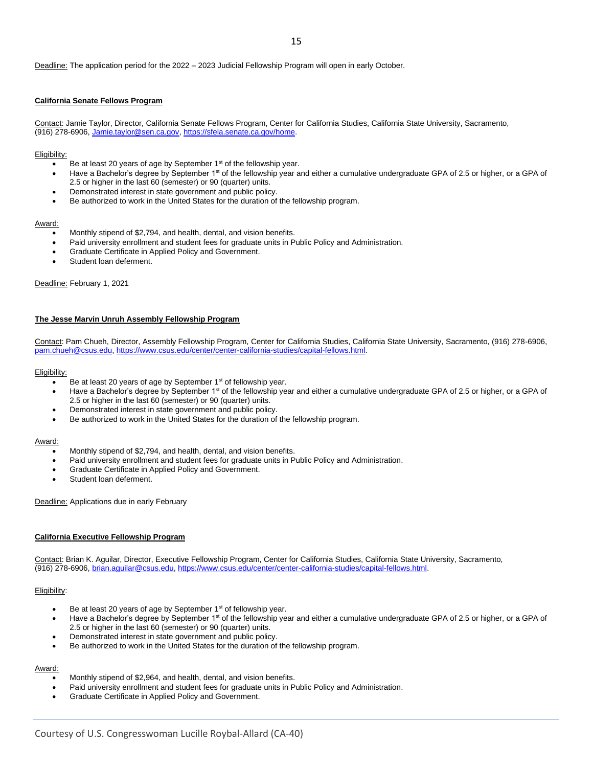Deadline: The application period for the 2022 – 2023 Judicial Fellowship Program will open in early October.

**California Senate Fellows Program**

Contact: Jamie Taylor, Director, California Senate Fellows Program, Center for California Studies, California State University, Sacramento, (916) 278-6906, Jamie.taylor@sen.ca.gov, https://sfela.senate.ca.gov/home.

Eligibility:

- Be at least 20 years of age by September 1st of the fellowship year.
- Have a Bachelor's degree by September 1st of the fellowship year and either a cumulative undergraduate GPA of 2.5 or higher, or a GPA of 2.5 or higher in the last 60 (semester) or 90 (quarter) units.
- Demonstrated interest in state government and public policy.
- Be authorized to work in the United States for the duration of the fellowship program.

Award:

- Monthly stipend of $2,794, and health, dental, and vision benefits.
- Paid university enrollment and student fees for graduate units in Public Policy and Administration.
- Graduate Certificate in Applied Policy and Government.
- Student loan deferment.

Deadline: February 1, 2021

**The Jesse Marvin Unruh Assembly Fellowship Program**

Contact: Pam Chueh, Director, Assembly Fellowship Program, Center for California Studies, California State University, Sacramento, (916) 278-6906, pam.chueh@csus.edu, https://www.csus.edu/center/center-california-studies/capital-fellows.html.

Eligibility:

- Be at least 20 years of age by September 1st of fellowship year.
- Have a Bachelor's degree by September 1st of the fellowship year and either a cumulative undergraduate GPA of 2.5 or higher, or a GPA of 2.5 or higher in the last 60 (semester) or 90 (quarter) units.
- Demonstrated interest in state government and public policy.
- Be authorized to work in the United States for the duration of the fellowship program.

Award:

- Monthly stipend of $2,794, and health, dental, and vision benefits.
- Paid university enrollment and student fees for graduate units in Public Policy and Administration.
- Graduate Certificate in Applied Policy and Government.
- Student loan deferment.

Deadline: Applications due in early February

**California Executive Fellowship Program**

Contact: Brian K. Aguilar, Director, Executive Fellowship Program, Center for California Studies, California State University, Sacramento, (916) 278-6906, brian.aguilar@csus.edu, https://www.csus.edu/center/center-california-studies/capital-fellows.html.

Eligibility:

- Be at least 20 years of age by September 1st of fellowship year.
- Have a Bachelor's degree by September 1st of the fellowship year and either a cumulative undergraduate GPA of 2.5 or higher, or a GPA of 2.5 or higher in the last 60 (semester) or 90 (quarter) units.
- Demonstrated interest in state government and public policy.
- Be authorized to work in the United States for the duration of the fellowship program.

Award:

- Monthly stipend of $2,964, and health, dental, and vision benefits.
- Paid university enrollment and student fees for graduate units in Public Policy and Administration.
- Graduate Certificate in Applied Policy and Government.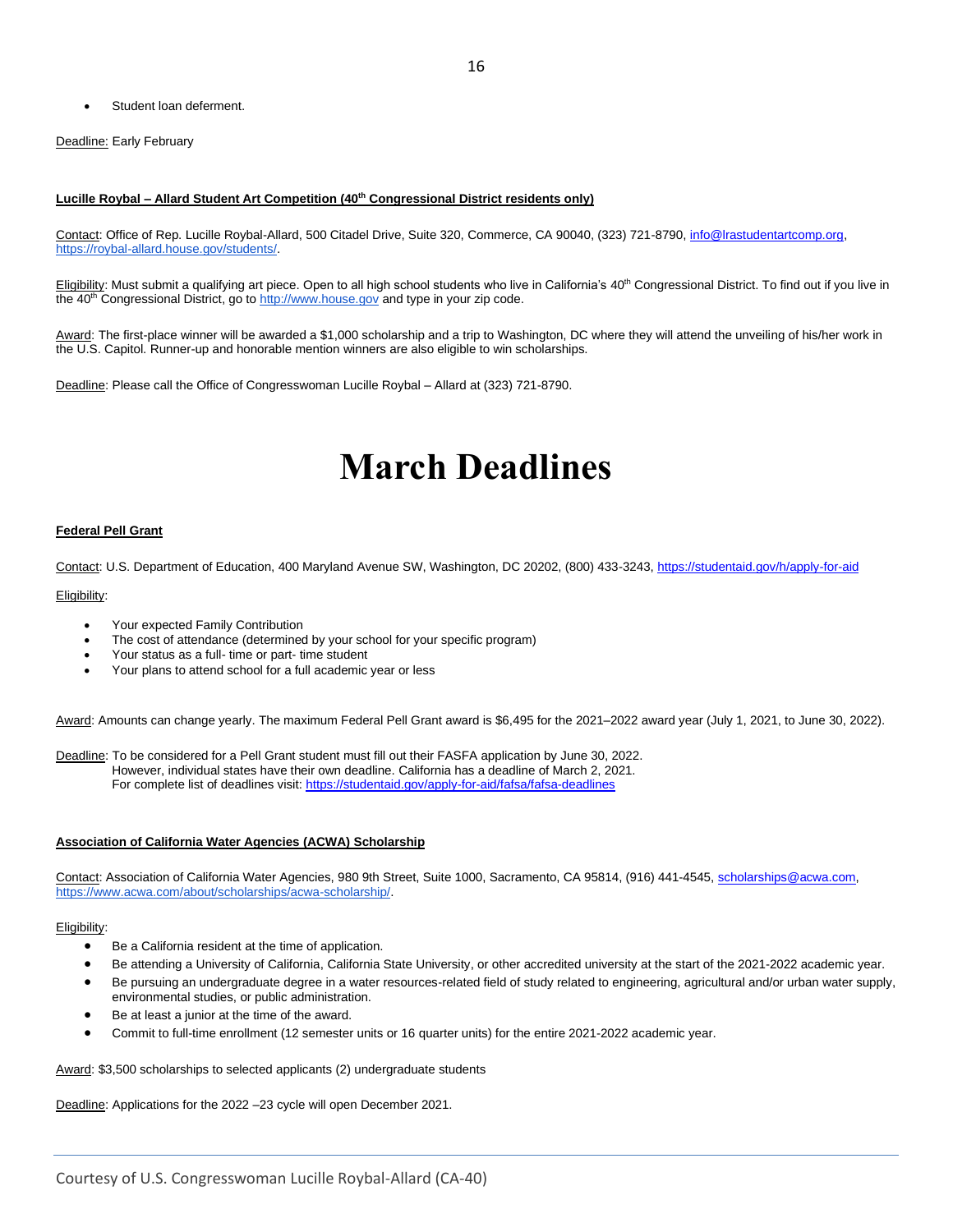- Student loan deferment.

Deadline: Early February

**Lucille Roybal – Allard Student Art Competition (40th Congressional District residents only)**

Contact: Office of Rep. Lucille Roybal-Allard, 500 Citadel Drive, Suite 320, Commerce, CA 90040, (323) 721-8790, info@lrastudentartcomp.org, https://roybal-allard.house.gov/students/.

Eligibility: Must submit a qualifying art piece. Open to all high school students who live in California's 40th Congressional District. To find out if you live in the 40th Congressional District, go to http://www.house.gov and type in your zip code.

Award: The first-place winner will be awarded a $1,000 scholarship and a trip to Washington, DC where they will attend the unveiling of his/her work in the U.S. Capitol. Runner-up and honorable mention winners are also eligible to win scholarships.

Deadline: Please call the Office of Congresswoman Lucille Roybal – Allard at (323) 721-8790.

# March Deadlines

**Federal Pell Grant**

Contact: U.S. Department of Education, 400 Maryland Avenue SW, Washington, DC 20202, (800) 433-3243, https://studentaid.gov/h/apply-for-aid

Eligibility:

- Your expected Family Contribution
- The cost of attendance (determined by your school for your specific program)
- Your status as a full- time or part- time student
- Your plans to attend school for a full academic year or less

Award: Amounts can change yearly. The maximum Federal Pell Grant award is $6,495 for the 2021–2022 award year (July 1, 2021, to June 30, 2022).

Deadline: To be considered for a Pell Grant student must fill out their FASFA application by June 30, 2022.
However, individual states have their own deadline. California has a deadline of March 2, 2021.
For complete list of deadlines visit: https://studentaid.gov/apply-for-aid/fafsa/fafsa-deadlines

**Association of California Water Agencies (ACWA) Scholarship**

Contact: Association of California Water Agencies, 980 9th Street, Suite 1000, Sacramento, CA 95814, (916) 441-4545, scholarships@acwa.com, https://www.acwa.com/about/scholarships/acwa-scholarship/.

Eligibility:

- Be a California resident at the time of application.
- Be attending a University of California, California State University, or other accredited university at the start of the 2021-2022 academic year.
- Be pursuing an undergraduate degree in a water resources-related field of study related to engineering, agricultural and/or urban water supply, environmental studies, or public administration.
- Be at least a junior at the time of the award.
- Commit to full-time enrollment (12 semester units or 16 quarter units) for the entire 2021-2022 academic year.

Award: $3,500 scholarships to selected applicants (2) undergraduate students

Deadline: Applications for the 2022 –23 cycle will open December 2021.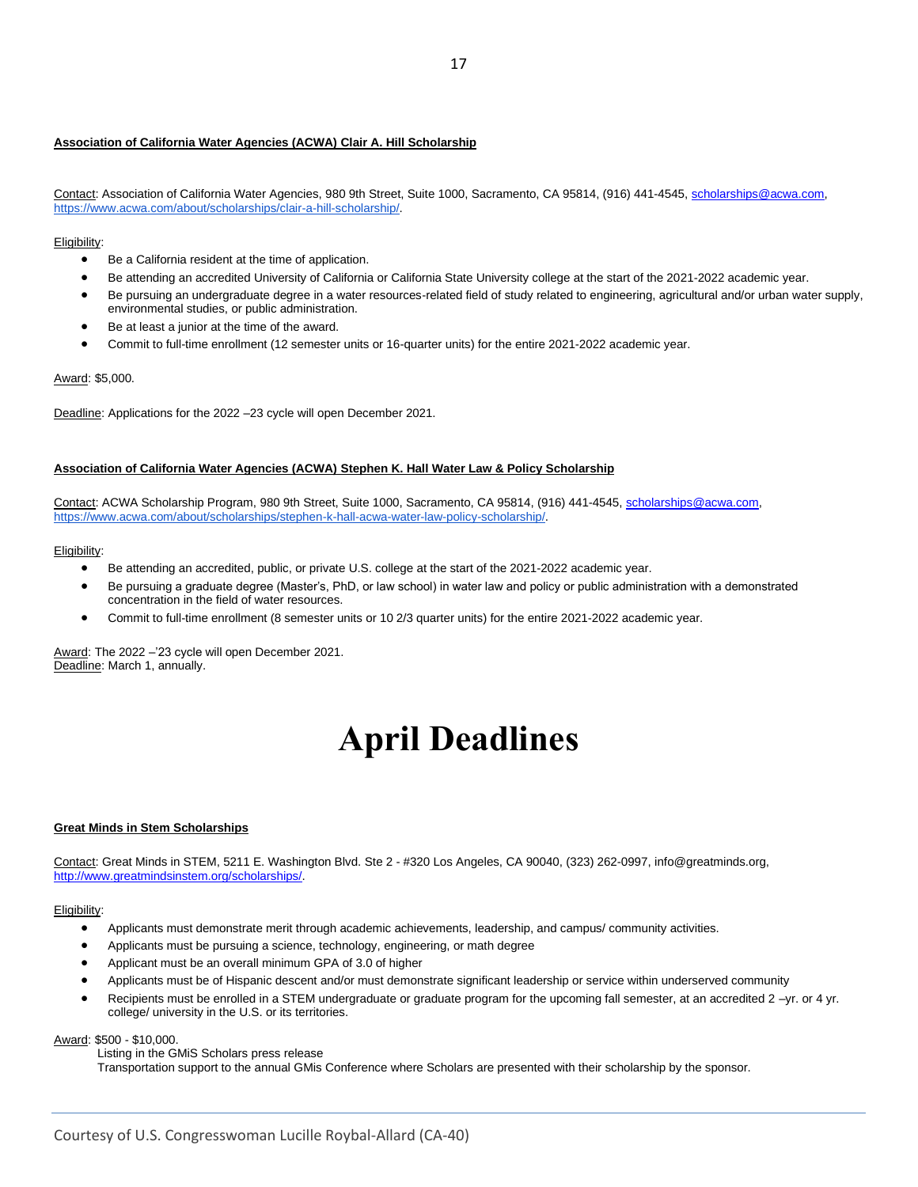**Association of California Water Agencies (ACWA) Clair A. Hill Scholarship**

Contact: Association of California Water Agencies, 980 9th Street, Suite 1000, Sacramento, CA 95814, (916) 441-4545, scholarships@acwa.com, https://www.acwa.com/about/scholarships/clair-a-hill-scholarship/.

Eligibility:

- Be a California resident at the time of application.
- Be attending an accredited University of California or California State University college at the start of the 2021-2022 academic year.
- Be pursuing an undergraduate degree in a water resources-related field of study related to engineering, agricultural and/or urban water supply, environmental studies, or public administration.
- Be at least a junior at the time of the award.
- Commit to full-time enrollment (12 semester units or 16-quarter units) for the entire 2021-2022 academic year.

Award: $5,000.

Deadline: Applications for the 2022 –23 cycle will open December 2021.

**Association of California Water Agencies (ACWA) Stephen K. Hall Water Law & Policy Scholarship**

Contact: ACWA Scholarship Program, 980 9th Street, Suite 1000, Sacramento, CA 95814, (916) 441-4545, scholarships@acwa.com, https://www.acwa.com/about/scholarships/stephen-k-hall-acwa-water-law-policy-scholarship/.

Eligibility:

- Be attending an accredited, public, or private U.S. college at the start of the 2021-2022 academic year.
- Be pursuing a graduate degree (Master's, PhD, or law school) in water law and policy or public administration with a demonstrated concentration in the field of water resources.
- Commit to full-time enrollment (8 semester units or 10 2/3 quarter units) for the entire 2021-2022 academic year.

Award: The 2022 –'23 cycle will open December 2021.
Deadline: March 1, annually.

# April Deadlines

**Great Minds in Stem Scholarships**

Contact: Great Minds in STEM, 5211 E. Washington Blvd. Ste 2 - #320 Los Angeles, CA 90040, (323) 262-0997, info@greatminds.org, http://www.greatmindsinstem.org/scholarships/.

Eligibility:

- Applicants must demonstrate merit through academic achievements, leadership, and campus/ community activities.
- Applicants must be pursuing a science, technology, engineering, or math degree
- Applicant must be an overall minimum GPA of 3.0 of higher
- Applicants must be of Hispanic descent and/or must demonstrate significant leadership or service within underserved community
- Recipients must be enrolled in a STEM undergraduate or graduate program for the upcoming fall semester, at an accredited 2 –yr. or 4 yr. college/ university in the U.S. or its territories.

Award: $500 - $10,000.
Listing in the GMiS Scholars press release
Transportation support to the annual GMis Conference where Scholars are presented with their scholarship by the sponsor.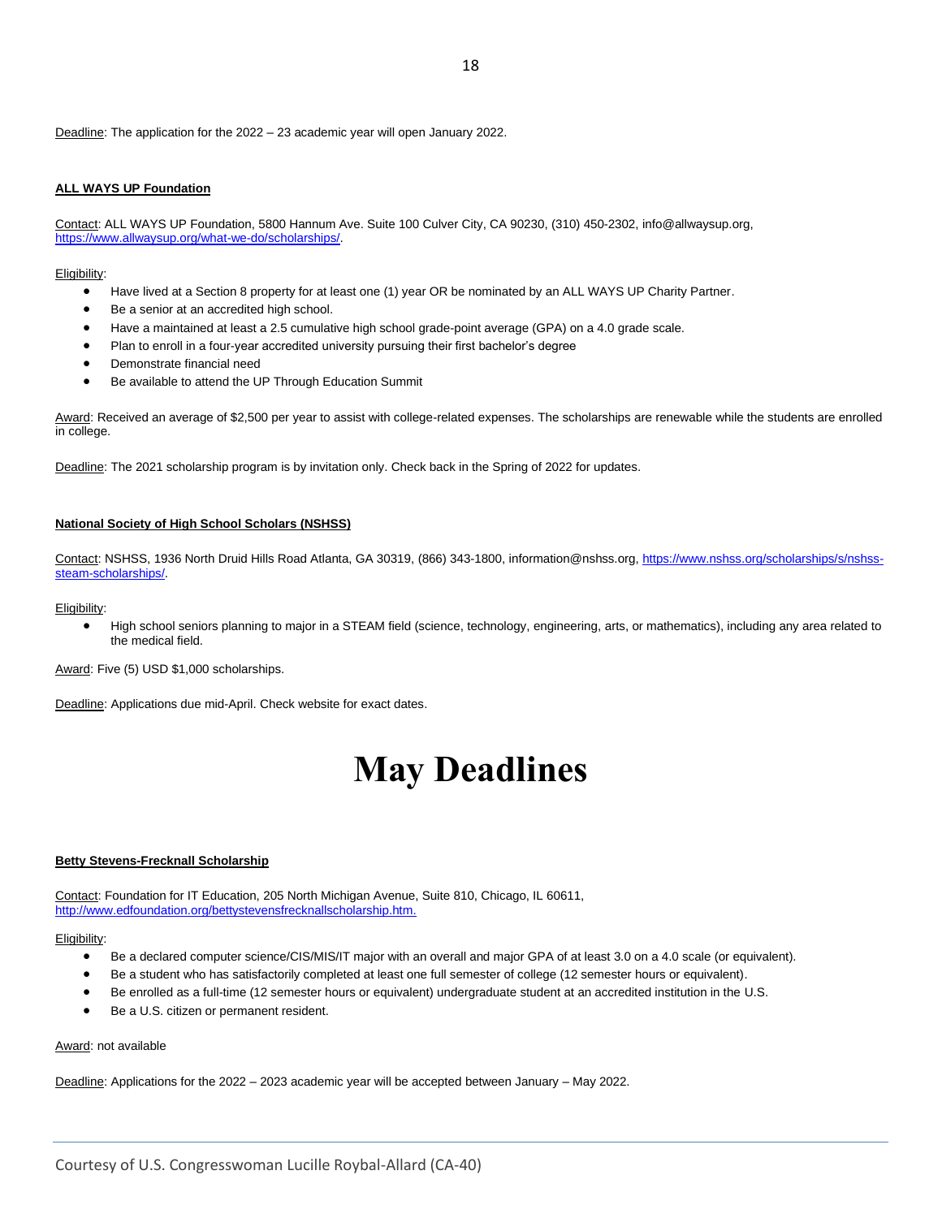Deadline: The application for the 2022 – 23 academic year will open January 2022.

**ALL WAYS UP Foundation**

Contact: ALL WAYS UP Foundation, 5800 Hannum Ave. Suite 100 Culver City, CA 90230, (310) 450-2302, info@allwaysup.org, https://www.allwaysup.org/what-we-do/scholarships/.

Eligibility:

- Have lived at a Section 8 property for at least one (1) year OR be nominated by an ALL WAYS UP Charity Partner.
- Be a senior at an accredited high school.
- Have a maintained at least a 2.5 cumulative high school grade-point average (GPA) on a 4.0 grade scale.
- Plan to enroll in a four-year accredited university pursuing their first bachelor's degree
- Demonstrate financial need
- Be available to attend the UP Through Education Summit

Award: Received an average of $2,500 per year to assist with college-related expenses. The scholarships are renewable while the students are enrolled in college.

Deadline: The 2021 scholarship program is by invitation only. Check back in the Spring of 2022 for updates.

**National Society of High School Scholars (NSHSS)**

Contact: NSHSS, 1936 North Druid Hills Road Atlanta, GA 30319, (866) 343-1800, information@nshss.org, https://www.nshss.org/scholarships/s/nshss-steam-scholarships/.

Eligibility:

- High school seniors planning to major in a STEAM field (science, technology, engineering, arts, or mathematics), including any area related to the medical field.

Award: Five (5) USD $1,000 scholarships.

Deadline: Applications due mid-April. Check website for exact dates.

# May Deadlines

**Betty Stevens-Frecknall Scholarship**

Contact: Foundation for IT Education, 205 North Michigan Avenue, Suite 810, Chicago, IL 60611, http://www.edfoundation.org/bettystevensfrecknallscholarship.htm.

Eligibility:

- Be a declared computer science/CIS/MIS/IT major with an overall and major GPA of at least 3.0 on a 4.0 scale (or equivalent).
- Be a student who has satisfactorily completed at least one full semester of college (12 semester hours or equivalent).
- Be enrolled as a full-time (12 semester hours or equivalent) undergraduate student at an accredited institution in the U.S.
- Be a U.S. citizen or permanent resident.

Award: not available

Deadline: Applications for the 2022 – 2023 academic year will be accepted between January – May 2022.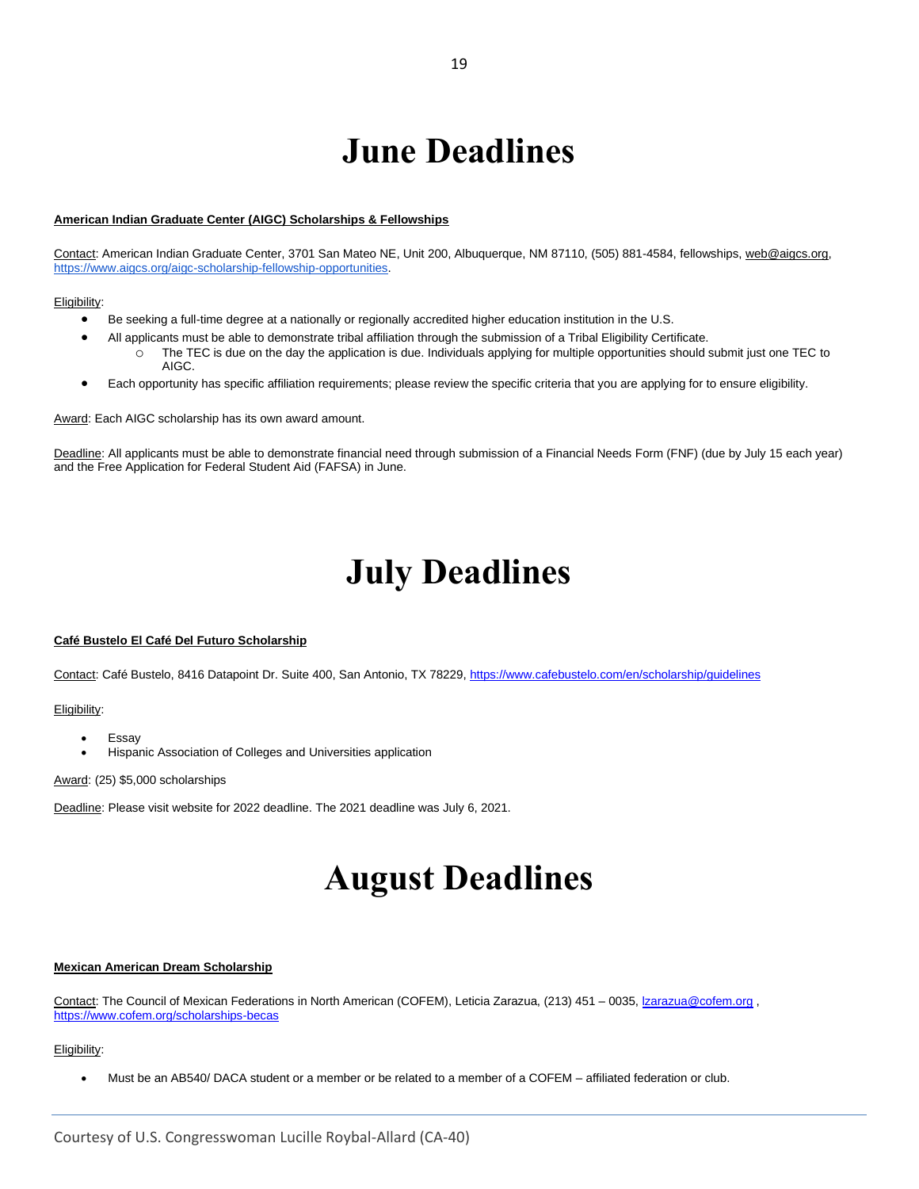# June Deadlines

**American Indian Graduate Center (AIGC) Scholarships & Fellowships**

Contact: American Indian Graduate Center, 3701 San Mateo NE, Unit 200, Albuquerque, NM 87110, (505) 881-4584, fellowships, web@aigcs.org, https://www.aigcs.org/aigc-scholarship-fellowship-opportunities.

Eligibility:

- Be seeking a full-time degree at a nationally or regionally accredited higher education institution in the U.S.
- All applicants must be able to demonstrate tribal affiliation through the submission of a Tribal Eligibility Certificate.
  - The TEC is due on the day the application is due. Individuals applying for multiple opportunities should submit just one TEC to AIGC.
- Each opportunity has specific affiliation requirements; please review the specific criteria that you are applying for to ensure eligibility.

Award: Each AIGC scholarship has its own award amount.

Deadline: All applicants must be able to demonstrate financial need through submission of a Financial Needs Form (FNF) (due by July 15 each year) and the Free Application for Federal Student Aid (FAFSA) in June.

# July Deadlines

**Café Bustelo El Café Del Futuro Scholarship**

Contact: Café Bustelo, 8416 Datapoint Dr. Suite 400, San Antonio, TX 78229, https://www.cafebustelo.com/en/scholarship/guidelines

Eligibility:

- Essay
- Hispanic Association of Colleges and Universities application

Award: (25) $5,000 scholarships

Deadline: Please visit website for 2022 deadline. The 2021 deadline was July 6, 2021.

# August Deadlines

**Mexican American Dream Scholarship**

Contact: The Council of Mexican Federations in North American (COFEM), Leticia Zarazua, (213) 451 – 0035, lzarazua@cofem.org , https://www.cofem.org/scholarships-becas

Eligibility:

- Must be an AB540/ DACA student or a member or be related to a member of a COFEM – affiliated federation or club.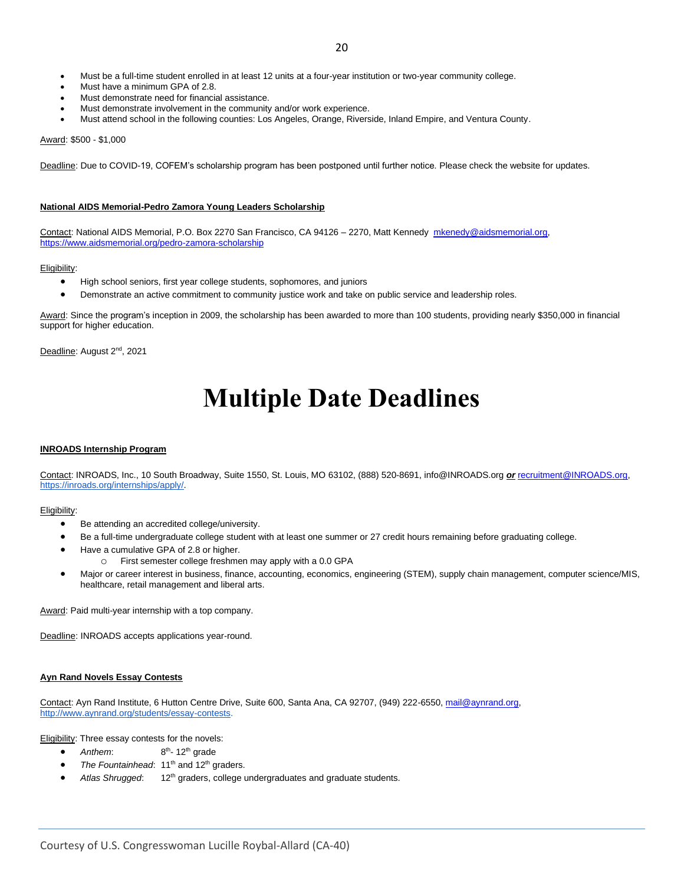- Must be a full-time student enrolled in at least 12 units at a four-year institution or two-year community college.
- Must have a minimum GPA of 2.8.
- Must demonstrate need for financial assistance.
- Must demonstrate involvement in the community and/or work experience.
- Must attend school in the following counties: Los Angeles, Orange, Riverside, Inland Empire, and Ventura County.

Award: $500 - $1,000

Deadline: Due to COVID-19, COFEM's scholarship program has been postponed until further notice. Please check the website for updates.

**National AIDS Memorial-Pedro Zamora Young Leaders Scholarship**

Contact: National AIDS Memorial, P.O. Box 2270 San Francisco, CA 94126 – 2270, Matt Kennedy mkenedy@aidsmemorial.org, https://www.aidsmemorial.org/pedro-zamora-scholarship

Eligibility:

- High school seniors, first year college students, sophomores, and juniors
- Demonstrate an active commitment to community justice work and take on public service and leadership roles.

Award: Since the program's inception in 2009, the scholarship has been awarded to more than 100 students, providing nearly $350,000 in financial support for higher education.

Deadline: August 2nd, 2021

# Multiple Date Deadlines

**INROADS Internship Program**

Contact: INROADS, Inc., 10 South Broadway, Suite 1550, St. Louis, MO 63102, (888) 520-8691, info@INROADS.org ***or*** recruitment@INROADS.org, https://inroads.org/internships/apply/.

Eligibility:

- Be attending an accredited college/university.
- Be a full-time undergraduate college student with at least one summer or 27 credit hours remaining before graduating college.
- Have a cumulative GPA of 2.8 or higher.
  - First semester college freshmen may apply with a 0.0 GPA
- Major or career interest in business, finance, accounting, economics, engineering (STEM), supply chain management, computer science/MIS, healthcare, retail management and liberal arts.

Award: Paid multi-year internship with a top company.

Deadline: INROADS accepts applications year-round.

**Ayn Rand Novels Essay Contests**

Contact: Ayn Rand Institute, 6 Hutton Centre Drive, Suite 600, Santa Ana, CA 92707, (949) 222-6550, mail@aynrand.org, http://www.aynrand.org/students/essay-contests.

Eligibility: Three essay contests for the novels:

- *Anthem*: 8th- 12th grade
- *The Fountainhead*: 11th and 12th graders.
- *Atlas Shrugged*: 12th graders, college undergraduates and graduate students.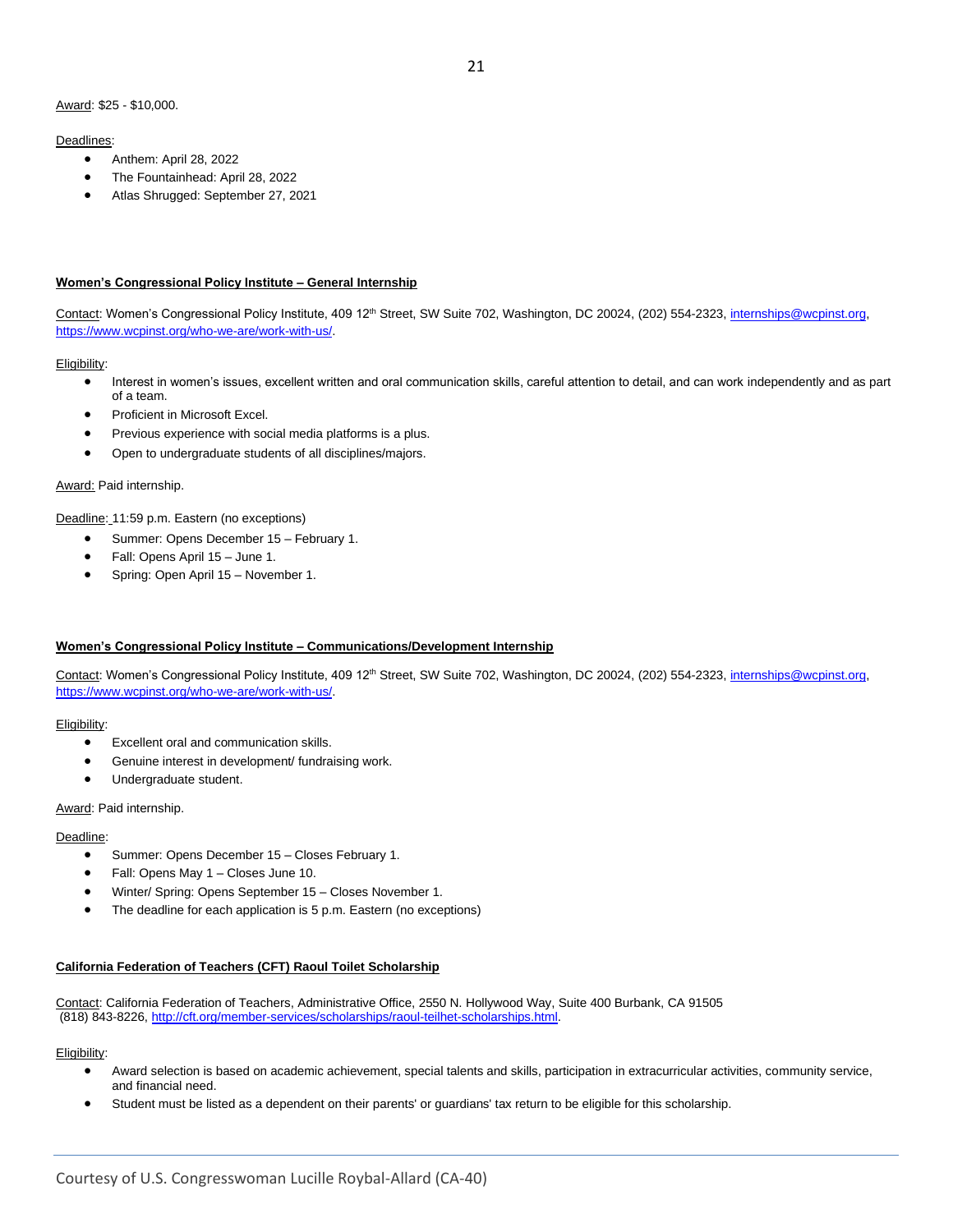Award: $25 - $10,000.

Deadlines:

- Anthem: April 28, 2022
- The Fountainhead: April 28, 2022
- Atlas Shrugged: September 27, 2021

**Women's Congressional Policy Institute – General Internship**

Contact: Women's Congressional Policy Institute, 409 12th Street, SW Suite 702, Washington, DC 20024, (202) 554-2323, internships@wcpinst.org, https://www.wcpinst.org/who-we-are/work-with-us/.

Eligibility:

- Interest in women's issues, excellent written and oral communication skills, careful attention to detail, and can work independently and as part of a team.
- Proficient in Microsoft Excel.
- Previous experience with social media platforms is a plus.
- Open to undergraduate students of all disciplines/majors.

Award: Paid internship.

Deadline: 11:59 p.m. Eastern (no exceptions)

- Summer: Opens December 15 – February 1.
- Fall: Opens April 15 – June 1.
- Spring: Open April 15 – November 1.

**Women's Congressional Policy Institute – Communications/Development Internship**

Contact: Women's Congressional Policy Institute, 409 12th Street, SW Suite 702, Washington, DC 20024, (202) 554-2323, internships@wcpinst.org, https://www.wcpinst.org/who-we-are/work-with-us/.

Eligibility:

- Excellent oral and communication skills.
- Genuine interest in development/ fundraising work.
- Undergraduate student.

Award: Paid internship.

Deadline:

- Summer: Opens December 15 – Closes February 1.
- Fall: Opens May 1 – Closes June 10.
- Winter/ Spring: Opens September 15 – Closes November 1.
- The deadline for each application is 5 p.m. Eastern (no exceptions)

**California Federation of Teachers (CFT) Raoul Toilet Scholarship**

Contact: California Federation of Teachers, Administrative Office, 2550 N. Hollywood Way, Suite 400 Burbank, CA 91505 (818) 843-8226, http://cft.org/member-services/scholarships/raoul-teilhet-scholarships.html.

Eligibility:

- Award selection is based on academic achievement, special talents and skills, participation in extracurricular activities, community service, and financial need.
- Student must be listed as a dependent on their parents' or guardians' tax return to be eligible for this scholarship.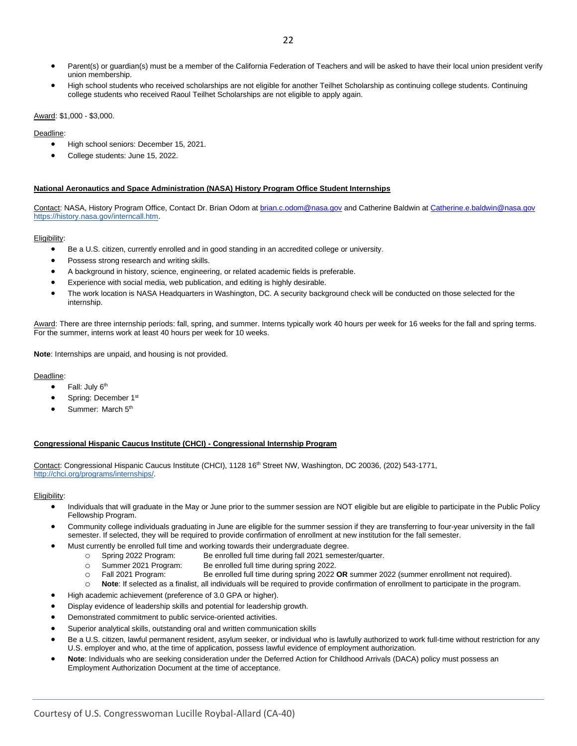- Parent(s) or guardian(s) must be a member of the California Federation of Teachers and will be asked to have their local union president verify union membership.
- High school students who received scholarships are not eligible for another Teilhet Scholarship as continuing college students. Continuing college students who received Raoul Teilhet Scholarships are not eligible to apply again.

Award: $1,000 - $3,000.

Deadline:

- High school seniors: December 15, 2021.
- College students: June 15, 2022.

**National Aeronautics and Space Administration (NASA) History Program Office Student Internships**

Contact: NASA, History Program Office, Contact Dr. Brian Odom at brian.c.odom@nasa.gov and Catherine Baldwin at Catherine.e.baldwin@nasa.gov https://history.nasa.gov/interncall.htm.

Eligibility:

- Be a U.S. citizen, currently enrolled and in good standing in an accredited college or university.
- Possess strong research and writing skills.
- A background in history, science, engineering, or related academic fields is preferable.
- Experience with social media, web publication, and editing is highly desirable.
- The work location is NASA Headquarters in Washington, DC. A security background check will be conducted on those selected for the internship.

Award: There are three internship periods: fall, spring, and summer. Interns typically work 40 hours per week for 16 weeks for the fall and spring terms. For the summer, interns work at least 40 hours per week for 10 weeks.

**Note**: Internships are unpaid, and housing is not provided.

Deadline:

- Fall: July 6th
- Spring: December 1st
- Summer: March 5th

**Congressional Hispanic Caucus Institute (CHCI) - Congressional Internship Program**

Contact: Congressional Hispanic Caucus Institute (CHCI), 1128 16th Street NW, Washington, DC 20036, (202) 543-1771, http://chci.org/programs/internships/.

Eligibility:

- Individuals that will graduate in the May or June prior to the summer session are NOT eligible but are eligible to participate in the Public Policy Fellowship Program.
- Community college individuals graduating in June are eligible for the summer session if they are transferring to four-year university in the fall semester. If selected, they will be required to provide confirmation of enrollment at new institution for the fall semester.
- Must currently be enrolled full time and working towards their undergraduate degree.
  - Spring 2022 Program: Be enrolled full time during fall 2021 semester/quarter.
  - Summer 2021 Program: Be enrolled full time during spring 2022.
  - Fall 2021 Program: Be enrolled full time during spring 2022 **OR** summer 2022 (summer enrollment not required).
  - **Note**: If selected as a finalist, all individuals will be required to provide confirmation of enrollment to participate in the program.
- High academic achievement (preference of 3.0 GPA or higher).
- Display evidence of leadership skills and potential for leadership growth.
- Demonstrated commitment to public service-oriented activities.
- Superior analytical skills, outstanding oral and written communication skills
- Be a U.S. citizen, lawful permanent resident, asylum seeker, or individual who is lawfully authorized to work full-time without restriction for any U.S. employer and who, at the time of application, possess lawful evidence of employment authorization.
- **Note**: Individuals who are seeking consideration under the Deferred Action for Childhood Arrivals (DACA) policy must possess an Employment Authorization Document at the time of acceptance.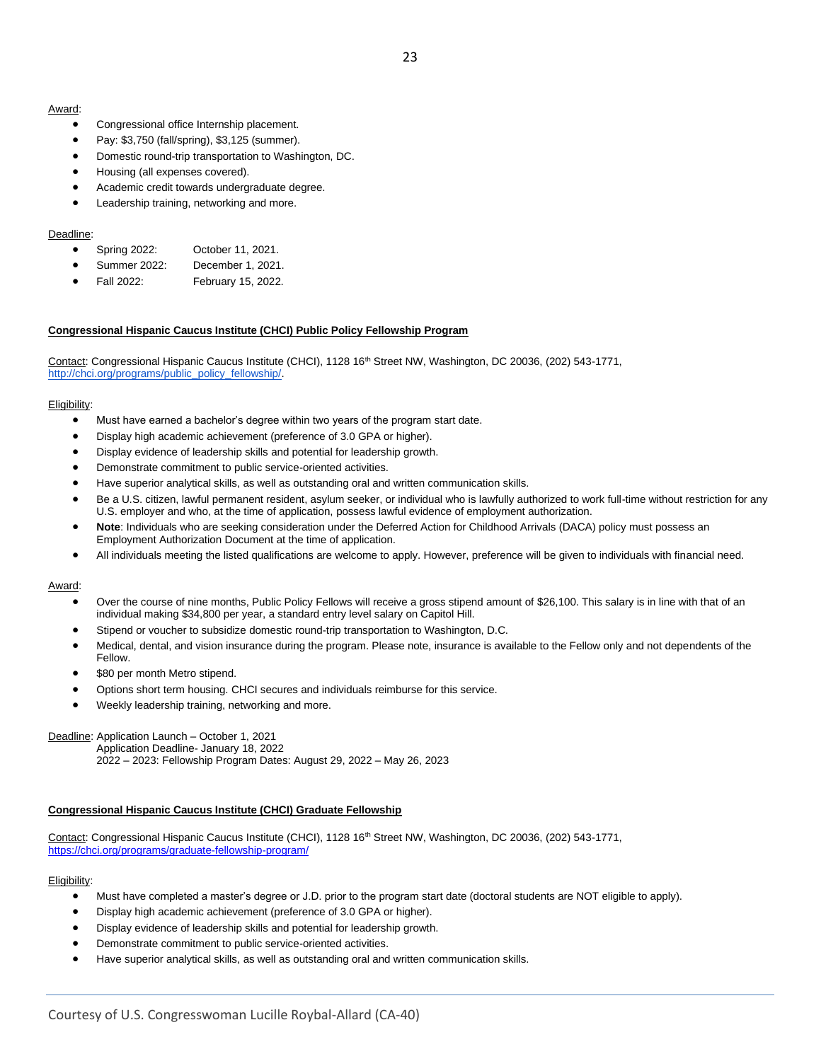Award:

- Congressional office Internship placement.
- Pay: $3,750 (fall/spring), $3,125 (summer).
- Domestic round-trip transportation to Washington, DC.
- Housing (all expenses covered).
- Academic credit towards undergraduate degree.
- Leadership training, networking and more.

Deadline:

- Spring 2022: October 11, 2021.
- Summer 2022: December 1, 2021.
- Fall 2022: February 15, 2022.

**Congressional Hispanic Caucus Institute (CHCI) Public Policy Fellowship Program**

Contact: Congressional Hispanic Caucus Institute (CHCI), 1128 16th Street NW, Washington, DC 20036, (202) 543-1771, http://chci.org/programs/public_policy_fellowship/.

Eligibility:

- Must have earned a bachelor's degree within two years of the program start date.
- Display high academic achievement (preference of 3.0 GPA or higher).
- Display evidence of leadership skills and potential for leadership growth.
- Demonstrate commitment to public service-oriented activities.
- Have superior analytical skills, as well as outstanding oral and written communication skills.
- Be a U.S. citizen, lawful permanent resident, asylum seeker, or individual who is lawfully authorized to work full-time without restriction for any U.S. employer and who, at the time of application, possess lawful evidence of employment authorization.
- **Note**: Individuals who are seeking consideration under the Deferred Action for Childhood Arrivals (DACA) policy must possess an Employment Authorization Document at the time of application.
- All individuals meeting the listed qualifications are welcome to apply. However, preference will be given to individuals with financial need.

Award:

- Over the course of nine months, Public Policy Fellows will receive a gross stipend amount of $26,100. This salary is in line with that of an individual making $34,800 per year, a standard entry level salary on Capitol Hill.
- Stipend or voucher to subsidize domestic round-trip transportation to Washington, D.C.
- Medical, dental, and vision insurance during the program. Please note, insurance is available to the Fellow only and not dependents of the Fellow.
- $80 per month Metro stipend.
- Options short term housing. CHCI secures and individuals reimburse for this service.
- Weekly leadership training, networking and more.

Deadline: Application Launch – October 1, 2021
Application Deadline- January 18, 2022
2022 – 2023: Fellowship Program Dates: August 29, 2022 – May 26, 2023

**Congressional Hispanic Caucus Institute (CHCI) Graduate Fellowship**

Contact: Congressional Hispanic Caucus Institute (CHCI), 1128 16th Street NW, Washington, DC 20036, (202) 543-1771, https://chci.org/programs/graduate-fellowship-program/

Eligibility:

- Must have completed a master's degree or J.D. prior to the program start date (doctoral students are NOT eligible to apply).
- Display high academic achievement (preference of 3.0 GPA or higher).
- Display evidence of leadership skills and potential for leadership growth.
- Demonstrate commitment to public service-oriented activities.
- Have superior analytical skills, as well as outstanding oral and written communication skills.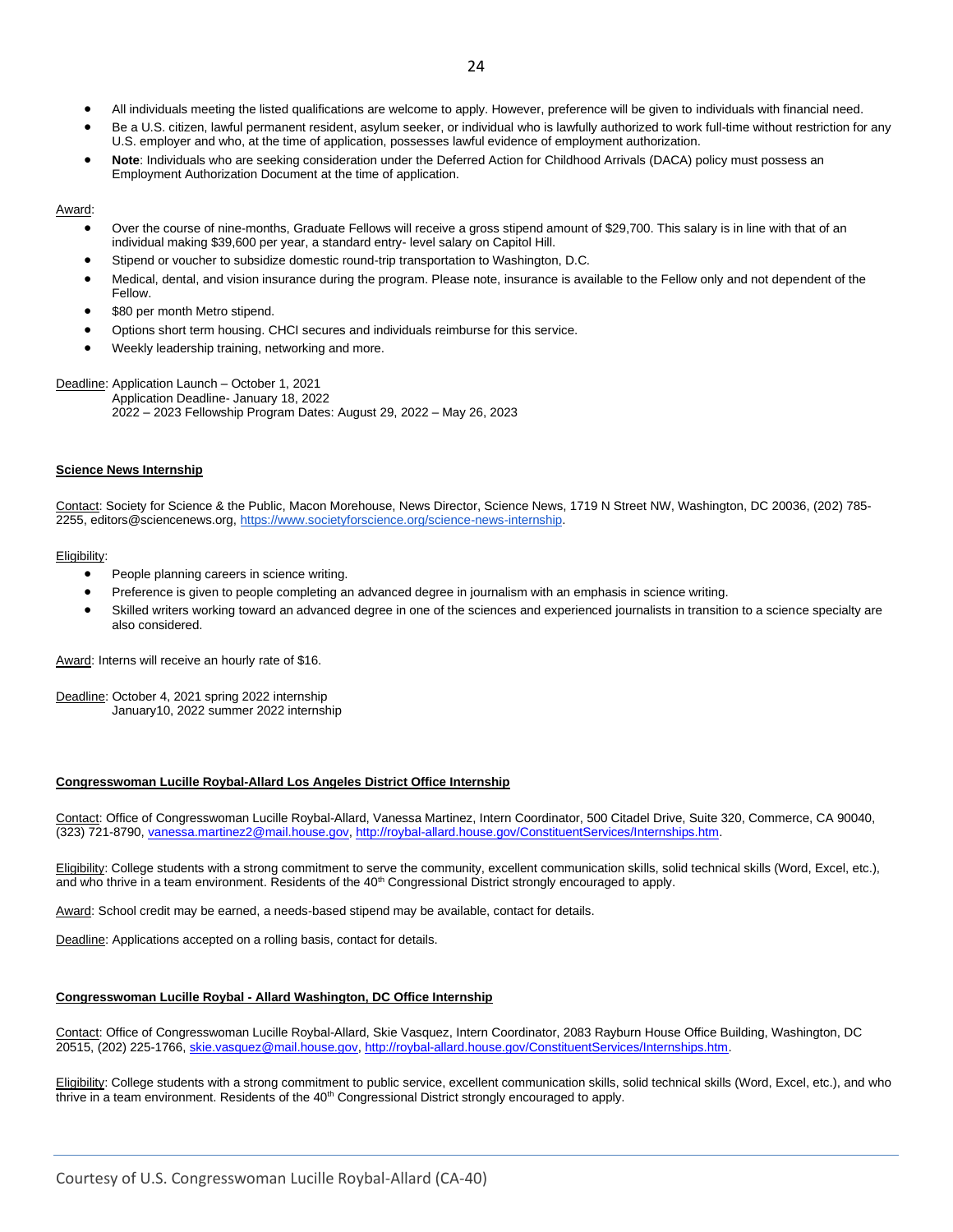- All individuals meeting the listed qualifications are welcome to apply. However, preference will be given to individuals with financial need.
- Be a U.S. citizen, lawful permanent resident, asylum seeker, or individual who is lawfully authorized to work full-time without restriction for any U.S. employer and who, at the time of application, possesses lawful evidence of employment authorization.
- **Note**: Individuals who are seeking consideration under the Deferred Action for Childhood Arrivals (DACA) policy must possess an Employment Authorization Document at the time of application.

Award:

- Over the course of nine-months, Graduate Fellows will receive a gross stipend amount of $29,700. This salary is in line with that of an individual making $39,600 per year, a standard entry- level salary on Capitol Hill.
- Stipend or voucher to subsidize domestic round-trip transportation to Washington, D.C.
- Medical, dental, and vision insurance during the program. Please note, insurance is available to the Fellow only and not dependent of the Fellow.
- $80 per month Metro stipend.
- Options short term housing. CHCI secures and individuals reimburse for this service.
- Weekly leadership training, networking and more.

Deadline: Application Launch – October 1, 2021
Application Deadline- January 18, 2022
2022 – 2023 Fellowship Program Dates: August 29, 2022 – May 26, 2023

**Science News Internship**

Contact: Society for Science & the Public, Macon Morehouse, News Director, Science News, 1719 N Street NW, Washington, DC 20036, (202) 785-2255, editors@sciencenews.org, https://www.societyforscience.org/science-news-internship.

Eligibility:

- People planning careers in science writing.
- Preference is given to people completing an advanced degree in journalism with an emphasis in science writing.
- Skilled writers working toward an advanced degree in one of the sciences and experienced journalists in transition to a science specialty are also considered.

Award: Interns will receive an hourly rate of $16.

Deadline: October 4, 2021 spring 2022 internship
January10, 2022 summer 2022 internship

**Congresswoman Lucille Roybal-Allard Los Angeles District Office Internship**

Contact: Office of Congresswoman Lucille Roybal-Allard, Vanessa Martinez, Intern Coordinator, 500 Citadel Drive, Suite 320, Commerce, CA 90040, (323) 721-8790, vanessa.martinez2@mail.house.gov, http://roybal-allard.house.gov/ConstituentServices/Internships.htm.

Eligibility: College students with a strong commitment to serve the community, excellent communication skills, solid technical skills (Word, Excel, etc.), and who thrive in a team environment. Residents of the 40th Congressional District strongly encouraged to apply.

Award: School credit may be earned, a needs-based stipend may be available, contact for details.

Deadline: Applications accepted on a rolling basis, contact for details.

**Congresswoman Lucille Roybal - Allard Washington, DC Office Internship**

Contact: Office of Congresswoman Lucille Roybal-Allard, Skie Vasquez, Intern Coordinator, 2083 Rayburn House Office Building, Washington, DC 20515, (202) 225-1766, skie.vasquez@mail.house.gov, http://roybal-allard.house.gov/ConstituentServices/Internships.htm.

Eligibility: College students with a strong commitment to public service, excellent communication skills, solid technical skills (Word, Excel, etc.), and who thrive in a team environment. Residents of the 40th Congressional District strongly encouraged to apply.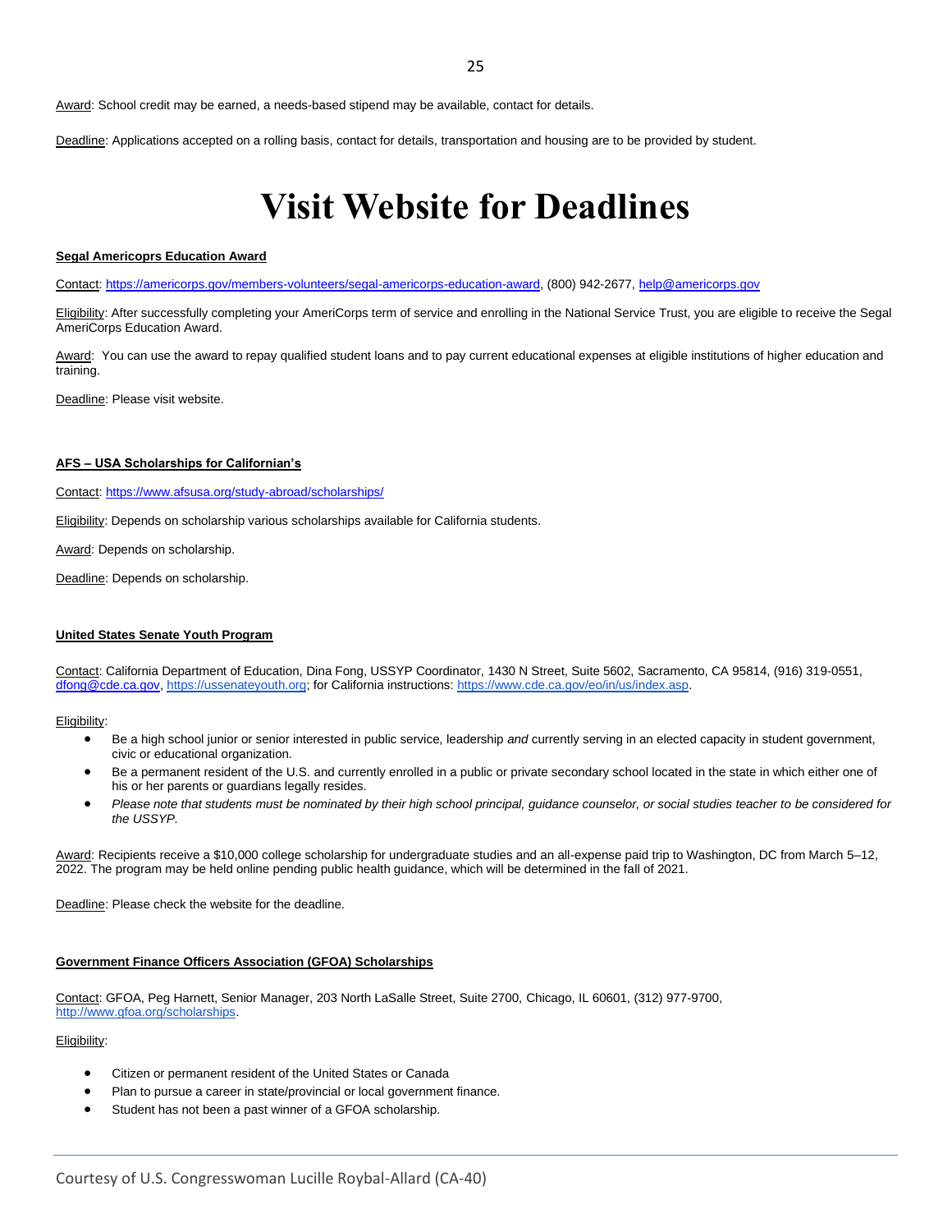Award: School credit may be earned, a needs-based stipend may be available, contact for details.

Deadline: Applications accepted on a rolling basis, contact for details, transportation and housing are to be provided by student.

# Visit Website for Deadlines

**Segal Americoprs Education Award**

Contact: https://americorps.gov/members-volunteers/segal-americorps-education-award, (800) 942-2677, help@americorps.gov

Eligibility: After successfully completing your AmeriCorps term of service and enrolling in the National Service Trust, you are eligible to receive the Segal AmeriCorps Education Award.

Award: You can use the award to repay qualified student loans and to pay current educational expenses at eligible institutions of higher education and training.

Deadline: Please visit website.

**AFS – USA Scholarships for Californian's**

Contact: https://www.afsusa.org/study-abroad/scholarships/

Eligibility: Depends on scholarship various scholarships available for California students.

Award: Depends on scholarship.

Deadline: Depends on scholarship.

**United States Senate Youth Program**

Contact: California Department of Education, Dina Fong, USSYP Coordinator, 1430 N Street, Suite 5602, Sacramento, CA 95814, (916) 319-0551, dfong@cde.ca.gov, https://ussenateyouth.org; for California instructions: https://www.cde.ca.gov/eo/in/us/index.asp.

Eligibility:

- Be a high school junior or senior interested in public service, leadership *and* currently serving in an elected capacity in student government, civic or educational organization.
- Be a permanent resident of the U.S. and currently enrolled in a public or private secondary school located in the state in which either one of his or her parents or guardians legally resides.
- *Please note that students must be nominated by their high school principal, guidance counselor, or social studies teacher to be considered for the USSYP.*

Award: Recipients receive a $10,000 college scholarship for undergraduate studies and an all-expense paid trip to Washington, DC from March 5–12, 2022. The program may be held online pending public health guidance, which will be determined in the fall of 2021.

Deadline: Please check the website for the deadline.

**Government Finance Officers Association (GFOA) Scholarships**

Contact: GFOA, Peg Harnett, Senior Manager, 203 North LaSalle Street, Suite 2700, Chicago, IL 60601, (312) 977-9700, http://www.gfoa.org/scholarships.

Eligibility:

- Citizen or permanent resident of the United States or Canada
- Plan to pursue a career in state/provincial or local government finance.
- Student has not been a past winner of a GFOA scholarship.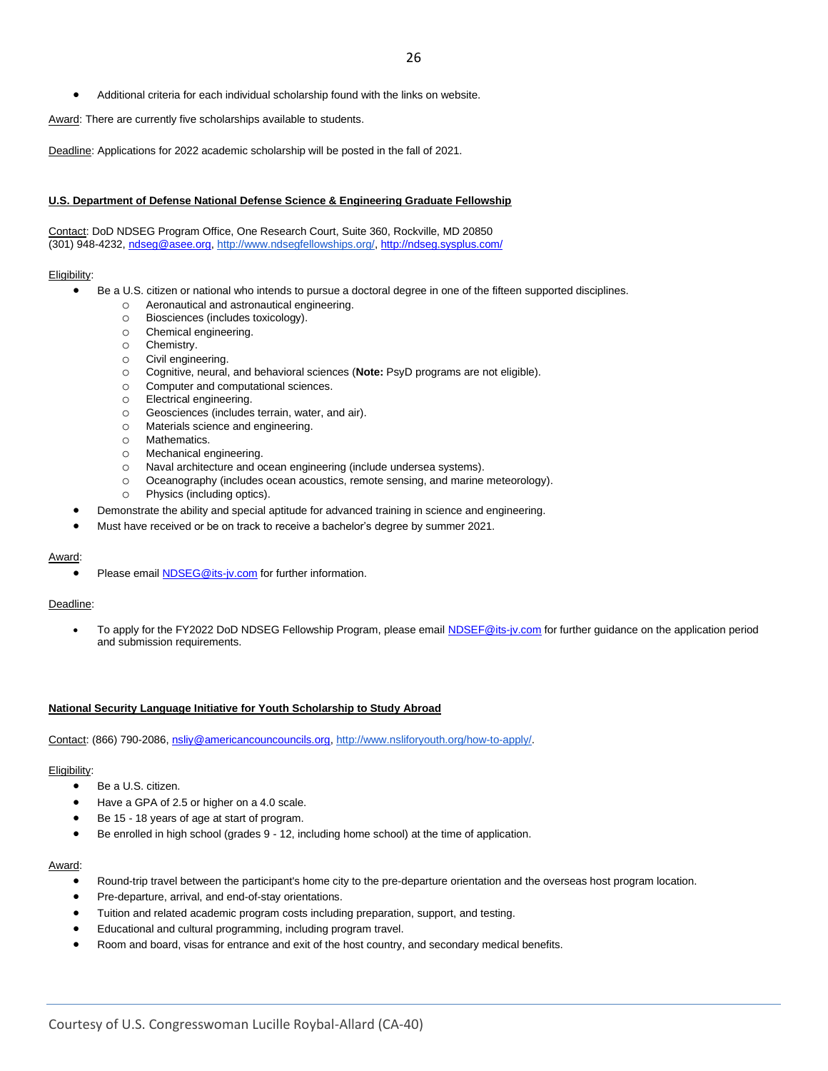- Additional criteria for each individual scholarship found with the links on website.

Award: There are currently five scholarships available to students.

Deadline: Applications for 2022 academic scholarship will be posted in the fall of 2021.

### U.S. Department of Defense National Defense Science & Engineering Graduate Fellowship

Contact: DoD NDSEG Program Office, One Research Court, Suite 360, Rockville, MD 20850
(301) 948-4232, ndseg@asee.org, http://www.ndsegfellowships.org/, http://ndseg.sysplus.com/

Eligibility:

- Be a U.S. citizen or national who intends to pursue a doctoral degree in one of the fifteen supported disciplines.
    - Aeronautical and astronautical engineering.
    - Biosciences (includes toxicology).
    - Chemical engineering.
    - Chemistry.
    - Civil engineering.
    - Cognitive, neural, and behavioral sciences (**Note:** PsyD programs are not eligible).
    - Computer and computational sciences.
    - Electrical engineering.
    - Geosciences (includes terrain, water, and air).
    - Materials science and engineering.
    - Mathematics.
    - Mechanical engineering.
    - Naval architecture and ocean engineering (include undersea systems).
    - Oceanography (includes ocean acoustics, remote sensing, and marine meteorology).
    - Physics (including optics).
- Demonstrate the ability and special aptitude for advanced training in science and engineering.
- Must have received or be on track to receive a bachelor's degree by summer 2021.

Award:

- Please email NDSEG@its-jv.com for further information.

Deadline:

- To apply for the FY2022 DoD NDSEG Fellowship Program, please email NDSEF@its-jv.com for further guidance on the application period and submission requirements.

### National Security Language Initiative for Youth Scholarship to Study Abroad

Contact: (866) 790-2086, nsliy@americancouncils.org, http://www.nsliforyouth.org/how-to-apply/.

Eligibility:

- Be a U.S. citizen.
- Have a GPA of 2.5 or higher on a 4.0 scale.
- Be 15 - 18 years of age at start of program.
- Be enrolled in high school (grades 9 - 12, including home school) at the time of application.

Award:

- Round-trip travel between the participant's home city to the pre-departure orientation and the overseas host program location.
- Pre-departure, arrival, and end-of-stay orientations.
- Tuition and related academic program costs including preparation, support, and testing.
- Educational and cultural programming, including program travel.
- Room and board, visas for entrance and exit of the host country, and secondary medical benefits.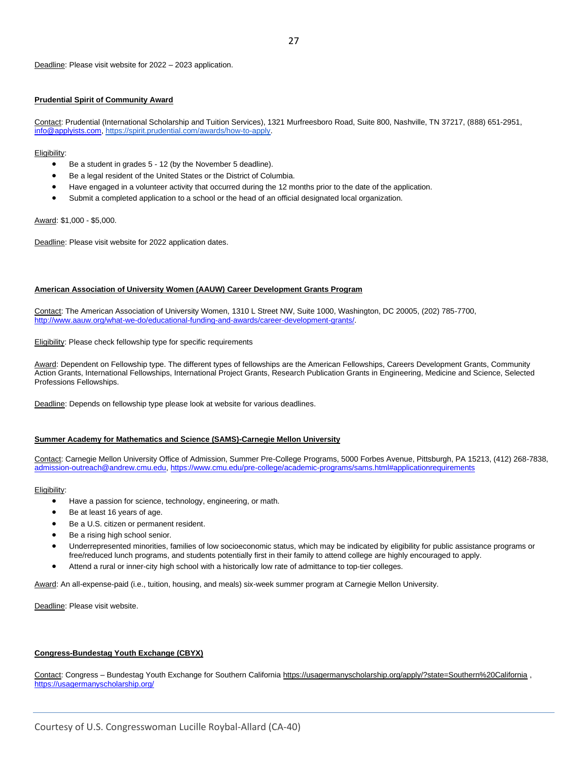Deadline: Please visit website for 2022 – 2023 application.

**Prudential Spirit of Community Award**

Contact: Prudential (International Scholarship and Tuition Services), 1321 Murfreesboro Road, Suite 800, Nashville, TN 37217, (888) 651-2951, info@applyists.com, https://spirit.prudential.com/awards/how-to-apply.

Eligibility:

- Be a student in grades 5 - 12 (by the November 5 deadline).
- Be a legal resident of the United States or the District of Columbia.
- Have engaged in a volunteer activity that occurred during the 12 months prior to the date of the application.
- Submit a completed application to a school or the head of an official designated local organization.

Award: $1,000 - $5,000.

Deadline: Please visit website for 2022 application dates.

**American Association of University Women (AAUW) Career Development Grants Program**

Contact: The American Association of University Women, 1310 L Street NW, Suite 1000, Washington, DC 20005, (202) 785-7700, http://www.aauw.org/what-we-do/educational-funding-and-awards/career-development-grants/.

Eligibility: Please check fellowship type for specific requirements

Award: Dependent on Fellowship type. The different types of fellowships are the American Fellowships, Careers Development Grants, Community Action Grants, International Fellowships, International Project Grants, Research Publication Grants in Engineering, Medicine and Science, Selected Professions Fellowships.

Deadline: Depends on fellowship type please look at website for various deadlines.

**Summer Academy for Mathematics and Science (SAMS)-Carnegie Mellon University**

Contact: Carnegie Mellon University Office of Admission, Summer Pre-College Programs, 5000 Forbes Avenue, Pittsburgh, PA 15213, (412) 268-7838, admission-outreach@andrew.cmu.edu, https://www.cmu.edu/pre-college/academic-programs/sams.html#applicationrequirements

Eligibility:

- Have a passion for science, technology, engineering, or math.
- Be at least 16 years of age.
- Be a U.S. citizen or permanent resident.
- Be a rising high school senior.
- Underrepresented minorities, families of low socioeconomic status, which may be indicated by eligibility for public assistance programs or free/reduced lunch programs, and students potentially first in their family to attend college are highly encouraged to apply.
- Attend a rural or inner-city high school with a historically low rate of admittance to top-tier colleges.

Award: An all-expense-paid (i.e., tuition, housing, and meals) six-week summer program at Carnegie Mellon University.

Deadline: Please visit website.

**Congress-Bundestag Youth Exchange (CBYX)**

Contact: Congress – Bundestag Youth Exchange for Southern California https://usagermanyscholarship.org/apply/?state=Southern%20California , https://usagermanyscholarship.org/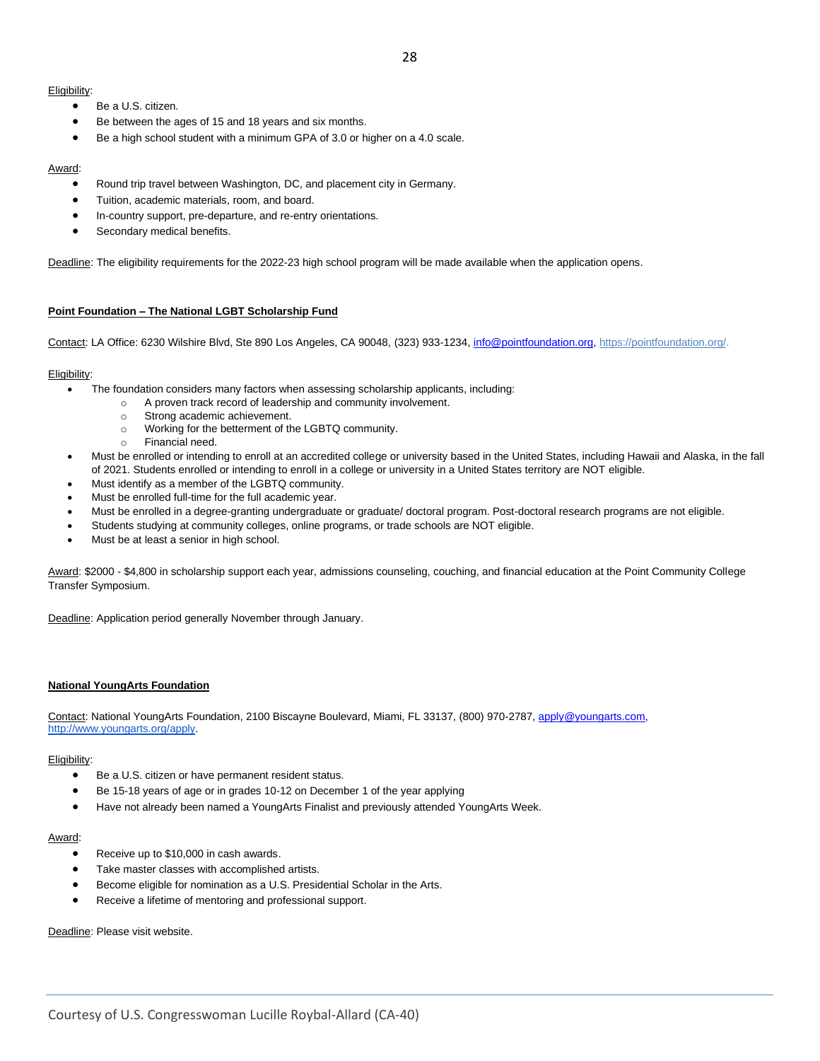Eligibility:

- Be a U.S. citizen.
- Be between the ages of 15 and 18 years and six months.
- Be a high school student with a minimum GPA of 3.0 or higher on a 4.0 scale.

Award:

- Round trip travel between Washington, DC, and placement city in Germany.
- Tuition, academic materials, room, and board.
- In-country support, pre-departure, and re-entry orientations.
- Secondary medical benefits.

Deadline: The eligibility requirements for the 2022-23 high school program will be made available when the application opens.

**Point Foundation – The National LGBT Scholarship Fund**

Contact: LA Office: 6230 Wilshire Blvd, Ste 890 Los Angeles, CA 90048, (323) 933-1234, info@pointfoundation.org, https://pointfoundation.org/.

Eligibility:

- The foundation considers many factors when assessing scholarship applicants, including:
  - A proven track record of leadership and community involvement.
  - Strong academic achievement.
  - Working for the betterment of the LGBTQ community.
  - Financial need.
- Must be enrolled or intending to enroll at an accredited college or university based in the United States, including Hawaii and Alaska, in the fall of 2021. Students enrolled or intending to enroll in a college or university in a United States territory are NOT eligible.
- Must identify as a member of the LGBTQ community.
- Must be enrolled full-time for the full academic year.
- Must be enrolled in a degree-granting undergraduate or graduate/ doctoral program. Post-doctoral research programs are not eligible.
- Students studying at community colleges, online programs, or trade schools are NOT eligible.
- Must be at least a senior in high school.

Award: $2000 - $4,800 in scholarship support each year, admissions counseling, couching, and financial education at the Point Community College Transfer Symposium.

Deadline: Application period generally November through January.

**National YoungArts Foundation**

Contact: National YoungArts Foundation, 2100 Biscayne Boulevard, Miami, FL 33137, (800) 970-2787, apply@youngarts.com, http://www.youngarts.org/apply.

Eligibility:

- Be a U.S. citizen or have permanent resident status.
- Be 15-18 years of age or in grades 10-12 on December 1 of the year applying
- Have not already been named a YoungArts Finalist and previously attended YoungArts Week.

Award:

- Receive up to $10,000 in cash awards.
- Take master classes with accomplished artists.
- Become eligible for nomination as a U.S. Presidential Scholar in the Arts.
- Receive a lifetime of mentoring and professional support.

Deadline: Please visit website.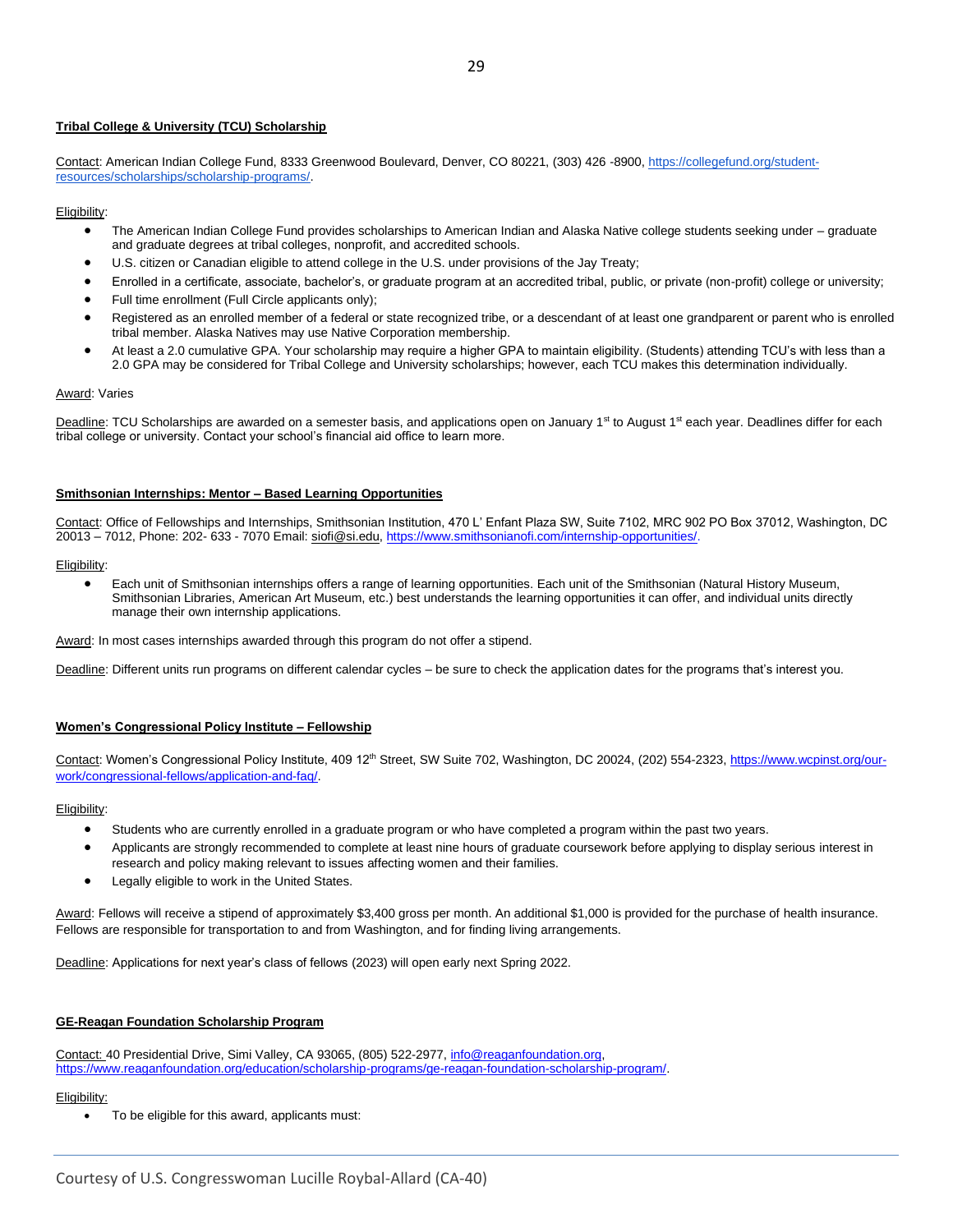**Tribal College & University (TCU) Scholarship**

Contact: American Indian College Fund, 8333 Greenwood Boulevard, Denver, CO 80221, (303) 426 -8900, https://collegefund.org/student-resources/scholarships/scholarship-programs/.

Eligibility:

- The American Indian College Fund provides scholarships to American Indian and Alaska Native college students seeking under – graduate and graduate degrees at tribal colleges, nonprofit, and accredited schools.
- U.S. citizen or Canadian eligible to attend college in the U.S. under provisions of the Jay Treaty;
- Enrolled in a certificate, associate, bachelor's, or graduate program at an accredited tribal, public, or private (non-profit) college or university;
- Full time enrollment (Full Circle applicants only);
- Registered as an enrolled member of a federal or state recognized tribe, or a descendant of at least one grandparent or parent who is enrolled tribal member. Alaska Natives may use Native Corporation membership.
- At least a 2.0 cumulative GPA. Your scholarship may require a higher GPA to maintain eligibility. (Students) attending TCU's with less than a 2.0 GPA may be considered for Tribal College and University scholarships; however, each TCU makes this determination individually.

Award: Varies

Deadline: TCU Scholarships are awarded on a semester basis, and applications open on January 1st to August 1st each year. Deadlines differ for each tribal college or university. Contact your school's financial aid office to learn more.

**Smithsonian Internships: Mentor – Based Learning Opportunities**

Contact: Office of Fellowships and Internships, Smithsonian Institution, 470 L' Enfant Plaza SW, Suite 7102, MRC 902 PO Box 37012, Washington, DC 20013 – 7012, Phone: 202- 633 - 7070 Email: siofi@si.edu, https://www.smithsonianofi.com/internship-opportunities/.

Eligibility:

- Each unit of Smithsonian internships offers a range of learning opportunities. Each unit of the Smithsonian (Natural History Museum, Smithsonian Libraries, American Art Museum, etc.) best understands the learning opportunities it can offer, and individual units directly manage their own internship applications.

Award: In most cases internships awarded through this program do not offer a stipend.

Deadline: Different units run programs on different calendar cycles – be sure to check the application dates for the programs that's interest you.

**Women's Congressional Policy Institute – Fellowship**

Contact: Women's Congressional Policy Institute, 409 12th Street, SW Suite 702, Washington, DC 20024, (202) 554-2323, https://www.wcpinst.org/our-work/congressional-fellows/application-and-faq/.

Eligibility:

- Students who are currently enrolled in a graduate program or who have completed a program within the past two years.
- Applicants are strongly recommended to complete at least nine hours of graduate coursework before applying to display serious interest in research and policy making relevant to issues affecting women and their families.
- Legally eligible to work in the United States.

Award: Fellows will receive a stipend of approximately $3,400 gross per month. An additional $1,000 is provided for the purchase of health insurance. Fellows are responsible for transportation to and from Washington, and for finding living arrangements.

Deadline: Applications for next year's class of fellows (2023) will open early next Spring 2022.

**GE-Reagan Foundation Scholarship Program**

Contact: 40 Presidential Drive, Simi Valley, CA 93065, (805) 522-2977, info@reaganfoundation.org, https://www.reaganfoundation.org/education/scholarship-programs/ge-reagan-foundation-scholarship-program/.

Eligibility:

- To be eligible for this award, applicants must: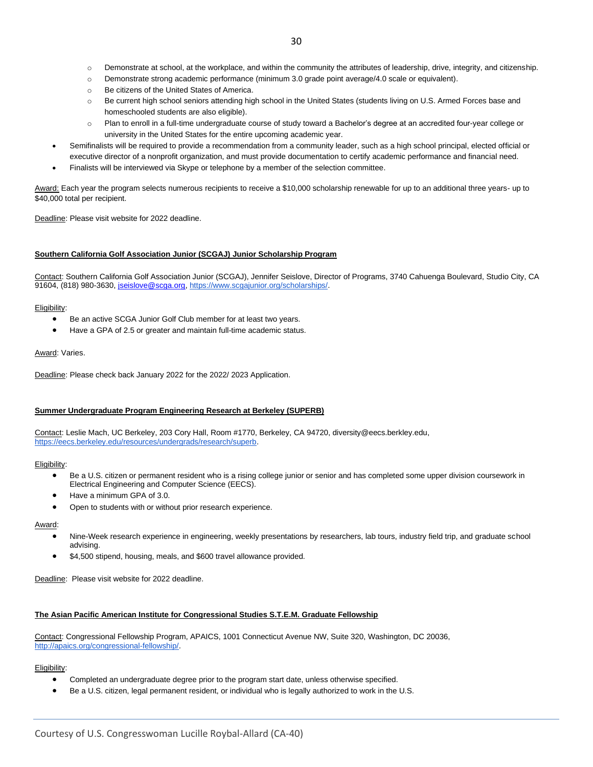- Demonstrate at school, at the workplace, and within the community the attributes of leadership, drive, integrity, and citizenship.
  - Demonstrate strong academic performance (minimum 3.0 grade point average/4.0 scale or equivalent).
  - Be citizens of the United States of America.
  - Be current high school seniors attending high school in the United States (students living on U.S. Armed Forces base and homeschooled students are also eligible).
  - Plan to enroll in a full-time undergraduate course of study toward a Bachelor's degree at an accredited four-year college or university in the United States for the entire upcoming academic year.
- Semifinalists will be required to provide a recommendation from a community leader, such as a high school principal, elected official or executive director of a nonprofit organization, and must provide documentation to certify academic performance and financial need.
- Finalists will be interviewed via Skype or telephone by a member of the selection committee.

Award: Each year the program selects numerous recipients to receive a $10,000 scholarship renewable for up to an additional three years- up to $40,000 total per recipient.

Deadline: Please visit website for 2022 deadline.

**Southern California Golf Association Junior (SCGAJ) Junior Scholarship Program**

Contact: Southern California Golf Association Junior (SCGAJ), Jennifer Seislove, Director of Programs, 3740 Cahuenga Boulevard, Studio City, CA 91604, (818) 980-3630, jseislove@scga.org, https://www.scgajunior.org/scholarships/.

Eligibility:

- Be an active SCGA Junior Golf Club member for at least two years.
- Have a GPA of 2.5 or greater and maintain full-time academic status.

Award: Varies.

Deadline: Please check back January 2022 for the 2022/ 2023 Application.

**Summer Undergraduate Program Engineering Research at Berkeley (SUPERB)**

Contact: Leslie Mach, UC Berkeley, 203 Cory Hall, Room #1770, Berkeley, CA 94720, diversity@eecs.berkley.edu, https://eecs.berkeley.edu/resources/undergrads/research/superb.

Eligibility:

- Be a U.S. citizen or permanent resident who is a rising college junior or senior and has completed some upper division coursework in Electrical Engineering and Computer Science (EECS).
- Have a minimum GPA of 3.0.
- Open to students with or without prior research experience.

Award:

- Nine-Week research experience in engineering, weekly presentations by researchers, lab tours, industry field trip, and graduate school advising.
- $4,500 stipend, housing, meals, and $600 travel allowance provided.

Deadline: Please visit website for 2022 deadline.

**The Asian Pacific American Institute for Congressional Studies S.T.E.M. Graduate Fellowship**

Contact: Congressional Fellowship Program, APAICS, 1001 Connecticut Avenue NW, Suite 320, Washington, DC 20036, http://apaics.org/congressional-fellowship/.

Eligibility:

- Completed an undergraduate degree prior to the program start date, unless otherwise specified.
- Be a U.S. citizen, legal permanent resident, or individual who is legally authorized to work in the U.S.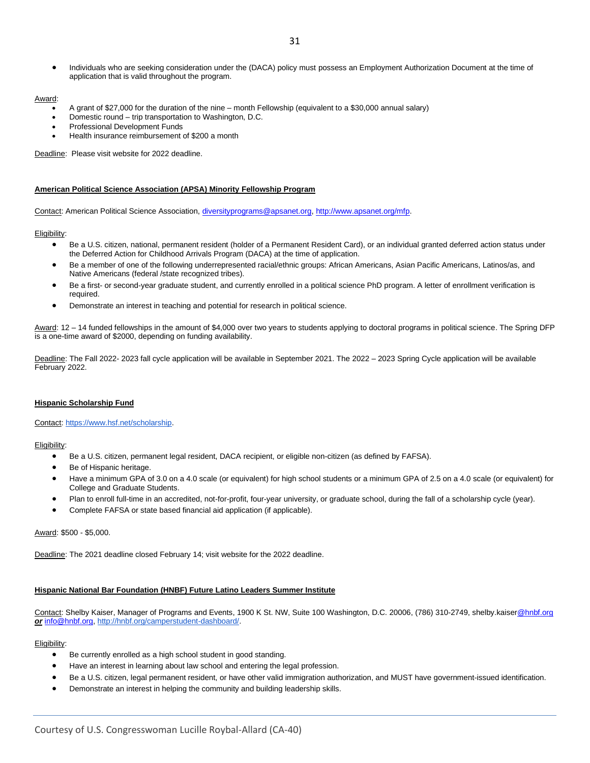- Individuals who are seeking consideration under the (DACA) policy must possess an Employment Authorization Document at the time of application that is valid throughout the program.

Award:

- A grant of $27,000 for the duration of the nine – month Fellowship (equivalent to a $30,000 annual salary)
- Domestic round – trip transportation to Washington, D.C.
- Professional Development Funds
- Health insurance reimbursement of $200 a month

Deadline: Please visit website for 2022 deadline.

**American Political Science Association (APSA) Minority Fellowship Program**

Contact: American Political Science Association, diversityprograms@apsanet.org, http://www.apsanet.org/mfp.

Eligibility:

- Be a U.S. citizen, national, permanent resident (holder of a Permanent Resident Card), or an individual granted deferred action status under the Deferred Action for Childhood Arrivals Program (DACA) at the time of application.
- Be a member of one of the following underrepresented racial/ethnic groups: African Americans, Asian Pacific Americans, Latinos/as, and Native Americans (federal /state recognized tribes).
- Be a first- or second-year graduate student, and currently enrolled in a political science PhD program. A letter of enrollment verification is required.
- Demonstrate an interest in teaching and potential for research in political science.

Award: 12 – 14 funded fellowships in the amount of $4,000 over two years to students applying to doctoral programs in political science. The Spring DFP is a one-time award of $2000, depending on funding availability.

Deadline: The Fall 2022- 2023 fall cycle application will be available in September 2021. The 2022 – 2023 Spring Cycle application will be available February 2022.

**Hispanic Scholarship Fund**

Contact: https://www.hsf.net/scholarship.

Eligibility:

- Be a U.S. citizen, permanent legal resident, DACA recipient, or eligible non-citizen (as defined by FAFSA).
- Be of Hispanic heritage.
- Have a minimum GPA of 3.0 on a 4.0 scale (or equivalent) for high school students or a minimum GPA of 2.5 on a 4.0 scale (or equivalent) for College and Graduate Students.
- Plan to enroll full-time in an accredited, not-for-profit, four-year university, or graduate school, during the fall of a scholarship cycle (year).
- Complete FAFSA or state based financial aid application (if applicable).

Award: $500 - $5,000.

Deadline: The 2021 deadline closed February 14; visit website for the 2022 deadline.

**Hispanic National Bar Foundation (HNBF) Future Latino Leaders Summer Institute**

Contact: Shelby Kaiser, Manager of Programs and Events, 1900 K St. NW, Suite 100 Washington, D.C. 20006, (786) 310-2749, shelby.kaiser@hnbf.org ***or*** info@hnbf.org, http://hnbf.org/camperstudent-dashboard/.

Eligibility:

- Be currently enrolled as a high school student in good standing.
- Have an interest in learning about law school and entering the legal profession.
- Be a U.S. citizen, legal permanent resident, or have other valid immigration authorization, and MUST have government-issued identification.
- Demonstrate an interest in helping the community and building leadership skills.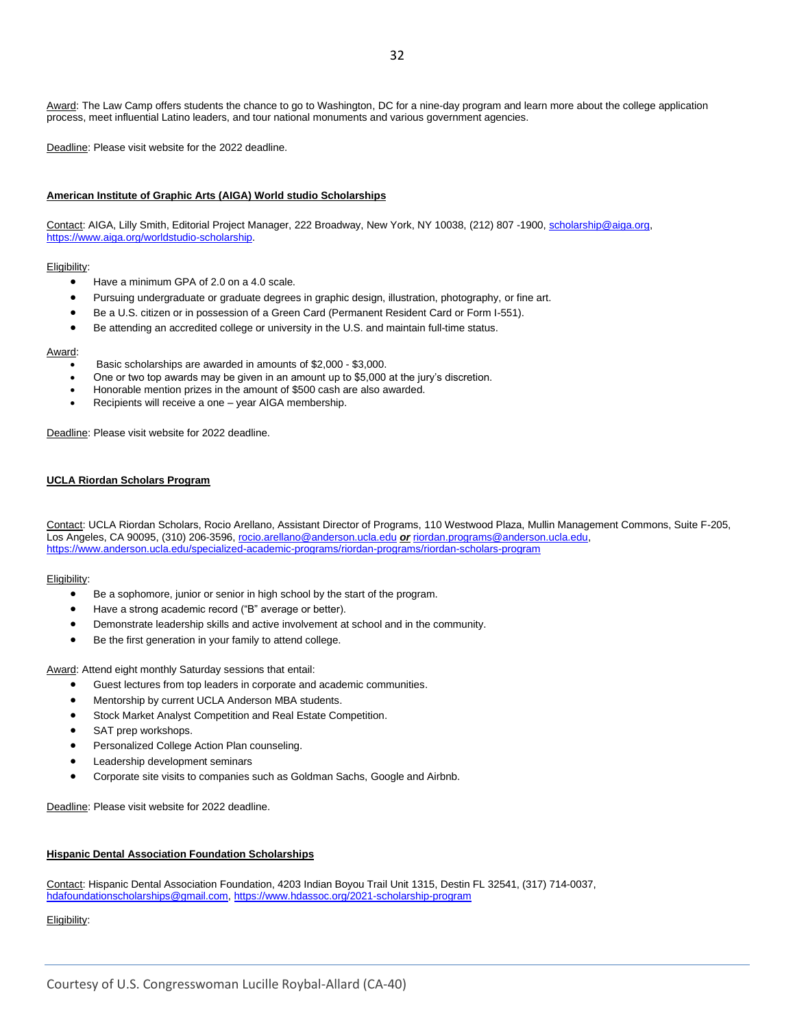Award: The Law Camp offers students the chance to go to Washington, DC for a nine-day program and learn more about the college application process, meet influential Latino leaders, and tour national monuments and various government agencies.

Deadline: Please visit website for the 2022 deadline.

**American Institute of Graphic Arts (AIGA) World studio Scholarships**

Contact: AIGA, Lilly Smith, Editorial Project Manager, 222 Broadway, New York, NY 10038, (212) 807 -1900, scholarship@aiga.org, https://www.aiga.org/worldstudio-scholarship.

Eligibility:

- Have a minimum GPA of 2.0 on a 4.0 scale.
- Pursuing undergraduate or graduate degrees in graphic design, illustration, photography, or fine art.
- Be a U.S. citizen or in possession of a Green Card (Permanent Resident Card or Form I-551).
- Be attending an accredited college or university in the U.S. and maintain full-time status.

Award:

- Basic scholarships are awarded in amounts of $2,000 - $3,000.
- One or two top awards may be given in an amount up to $5,000 at the jury's discretion.
- Honorable mention prizes in the amount of $500 cash are also awarded.
- Recipients will receive a one – year AIGA membership.

Deadline: Please visit website for 2022 deadline.

**UCLA Riordan Scholars Program**

Contact: UCLA Riordan Scholars, Rocio Arellano, Assistant Director of Programs, 110 Westwood Plaza, Mullin Management Commons, Suite F-205, Los Angeles, CA 90095, (310) 206-3596, rocio.arellano@anderson.ucla.edu ***or*** riordan.programs@anderson.ucla.edu, https://www.anderson.ucla.edu/specialized-academic-programs/riordan-programs/riordan-scholars-program

Eligibility:

- Be a sophomore, junior or senior in high school by the start of the program.
- Have a strong academic record ("B" average or better).
- Demonstrate leadership skills and active involvement at school and in the community.
- Be the first generation in your family to attend college.

Award: Attend eight monthly Saturday sessions that entail:

- Guest lectures from top leaders in corporate and academic communities.
- Mentorship by current UCLA Anderson MBA students.
- Stock Market Analyst Competition and Real Estate Competition.
- SAT prep workshops.
- Personalized College Action Plan counseling.
- Leadership development seminars
- Corporate site visits to companies such as Goldman Sachs, Google and Airbnb.

Deadline: Please visit website for 2022 deadline.

**Hispanic Dental Association Foundation Scholarships**

Contact: Hispanic Dental Association Foundation, 4203 Indian Boyou Trail Unit 1315, Destin FL 32541, (317) 714-0037, hdafoundationscholarships@gmail.com, https://www.hdassoc.org/2021-scholarship-program

Eligibility: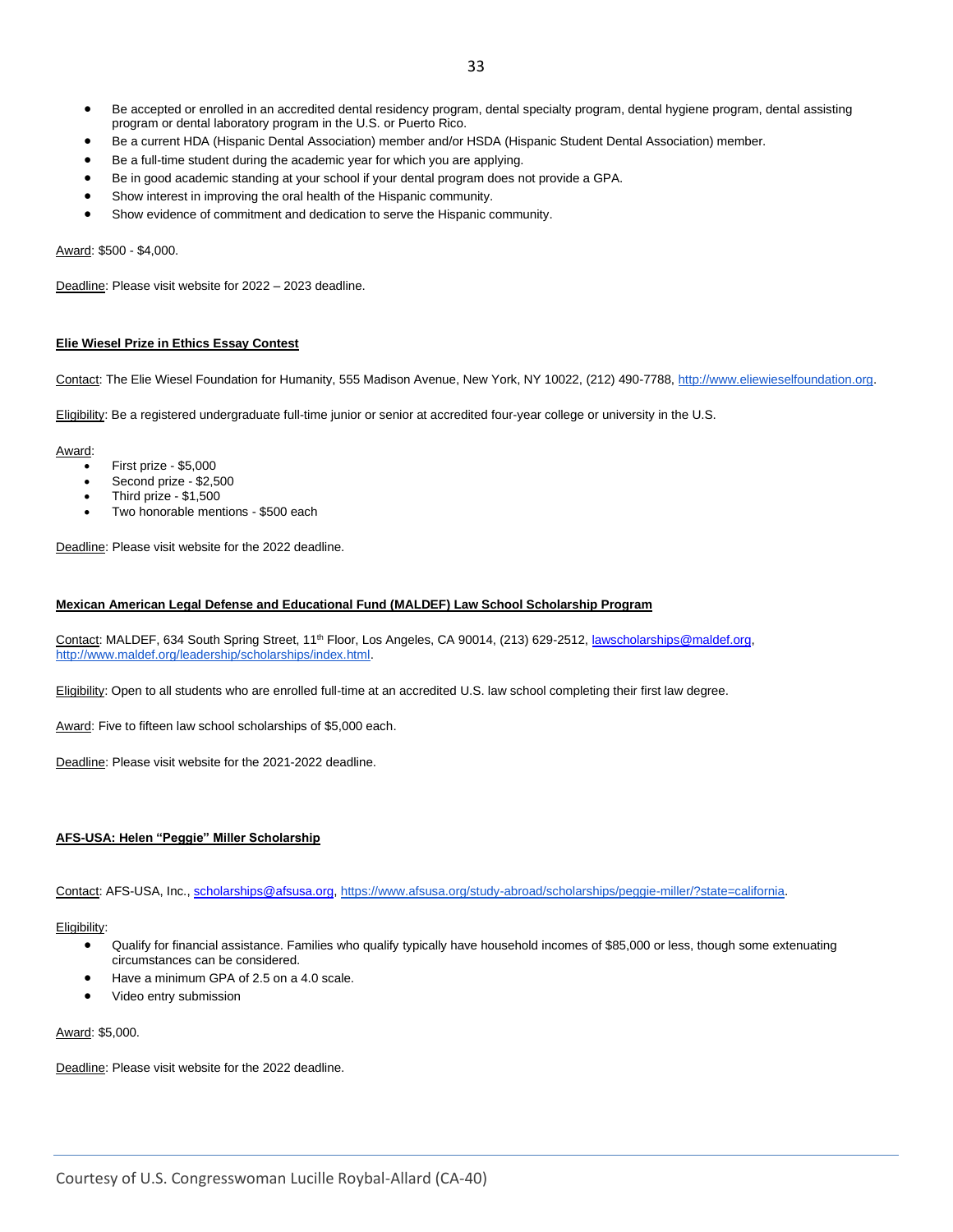- Be accepted or enrolled in an accredited dental residency program, dental specialty program, dental hygiene program, dental assisting program or dental laboratory program in the U.S. or Puerto Rico.
- Be a current HDA (Hispanic Dental Association) member and/or HSDA (Hispanic Student Dental Association) member.
- Be a full-time student during the academic year for which you are applying.
- Be in good academic standing at your school if your dental program does not provide a GPA.
- Show interest in improving the oral health of the Hispanic community.
- Show evidence of commitment and dedication to serve the Hispanic community.

Award: $500 - $4,000.

Deadline: Please visit website for 2022 – 2023 deadline.

**Elie Wiesel Prize in Ethics Essay Contest**

Contact: The Elie Wiesel Foundation for Humanity, 555 Madison Avenue, New York, NY 10022, (212) 490-7788, http://www.eliewieselfoundation.org.

Eligibility: Be a registered undergraduate full-time junior or senior at accredited four-year college or university in the U.S.

Award:

- First prize - $5,000
- Second prize - $2,500
- Third prize - $1,500
- Two honorable mentions - $500 each

Deadline: Please visit website for the 2022 deadline.

**Mexican American Legal Defense and Educational Fund (MALDEF) Law School Scholarship Program**

Contact: MALDEF, 634 South Spring Street, 11th Floor, Los Angeles, CA 90014, (213) 629-2512, lawscholarships@maldef.org, http://www.maldef.org/leadership/scholarships/index.html.

Eligibility: Open to all students who are enrolled full-time at an accredited U.S. law school completing their first law degree.

Award: Five to fifteen law school scholarships of $5,000 each.

Deadline: Please visit website for the 2021-2022 deadline.

**AFS-USA: Helen "Peggie" Miller Scholarship**

Contact: AFS-USA, Inc., scholarships@afsusa.org, https://www.afsusa.org/study-abroad/scholarships/peggie-miller/?state=california.

Eligibility:

- Qualify for financial assistance. Families who qualify typically have household incomes of $85,000 or less, though some extenuating circumstances can be considered.
- Have a minimum GPA of 2.5 on a 4.0 scale.
- Video entry submission

Award: $5,000.

Deadline: Please visit website for the 2022 deadline.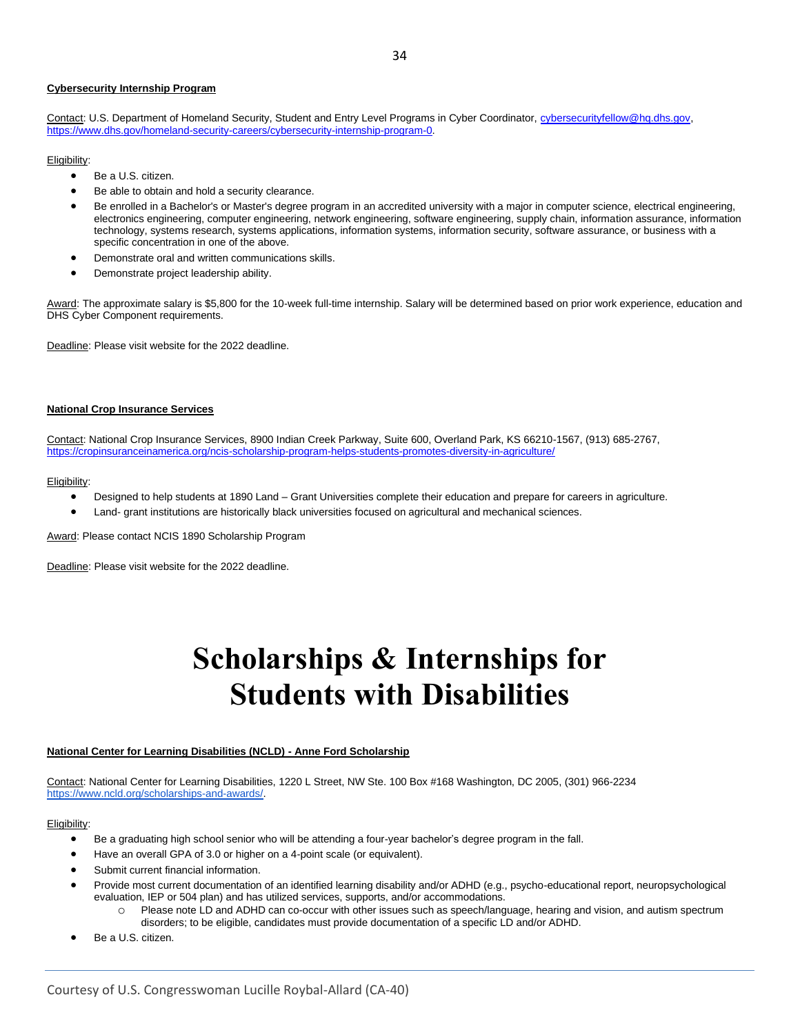**Cybersecurity Internship Program**

Contact: U.S. Department of Homeland Security, Student and Entry Level Programs in Cyber Coordinator, cybersecurityfellow@hq.dhs.gov, https://www.dhs.gov/homeland-security-careers/cybersecurity-internship-program-0.

Eligibility:

- Be a U.S. citizen.
- Be able to obtain and hold a security clearance.
- Be enrolled in a Bachelor's or Master's degree program in an accredited university with a major in computer science, electrical engineering, electronics engineering, computer engineering, network engineering, software engineering, supply chain, information assurance, information technology, systems research, systems applications, information systems, information security, software assurance, or business with a specific concentration in one of the above.
- Demonstrate oral and written communications skills.
- Demonstrate project leadership ability.

Award: The approximate salary is $5,800 for the 10-week full-time internship. Salary will be determined based on prior work experience, education and DHS Cyber Component requirements.

Deadline: Please visit website for the 2022 deadline.

**National Crop Insurance Services**

Contact: National Crop Insurance Services, 8900 Indian Creek Parkway, Suite 600, Overland Park, KS 66210-1567, (913) 685-2767, https://cropinsuranceinamerica.org/ncis-scholarship-program-helps-students-promotes-diversity-in-agriculture/

Eligibility:

- Designed to help students at 1890 Land – Grant Universities complete their education and prepare for careers in agriculture.
- Land- grant institutions are historically black universities focused on agricultural and mechanical sciences.

Award: Please contact NCIS 1890 Scholarship Program

Deadline: Please visit website for the 2022 deadline.

# Scholarships & Internships for Students with Disabilities

**National Center for Learning Disabilities (NCLD) - Anne Ford Scholarship**

Contact: National Center for Learning Disabilities, 1220 L Street, NW Ste. 100 Box #168 Washington, DC 2005, (301) 966-2234 https://www.ncld.org/scholarships-and-awards/.

Eligibility:

- Be a graduating high school senior who will be attending a four-year bachelor's degree program in the fall.
- Have an overall GPA of 3.0 or higher on a 4-point scale (or equivalent).
- Submit current financial information.
- Provide most current documentation of an identified learning disability and/or ADHD (e.g., psycho-educational report, neuropsychological evaluation, IEP or 504 plan) and has utilized services, supports, and/or accommodations.
  - Please note LD and ADHD can co-occur with other issues such as speech/language, hearing and vision, and autism spectrum disorders; to be eligible, candidates must provide documentation of a specific LD and/or ADHD.
- Be a U.S. citizen.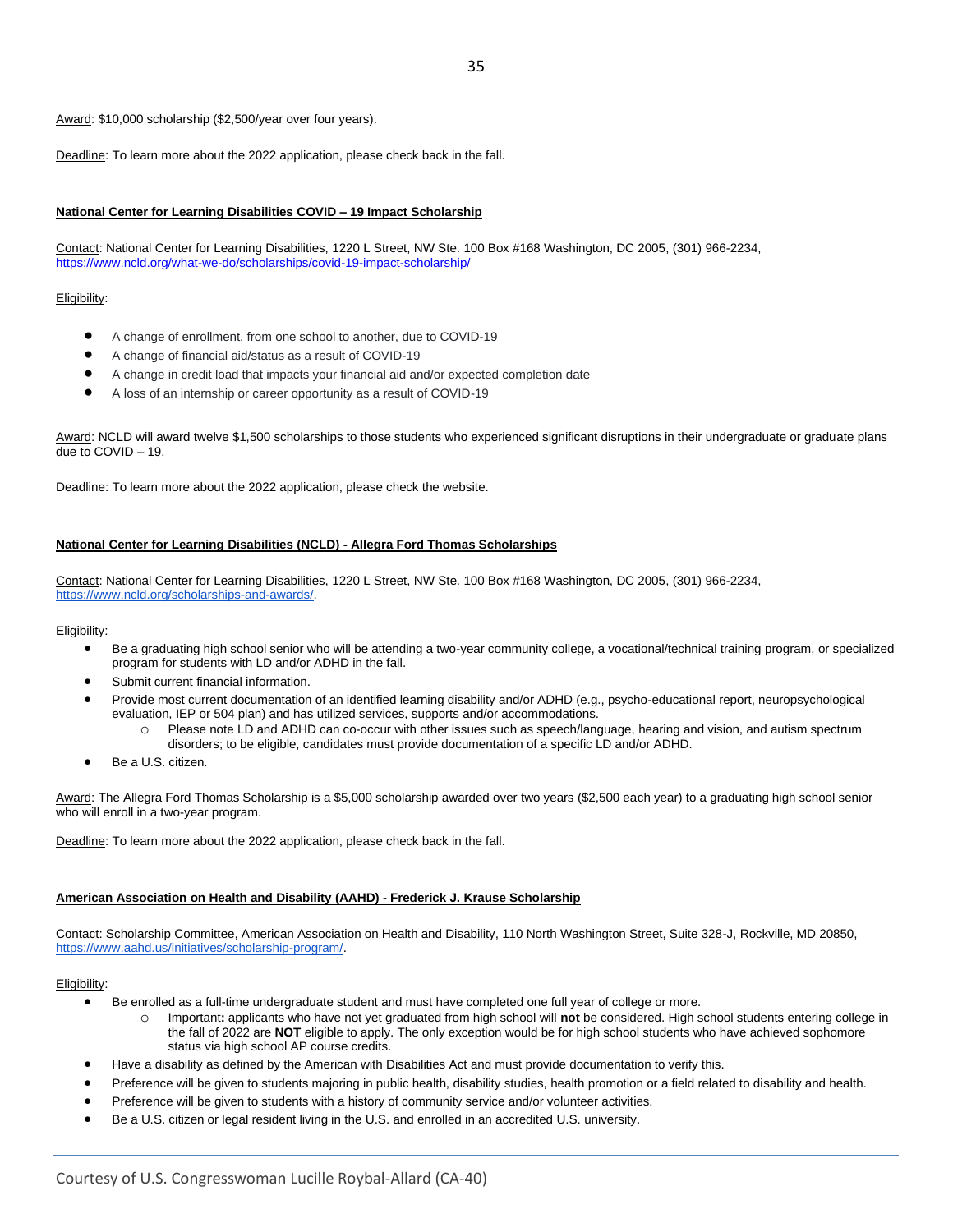Award: $10,000 scholarship ($2,500/year over four years).

Deadline: To learn more about the 2022 application, please check back in the fall.

**National Center for Learning Disabilities COVID – 19 Impact Scholarship**

Contact: National Center for Learning Disabilities, 1220 L Street, NW Ste. 100 Box #168 Washington, DC 2005, (301) 966-2234, https://www.ncld.org/what-we-do/scholarships/covid-19-impact-scholarship/

Eligibility:

- A change of enrollment, from one school to another, due to COVID-19
- A change of financial aid/status as a result of COVID-19
- A change in credit load that impacts your financial aid and/or expected completion date
- A loss of an internship or career opportunity as a result of COVID-19

Award: NCLD will award twelve $1,500 scholarships to those students who experienced significant disruptions in their undergraduate or graduate plans due to COVID – 19.

Deadline: To learn more about the 2022 application, please check the website.

**National Center for Learning Disabilities (NCLD) - Allegra Ford Thomas Scholarships**

Contact: National Center for Learning Disabilities, 1220 L Street, NW Ste. 100 Box #168 Washington, DC 2005, (301) 966-2234, https://www.ncld.org/scholarships-and-awards/.

Eligibility:

- Be a graduating high school senior who will be attending a two-year community college, a vocational/technical training program, or specialized program for students with LD and/or ADHD in the fall.
- Submit current financial information.
- Provide most current documentation of an identified learning disability and/or ADHD (e.g., psycho-educational report, neuropsychological evaluation, IEP or 504 plan) and has utilized services, supports and/or accommodations.
  - Please note LD and ADHD can co-occur with other issues such as speech/language, hearing and vision, and autism spectrum disorders; to be eligible, candidates must provide documentation of a specific LD and/or ADHD.
- Be a U.S. citizen.

Award: The Allegra Ford Thomas Scholarship is a $5,000 scholarship awarded over two years ($2,500 each year) to a graduating high school senior who will enroll in a two-year program.

Deadline: To learn more about the 2022 application, please check back in the fall.

**American Association on Health and Disability (AAHD) - Frederick J. Krause Scholarship**

Contact: Scholarship Committee, American Association on Health and Disability, 110 North Washington Street, Suite 328-J, Rockville, MD 20850, https://www.aahd.us/initiatives/scholarship-program/.

Eligibility:

- Be enrolled as a full-time undergraduate student and must have completed one full year of college or more.
  - Important**:** applicants who have not yet graduated from high school will **not** be considered. High school students entering college in the fall of 2022 are **NOT** eligible to apply. The only exception would be for high school students who have achieved sophomore status via high school AP course credits.
- Have a disability as defined by the American with Disabilities Act and must provide documentation to verify this.
- Preference will be given to students majoring in public health, disability studies, health promotion or a field related to disability and health.
- Preference will be given to students with a history of community service and/or volunteer activities.
- Be a U.S. citizen or legal resident living in the U.S. and enrolled in an accredited U.S. university.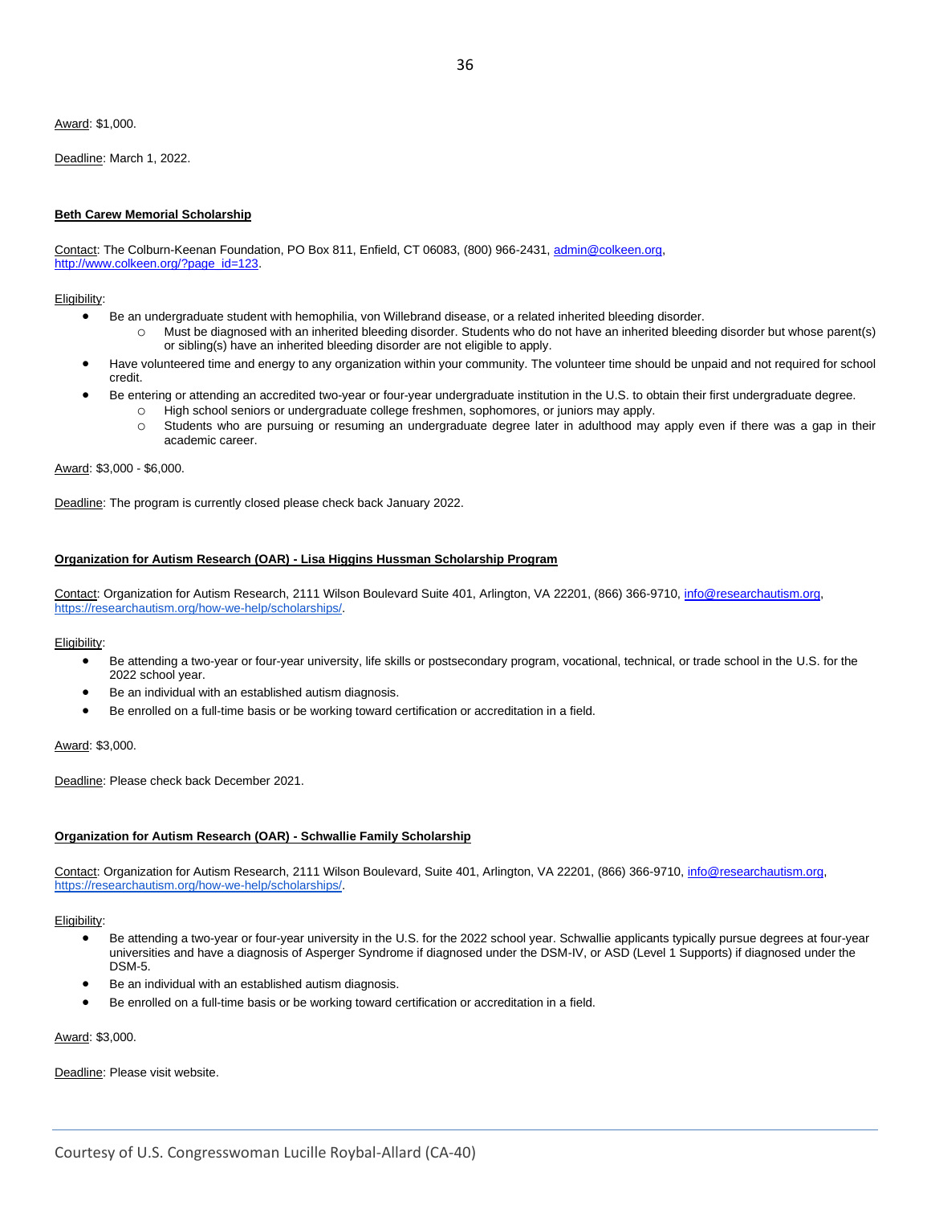Award: $1,000.

Deadline: March 1, 2022.

**Beth Carew Memorial Scholarship**

Contact: The Colburn-Keenan Foundation, PO Box 811, Enfield, CT 06083, (800) 966-2431, admin@colkeen.org, http://www.colkeen.org/?page_id=123.

Eligibility:

- Be an undergraduate student with hemophilia, von Willebrand disease, or a related inherited bleeding disorder.
  - Must be diagnosed with an inherited bleeding disorder. Students who do not have an inherited bleeding disorder but whose parent(s) or sibling(s) have an inherited bleeding disorder are not eligible to apply.
- Have volunteered time and energy to any organization within your community. The volunteer time should be unpaid and not required for school credit.
- Be entering or attending an accredited two-year or four-year undergraduate institution in the U.S. to obtain their first undergraduate degree.
  - High school seniors or undergraduate college freshmen, sophomores, or juniors may apply.
  - Students who are pursuing or resuming an undergraduate degree later in adulthood may apply even if there was a gap in their academic career.

Award: $3,000 - $6,000.

Deadline: The program is currently closed please check back January 2022.

**Organization for Autism Research (OAR) - Lisa Higgins Hussman Scholarship Program**

Contact: Organization for Autism Research, 2111 Wilson Boulevard Suite 401, Arlington, VA 22201, (866) 366-9710, info@researchautism.org, https://researchautism.org/how-we-help/scholarships/.

Eligibility:

- Be attending a two-year or four-year university, life skills or postsecondary program, vocational, technical, or trade school in the U.S. for the 2022 school year.
- Be an individual with an established autism diagnosis.
- Be enrolled on a full-time basis or be working toward certification or accreditation in a field.

Award: $3,000.

Deadline: Please check back December 2021.

**Organization for Autism Research (OAR) - Schwallie Family Scholarship**

Contact: Organization for Autism Research, 2111 Wilson Boulevard, Suite 401, Arlington, VA 22201, (866) 366-9710, info@researchautism.org, https://researchautism.org/how-we-help/scholarships/.

Eligibility:

- Be attending a two-year or four-year university in the U.S. for the 2022 school year. Schwallie applicants typically pursue degrees at four-year universities and have a diagnosis of Asperger Syndrome if diagnosed under the DSM-IV, or ASD (Level 1 Supports) if diagnosed under the DSM-5.
- Be an individual with an established autism diagnosis.
- Be enrolled on a full-time basis or be working toward certification or accreditation in a field.

Award: $3,000.

Deadline: Please visit website.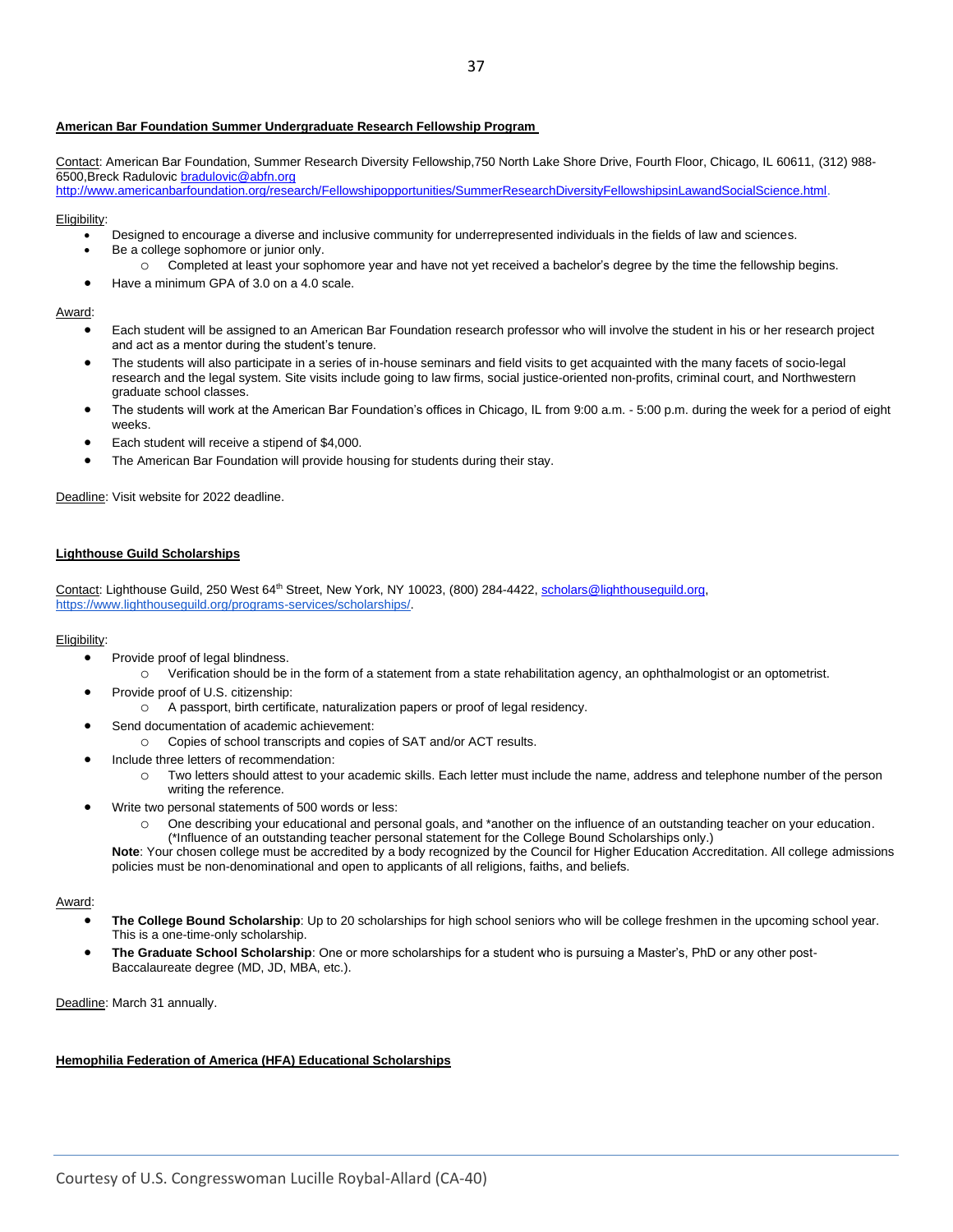**American Bar Foundation Summer Undergraduate Research Fellowship Program**

Contact: American Bar Foundation, Summer Research Diversity Fellowship,750 North Lake Shore Drive, Fourth Floor, Chicago, IL 60611, (312) 988-6500,Breck Radulovic bradulovic@abfn.org
http://www.americanbarfoundation.org/research/Fellowshipopportunities/SummerResearchDiversityFellowshipsinLawandSocialScience.html.

Eligibility:

- Designed to encourage a diverse and inclusive community for underrepresented individuals in the fields of law and sciences.
- Be a college sophomore or junior only.
  - Completed at least your sophomore year and have not yet received a bachelor's degree by the time the fellowship begins.
- Have a minimum GPA of 3.0 on a 4.0 scale.

Award:

- Each student will be assigned to an American Bar Foundation research professor who will involve the student in his or her research project and act as a mentor during the student's tenure.
- The students will also participate in a series of in-house seminars and field visits to get acquainted with the many facets of socio-legal research and the legal system. Site visits include going to law firms, social justice-oriented non-profits, criminal court, and Northwestern graduate school classes.
- The students will work at the American Bar Foundation's offices in Chicago, IL from 9:00 a.m. - 5:00 p.m. during the week for a period of eight weeks.
- Each student will receive a stipend of $4,000.
- The American Bar Foundation will provide housing for students during their stay.

Deadline: Visit website for 2022 deadline.

**Lighthouse Guild Scholarships**

Contact: Lighthouse Guild, 250 West 64th Street, New York, NY 10023, (800) 284-4422, scholars@lighthouseguild.org, https://www.lighthouseguild.org/programs-services/scholarships/.

Eligibility:

- Provide proof of legal blindness.
  - Verification should be in the form of a statement from a state rehabilitation agency, an ophthalmologist or an optometrist.
- Provide proof of U.S. citizenship:
  - A passport, birth certificate, naturalization papers or proof of legal residency.
- Send documentation of academic achievement:
  - Copies of school transcripts and copies of SAT and/or ACT results.
- Include three letters of recommendation:
  - Two letters should attest to your academic skills. Each letter must include the name, address and telephone number of the person writing the reference.
- Write two personal statements of 500 words or less:
  - One describing your educational and personal goals, and *another on the influence of an outstanding teacher on your education. (*Influence of an outstanding teacher personal statement for the College Bound Scholarships only.)

  **Note**: Your chosen college must be accredited by a body recognized by the Council for Higher Education Accreditation. All college admissions policies must be non-denominational and open to applicants of all religions, faiths, and beliefs.

Award:

- **The College Bound Scholarship**: Up to 20 scholarships for high school seniors who will be college freshmen in the upcoming school year. This is a one-time-only scholarship.
- **The Graduate School Scholarship**: One or more scholarships for a student who is pursuing a Master's, PhD or any other post-Baccalaureate degree (MD, JD, MBA, etc.).

Deadline: March 31 annually.

**Hemophilia Federation of America (HFA) Educational Scholarships**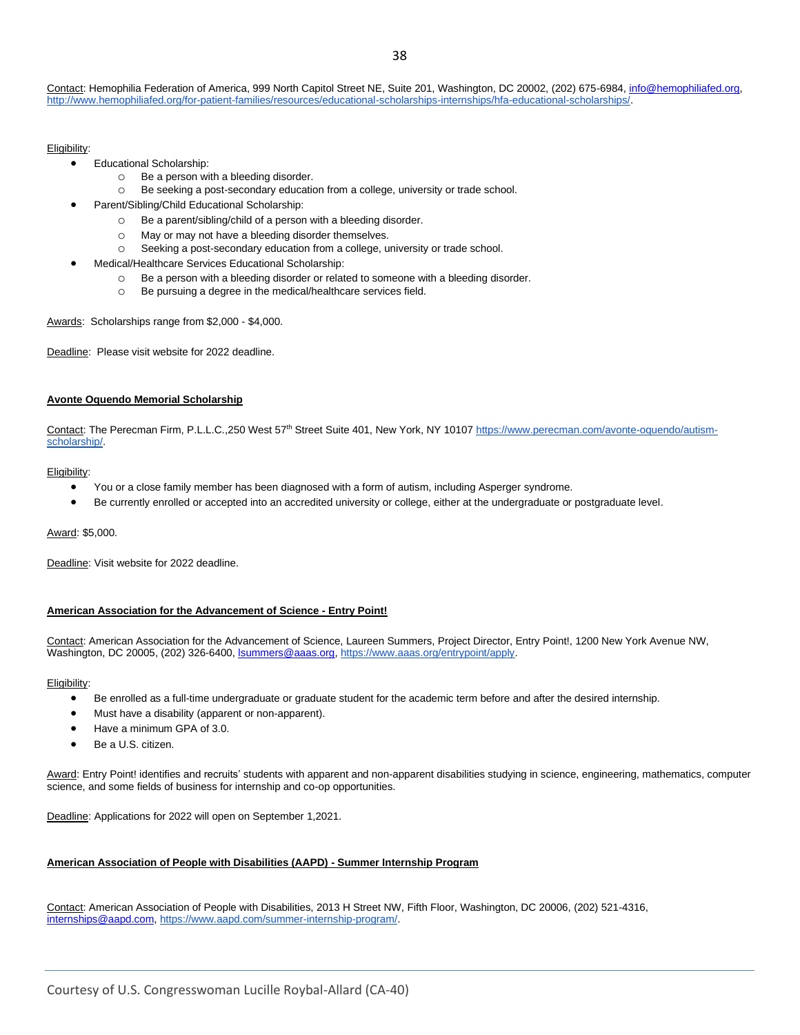Contact: Hemophilia Federation of America, 999 North Capitol Street NE, Suite 201, Washington, DC 20002, (202) 675-6984, info@hemophiliafed.org, http://www.hemophiliafed.org/for-patient-families/resources/educational-scholarships-internships/hfa-educational-scholarships/.

Eligibility:

- Educational Scholarship:
  - Be a person with a bleeding disorder.
  - Be seeking a post-secondary education from a college, university or trade school.
- Parent/Sibling/Child Educational Scholarship:
  - Be a parent/sibling/child of a person with a bleeding disorder.
  - May or may not have a bleeding disorder themselves.
  - Seeking a post-secondary education from a college, university or trade school.
- Medical/Healthcare Services Educational Scholarship:
  - Be a person with a bleeding disorder or related to someone with a bleeding disorder.
  - Be pursuing a degree in the medical/healthcare services field.

Awards: Scholarships range from $2,000 - $4,000.

Deadline: Please visit website for 2022 deadline.

**Avonte Oquendo Memorial Scholarship**

Contact: The Perecman Firm, P.L.L.C.,250 West 57th Street Suite 401, New York, NY 10107 https://www.perecman.com/avonte-oquendo/autism-scholarship/.

Eligibility:

- You or a close family member has been diagnosed with a form of autism, including Asperger syndrome.
- Be currently enrolled or accepted into an accredited university or college, either at the undergraduate or postgraduate level.

Award: $5,000.

Deadline: Visit website for 2022 deadline.

**American Association for the Advancement of Science - Entry Point!**

Contact: American Association for the Advancement of Science, Laureen Summers, Project Director, Entry Point!, 1200 New York Avenue NW, Washington, DC 20005, (202) 326-6400, lsummers@aaas.org, https://www.aaas.org/entrypoint/apply.

Eligibility:

- Be enrolled as a full-time undergraduate or graduate student for the academic term before and after the desired internship.
- Must have a disability (apparent or non-apparent).
- Have a minimum GPA of 3.0.
- Be a U.S. citizen.

Award: Entry Point! identifies and recruits' students with apparent and non-apparent disabilities studying in science, engineering, mathematics, computer science, and some fields of business for internship and co-op opportunities.

Deadline: Applications for 2022 will open on September 1,2021.

**American Association of People with Disabilities (AAPD) - Summer Internship Program**

Contact: American Association of People with Disabilities, 2013 H Street NW, Fifth Floor, Washington, DC 20006, (202) 521-4316, internships@aapd.com, https://www.aapd.com/summer-internship-program/.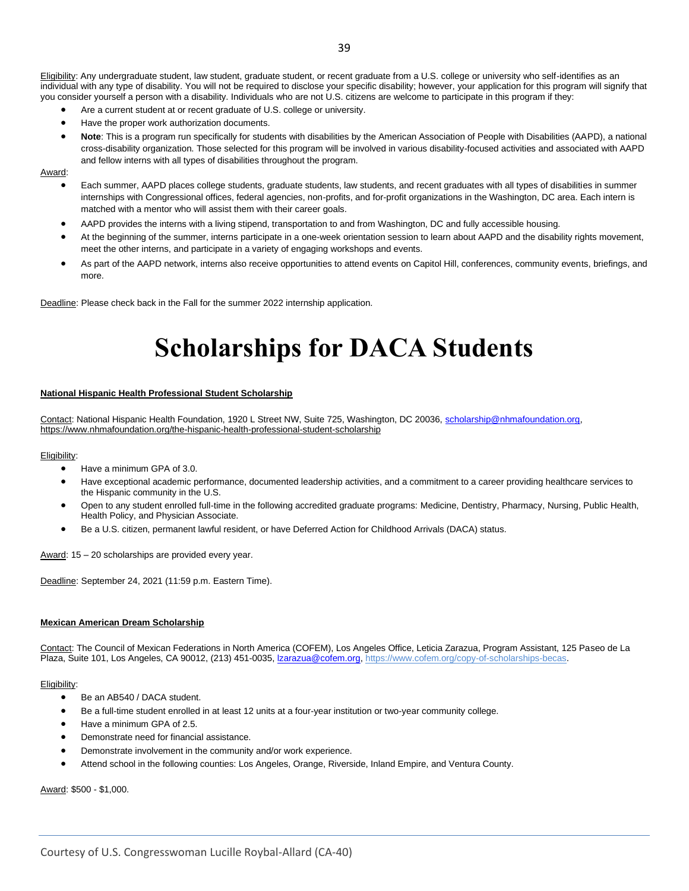Eligibility: Any undergraduate student, law student, graduate student, or recent graduate from a U.S. college or university who self-identifies as an individual with any type of disability. You will not be required to disclose your specific disability; however, your application for this program will signify that you consider yourself a person with a disability. Individuals who are not U.S. citizens are welcome to participate in this program if they:

- Are a current student at or recent graduate of U.S. college or university.
- Have the proper work authorization documents.
- **Note**: This is a program run specifically for students with disabilities by the American Association of People with Disabilities (AAPD), a national cross-disability organization. Those selected for this program will be involved in various disability-focused activities and associated with AAPD and fellow interns with all types of disabilities throughout the program.

Award:

- Each summer, AAPD places college students, graduate students, law students, and recent graduates with all types of disabilities in summer internships with Congressional offices, federal agencies, non-profits, and for-profit organizations in the Washington, DC area. Each intern is matched with a mentor who will assist them with their career goals.
- AAPD provides the interns with a living stipend, transportation to and from Washington, DC and fully accessible housing.
- At the beginning of the summer, interns participate in a one-week orientation session to learn about AAPD and the disability rights movement, meet the other interns, and participate in a variety of engaging workshops and events.
- As part of the AAPD network, interns also receive opportunities to attend events on Capitol Hill, conferences, community events, briefings, and more.

Deadline: Please check back in the Fall for the summer 2022 internship application.

# Scholarships for DACA Students

**National Hispanic Health Professional Student Scholarship**

Contact: National Hispanic Health Foundation, 1920 L Street NW, Suite 725, Washington, DC 20036, scholarship@nhmafoundation.org, https://www.nhmafoundation.org/the-hispanic-health-professional-student-scholarship

Eligibility:

- Have a minimum GPA of 3.0.
- Have exceptional academic performance, documented leadership activities, and a commitment to a career providing healthcare services to the Hispanic community in the U.S.
- Open to any student enrolled full-time in the following accredited graduate programs: Medicine, Dentistry, Pharmacy, Nursing, Public Health, Health Policy, and Physician Associate.
- Be a U.S. citizen, permanent lawful resident, or have Deferred Action for Childhood Arrivals (DACA) status.

Award: 15 – 20 scholarships are provided every year.

Deadline: September 24, 2021 (11:59 p.m. Eastern Time).

**Mexican American Dream Scholarship**

Contact: The Council of Mexican Federations in North America (COFEM), Los Angeles Office, Leticia Zarazua, Program Assistant, 125 Paseo de La Plaza, Suite 101, Los Angeles, CA 90012, (213) 451-0035, lzarazua@cofem.org, https://www.cofem.org/copy-of-scholarships-becas.

Eligibility:

- Be an AB540 / DACA student.
- Be a full-time student enrolled in at least 12 units at a four-year institution or two-year community college.
- Have a minimum GPA of 2.5.
- Demonstrate need for financial assistance.
- Demonstrate involvement in the community and/or work experience.
- Attend school in the following counties: Los Angeles, Orange, Riverside, Inland Empire, and Ventura County.

Award: $500 - $1,000.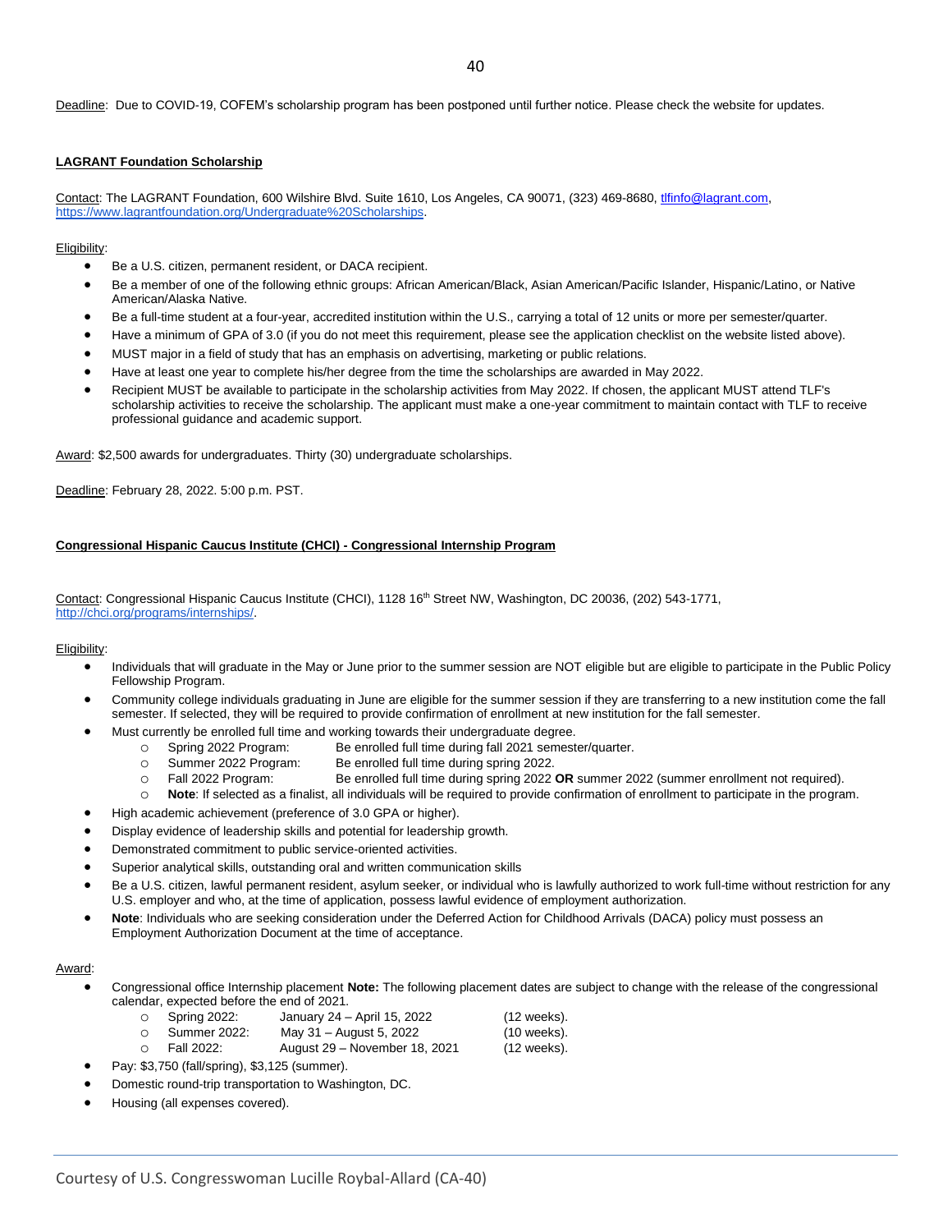Deadline: Due to COVID-19, COFEM's scholarship program has been postponed until further notice. Please check the website for updates.

**LAGRANT Foundation Scholarship**

Contact: The LAGRANT Foundation, 600 Wilshire Blvd. Suite 1610, Los Angeles, CA 90071, (323) 469-8680, tlfinfo@lagrant.com, https://www.lagrantfoundation.org/Undergraduate%20Scholarships.

Eligibility:

- Be a U.S. citizen, permanent resident, or DACA recipient.
- Be a member of one of the following ethnic groups: African American/Black, Asian American/Pacific Islander, Hispanic/Latino, or Native American/Alaska Native.
- Be a full-time student at a four-year, accredited institution within the U.S., carrying a total of 12 units or more per semester/quarter.
- Have a minimum of GPA of 3.0 (if you do not meet this requirement, please see the application checklist on the website listed above).
- MUST major in a field of study that has an emphasis on advertising, marketing or public relations.
- Have at least one year to complete his/her degree from the time the scholarships are awarded in May 2022.
- Recipient MUST be available to participate in the scholarship activities from May 2022. If chosen, the applicant MUST attend TLF's scholarship activities to receive the scholarship. The applicant must make a one-year commitment to maintain contact with TLF to receive professional guidance and academic support.

Award: $2,500 awards for undergraduates. Thirty (30) undergraduate scholarships.

Deadline: February 28, 2022. 5:00 p.m. PST.

**Congressional Hispanic Caucus Institute (CHCI) - Congressional Internship Program**

Contact: Congressional Hispanic Caucus Institute (CHCI), 1128 16th Street NW, Washington, DC 20036, (202) 543-1771, http://chci.org/programs/internships/.

Eligibility:

- Individuals that will graduate in the May or June prior to the summer session are NOT eligible but are eligible to participate in the Public Policy Fellowship Program.
- Community college individuals graduating in June are eligible for the summer session if they are transferring to a new institution come the fall semester. If selected, they will be required to provide confirmation of enrollment at new institution for the fall semester.
- Must currently be enrolled full time and working towards their undergraduate degree.
  - Spring 2022 Program: Be enrolled full time during fall 2021 semester/quarter.
  - Summer 2022 Program: Be enrolled full time during spring 2022.
  - Fall 2022 Program: Be enrolled full time during spring 2022 **OR** summer 2022 (summer enrollment not required).
  - **Note**: If selected as a finalist, all individuals will be required to provide confirmation of enrollment to participate in the program.
- High academic achievement (preference of 3.0 GPA or higher).
- Display evidence of leadership skills and potential for leadership growth.
- Demonstrated commitment to public service-oriented activities.
- Superior analytical skills, outstanding oral and written communication skills
- Be a U.S. citizen, lawful permanent resident, asylum seeker, or individual who is lawfully authorized to work full-time without restriction for any U.S. employer and who are, at the time of application, possess lawful evidence of employment authorization.
- **Note**: Individuals who are seeking consideration under the Deferred Action for Childhood Arrivals (DACA) policy must possess an Employment Authorization Document at the time of acceptance.

Award:

- Congressional office Internship placement **Note:** The following placement dates are subject to change with the release of the congressional calendar, expected before the end of 2021.
  - Spring 2022: January 24 – April 15, 2022 (12 weeks).
  - Summer 2022: May 31 – August 5, 2022 (10 weeks).
  - Fall 2022: August 29 – November 18, 2021 (12 weeks).
- Pay: $3,750 (fall/spring), $3,125 (summer).
- Domestic round-trip transportation to Washington, DC.
- Housing (all expenses covered).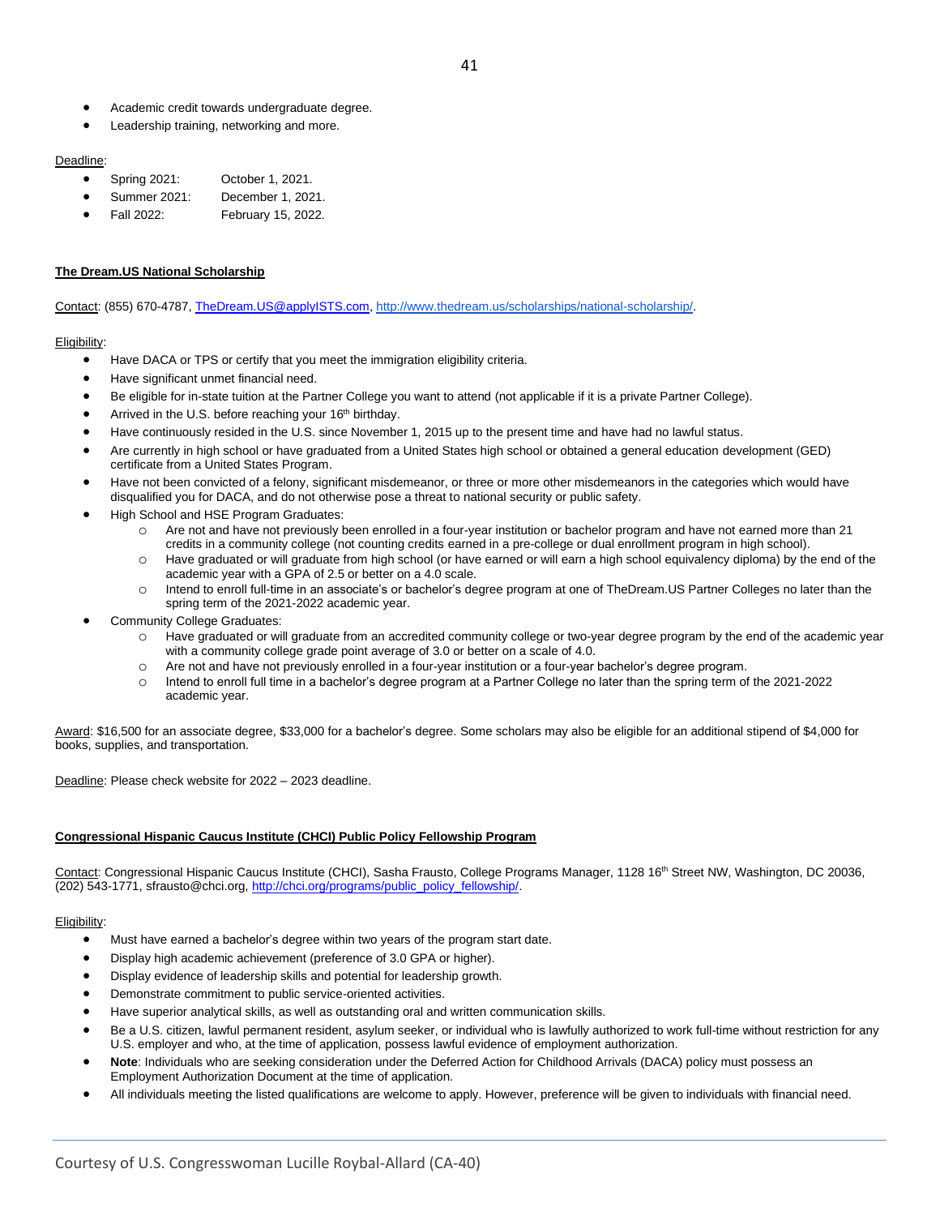- Academic credit towards undergraduate degree.
- Leadership training, networking and more.

Deadline:

- Spring 2021: October 1, 2021.
- Summer 2021: December 1, 2021.
- Fall 2022: February 15, 2022.

**The Dream.US National Scholarship**

Contact: (855) 670-4787, TheDream.US@applyISTS.com, http://www.thedream.us/scholarships/national-scholarship/.

Eligibility:

- Have DACA or TPS or certify that you meet the immigration eligibility criteria.
- Have significant unmet financial need.
- Be eligible for in-state tuition at the Partner College you want to attend (not applicable if it is a private Partner College).
- Arrived in the U.S. before reaching your 16th birthday.
- Have continuously resided in the U.S. since November 1, 2015 up to the present time and have had no lawful status.
- Are currently in high school or have graduated from a United States high school or obtained a general education development (GED) certificate from a United States Program.
- Have not been convicted of a felony, significant misdemeanor, or three or more other misdemeanors in the categories which would have disqualified you for DACA, and do not otherwise pose a threat to national security or public safety.
- High School and HSE Program Graduates:
  - Are not and have not previously been enrolled in a four-year institution or bachelor program and have not earned more than 21 credits in a community college (not counting credits earned in a pre-college or dual enrollment program in high school).
  - Have graduated or will graduate from high school (or have earned or will earn a high school equivalency diploma) by the end of the academic year with a GPA of 2.5 or better on a 4.0 scale.
  - Intend to enroll full-time in an associate's or bachelor's degree program at one of TheDream.US Partner Colleges no later than the spring term of the 2021-2022 academic year.
- Community College Graduates:
  - Have graduated or will graduate from an accredited community college or two-year degree program by the end of the academic year with a community college grade point average of 3.0 or better on a scale of 4.0.
  - Are not and have not previously enrolled in a four-year institution or a four-year bachelor's degree program.
  - Intend to enroll full time in a bachelor's degree program at a Partner College no later than the spring term of the 2021-2022 academic year.

Award: $16,500 for an associate degree, $33,000 for a bachelor's degree. Some scholars may also be eligible for an additional stipend of $4,000 for books, supplies, and transportation.

Deadline: Please check website for 2022 – 2023 deadline.

**Congressional Hispanic Caucus Institute (CHCI) Public Policy Fellowship Program**

Contact: Congressional Hispanic Caucus Institute (CHCI), Sasha Frausto, College Programs Manager, 1128 16th Street NW, Washington, DC 20036, (202) 543-1771, sfrausto@chci.org, http://chci.org/programs/public_policy_fellowship/.

Eligibility:

- Must have earned a bachelor's degree within two years of the program start date.
- Display high academic achievement (preference of 3.0 GPA or higher).
- Display evidence of leadership skills and potential for leadership growth.
- Demonstrate commitment to public service-oriented activities.
- Have superior analytical skills, as well as outstanding oral and written communication skills.
- Be a U.S. citizen, lawful permanent resident, asylum seeker, or individual who is lawfully authorized to work full-time without restriction for any U.S. employer and who, at the time of application, possess lawful evidence of employment authorization.
- **Note**: Individuals who are seeking consideration under the Deferred Action for Childhood Arrivals (DACA) policy must possess an Employment Authorization Document at the time of application.
- All individuals meeting the listed qualifications are welcome to apply. However, preference will be given to individuals with financial need.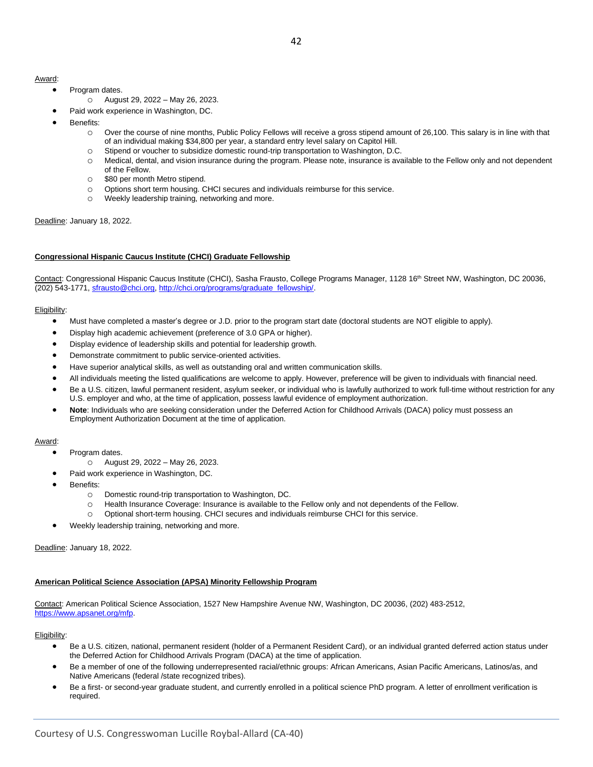Award:

- Program dates.
  - August 29, 2022 – May 26, 2023.
- Paid work experience in Washington, DC.
- Benefits:
  - Over the course of nine months, Public Policy Fellows will receive a gross stipend amount of 26,100. This salary is in line with that of an individual making $34,800 per year, a standard entry level salary on Capitol Hill.
  - Stipend or voucher to subsidize domestic round-trip transportation to Washington, D.C.
  - Medical, dental, and vision insurance during the program. Please note, insurance is available to the Fellow only and not dependent of the Fellow.
  - $80 per month Metro stipend.
  - Options short term housing. CHCI secures and individuals reimburse for this service.
  - Weekly leadership training, networking and more.

Deadline: January 18, 2022.

**Congressional Hispanic Caucus Institute (CHCI) Graduate Fellowship**

Contact: Congressional Hispanic Caucus Institute (CHCI), Sasha Frausto, College Programs Manager, 1128 16th Street NW, Washington, DC 20036, (202) 543-1771, sfrausto@chci.org, http://chci.org/programs/graduate_fellowship/.

Eligibility:

- Must have completed a master's degree or J.D. prior to the program start date (doctoral students are NOT eligible to apply).
- Display high academic achievement (preference of 3.0 GPA or higher).
- Display evidence of leadership skills and potential for leadership growth.
- Demonstrate commitment to public service-oriented activities.
- Have superior analytical skills, as well as outstanding oral and written communication skills.
- All individuals meeting the listed qualifications are welcome to apply. However, preference will be given to individuals with financial need.
- Be a U.S. citizen, lawful permanent resident, asylum seeker, or individual who is lawfully authorized to work full-time without restriction for any U.S. employer and who, at the time of application, possess lawful evidence of employment authorization.
- **Note**: Individuals who are seeking consideration under the Deferred Action for Childhood Arrivals (DACA) policy must possess an Employment Authorization Document at the time of application.

Award:

- Program dates.
  - August 29, 2022 – May 26, 2023.
- Paid work experience in Washington, DC.
- Benefits:
  - Domestic round-trip transportation to Washington, DC.
  - Health Insurance Coverage: Insurance is available to the Fellow only and not dependents of the Fellow.
  - Optional short-term housing. CHCI secures and individuals reimburse CHCI for this service.
- Weekly leadership training, networking and more.

Deadline: January 18, 2022.

**American Political Science Association (APSA) Minority Fellowship Program**

Contact: American Political Science Association, 1527 New Hampshire Avenue NW, Washington, DC 20036, (202) 483-2512, https://www.apsanet.org/mfp.

Eligibility:

- Be a U.S. citizen, national, permanent resident (holder of a Permanent Resident Card), or an individual granted deferred action status under the Deferred Action for Childhood Arrivals Program (DACA) at the time of application.
- Be a member of one of the following underrepresented racial/ethnic groups: African Americans, Asian Pacific Americans, Latinos/as, and Native Americans (federal /state recognized tribes).
- Be a first- or second-year graduate student, and currently enrolled in a political science PhD program. A letter of enrollment verification is required.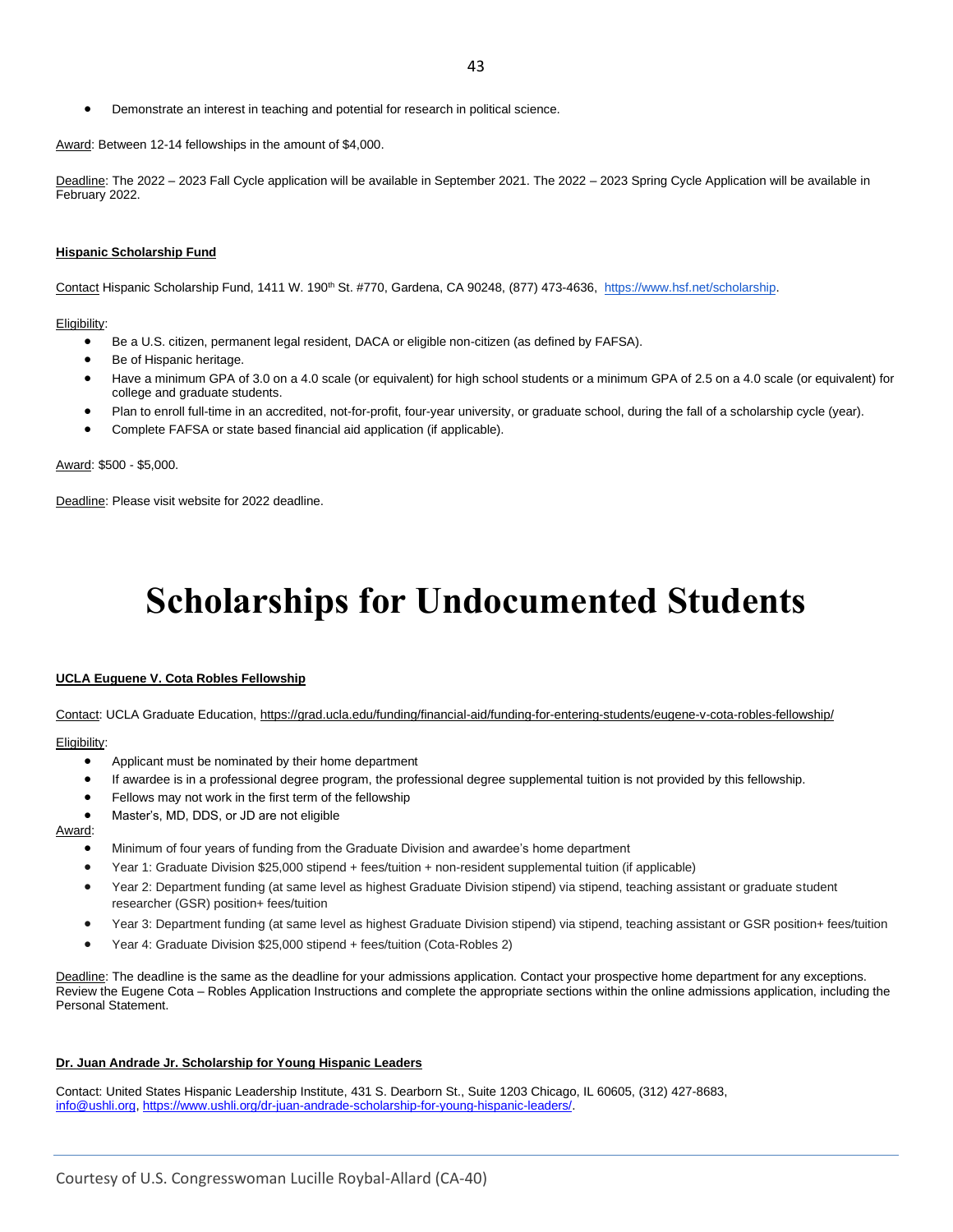- Demonstrate an interest in teaching and potential for research in political science.

Award: Between 12-14 fellowships in the amount of $4,000.

Deadline: The 2022 – 2023 Fall Cycle application will be available in September 2021. The 2022 – 2023 Spring Cycle Application will be available in February 2022.

**Hispanic Scholarship Fund**

Contact Hispanic Scholarship Fund, 1411 W. 190th St. #770, Gardena, CA 90248, (877) 473-4636, https://www.hsf.net/scholarship.

Eligibility:

- Be a U.S. citizen, permanent legal resident, DACA or eligible non-citizen (as defined by FAFSA).
- Be of Hispanic heritage.
- Have a minimum GPA of 3.0 on a 4.0 scale (or equivalent) for high school students or a minimum GPA of 2.5 on a 4.0 scale (or equivalent) for college and graduate students.
- Plan to enroll full-time in an accredited, not-for-profit, four-year university, or graduate school, during the fall of a scholarship cycle (year).
- Complete FAFSA or state based financial aid application (if applicable).

Award: $500 - $5,000.

Deadline: Please visit website for 2022 deadline.

# Scholarships for Undocumented Students

**UCLA Euguene V. Cota Robles Fellowship**

Contact: UCLA Graduate Education, https://grad.ucla.edu/funding/financial-aid/funding-for-entering-students/eugene-v-cota-robles-fellowship/

Eligibility:

- Applicant must be nominated by their home department
- If awardee is in a professional degree program, the professional degree supplemental tuition is not provided by this fellowship.
- Fellows may not work in the first term of the fellowship
- Master's, MD, DDS, or JD are not eligible

Award:

- Minimum of four years of funding from the Graduate Division and awardee's home department
- Year 1: Graduate Division $25,000 stipend + fees/tuition + non-resident supplemental tuition (if applicable)
- Year 2: Department funding (at same level as highest Graduate Division stipend) via stipend, teaching assistant or graduate student researcher (GSR) position+ fees/tuition
- Year 3: Department funding (at same level as highest Graduate Division stipend) via stipend, teaching assistant or GSR position+ fees/tuition
- Year 4: Graduate Division $25,000 stipend + fees/tuition (Cota-Robles 2)

Deadline: The deadline is the same as the deadline for your admissions application. Contact your prospective home department for any exceptions. Review the Eugene Cota – Robles Application Instructions and complete the appropriate sections within the online admissions application, including the Personal Statement.

**Dr. Juan Andrade Jr. Scholarship for Young Hispanic Leaders**

Contact: United States Hispanic Leadership Institute, 431 S. Dearborn St., Suite 1203 Chicago, IL 60605, (312) 427-8683, info@ushli.org, https://www.ushli.org/dr-juan-andrade-scholarship-for-young-hispanic-leaders/.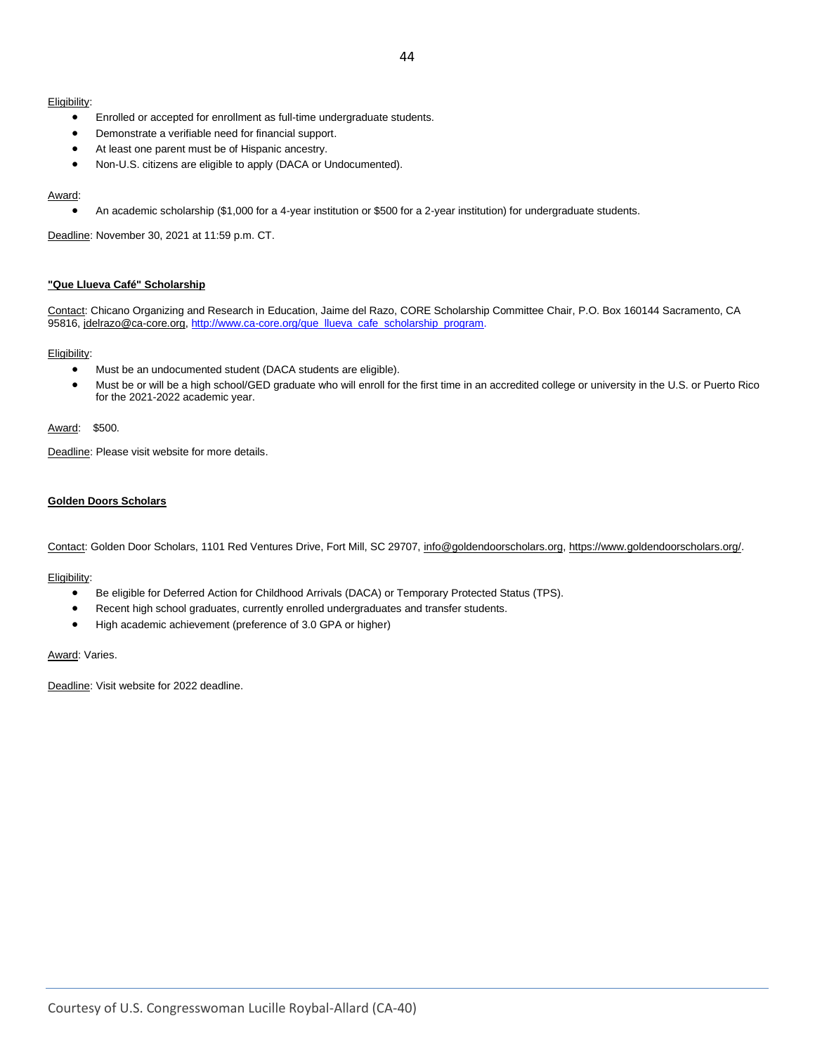Eligibility:

- Enrolled or accepted for enrollment as full-time undergraduate students.
- Demonstrate a verifiable need for financial support.
- At least one parent must be of Hispanic ancestry.
- Non-U.S. citizens are eligible to apply (DACA or Undocumented).

Award:

- An academic scholarship ($1,000 for a 4-year institution or $500 for a 2-year institution) for undergraduate students.

Deadline: November 30, 2021 at 11:59 p.m. CT.

**"Que Llueva Café" Scholarship**

Contact: Chicano Organizing and Research in Education, Jaime del Razo, CORE Scholarship Committee Chair, P.O. Box 160144 Sacramento, CA 95816, jdelrazo@ca-core.org, http://www.ca-core.org/que_llueva_cafe_scholarship_program.

Eligibility:

- Must be an undocumented student (DACA students are eligible).
- Must be or will be a high school/GED graduate who will enroll for the first time in an accredited college or university in the U.S. or Puerto Rico for the 2021-2022 academic year.

Award: $500.

Deadline: Please visit website for more details.

**Golden Doors Scholars**

Contact: Golden Door Scholars, 1101 Red Ventures Drive, Fort Mill, SC 29707, info@goldendoorscholars.org, https://www.goldendoorscholars.org/.

Eligibility:

- Be eligible for Deferred Action for Childhood Arrivals (DACA) or Temporary Protected Status (TPS).
- Recent high school graduates, currently enrolled undergraduates and transfer students.
- High academic achievement (preference of 3.0 GPA or higher)

Award: Varies.

Deadline: Visit website for 2022 deadline.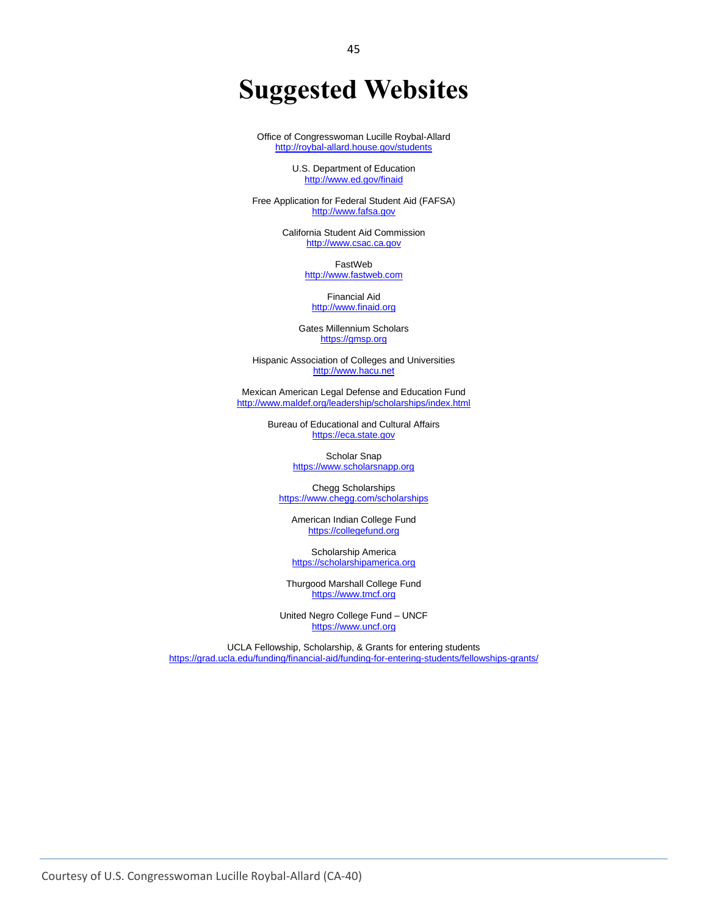# Suggested Websites

Office of Congresswoman Lucille Roybal-Allard
http://roybal-allard.house.gov/students

U.S. Department of Education
http://www.ed.gov/finaid

Free Application for Federal Student Aid (FAFSA)
http://www.fafsa.gov

California Student Aid Commission
http://www.csac.ca.gov

FastWeb
http://www.fastweb.com

Financial Aid
http://www.finaid.org

Gates Millennium Scholars
https://gmsp.org

Hispanic Association of Colleges and Universities
http://www.hacu.net

Mexican American Legal Defense and Education Fund
http://www.maldef.org/leadership/scholarships/index.html

Bureau of Educational and Cultural Affairs
https://eca.state.gov

Scholar Snap
https://www.scholarsnapp.org

Chegg Scholarships
https://www.chegg.com/scholarships

American Indian College Fund
https://collegefund.org

Scholarship America
https://scholarshipamerica.org

Thurgood Marshall College Fund
https://www.tmcf.org

United Negro College Fund – UNCF
https://www.uncf.org

UCLA Fellowship, Scholarship, & Grants for entering students
https://grad.ucla.edu/funding/financial-aid/funding-for-entering-students/fellowships-grants/